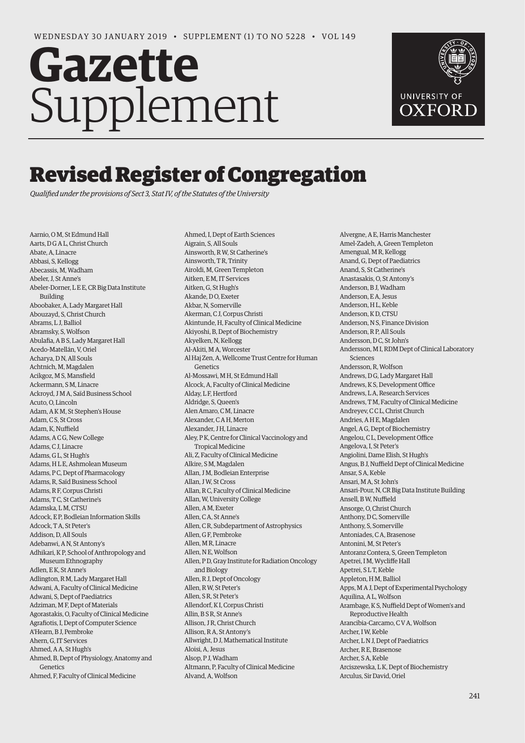WEDNESDAY 30 JANUARY 2019 • SUPPLEMENT (1) TO NO 5228 • VOL 149

# Gazette Supplement

## Revised Register of Congregation

*Qualified under the provisions of Sect 3, Stat IV, of the Statutes of the University*

Aarnio, O M, St Edmund Hall
Aarts, D G A L, Christ Church
Abate, A, Linacre
Abbasi, S, Kellogg
Abecassis, M, Wadham
Abeler, J, St Anne's
Abeler-Dorner, L E E, CR Big Data Institute Building
Aboobaker, A, Lady Margaret Hall
Abouzayd, S, Christ Church
Abrams, L J, Balliol
Abramsky, S, Wolfson
Abulafia, A B S, Lady Margaret Hall
Acedo-Matellán, V, Oriel
Acharya, D N, All Souls
Achtnich, M, Magdalen
Acikgoz, M S, Mansfield
Ackermann, S M, Linacre
Ackroyd, J M A, Saïd Business School
Acuto, O, Lincoln
Adam, A K M, St Stephen's House
Adam, C S, St Cross
Adam, K, Nuffield
Adams, A C G, New College
Adams, C J, Linacre
Adams, G L, St Hugh's
Adams, H L E, Ashmolean Museum
Adams, P C, Dept of Pharmacology
Adams, R, Saïd Business School
Adams, R F, Corpus Christi
Adams, T C, St Catherine's
Adamska, L M, CTSU
Adcock, E P, Bodleian Information Skills
Adcock, T A, St Peter's
Addison, D, All Souls
Adebanwi, A N, St Antony's
Adhikari, K P, School of Anthropology and Museum Ethnography
Adlen, E K, St Anne's
Adlington, R M, Lady Margaret Hall
Adwani, A, Faculty of Clinical Medicine
Adwani, S, Dept of Paediatrics
Adziman, M F, Dept of Materials
Agorastakis, O, Faculty of Clinical Medicine
Agrafiotis, I, Dept of Computer Science
A'Hearn, B J, Pembroke
Ahern, G, IT Services
Ahmed, A A, St Hugh's
Ahmed, B, Dept of Physiology, Anatomy and Genetics
Ahmed, F, Faculty of Clinical Medicine
Ahmed, I, Dept of Earth Sciences
Aigrain, S, All Souls
Ainsworth, R W, St Catherine's
Ainsworth, T R, Trinity
Airoldi, M, Green Templeton
Aitken, E M, IT Services
Aitken, G, St Hugh's
Akande, D O, Exeter
Akbar, N, Somerville
Akerman, C J, Corpus Christi
Akintunde, H, Faculty of Clinical Medicine
Akiyoshi, B, Dept of Biochemistry
Akyelken, N, Kellogg
Al-Akiti, M A, Worcester
Al Haj Zen, A, Wellcome Trust Centre for Human Genetics
Al-Mossawi, M H, St Edmund Hall
Alcock, A, Faculty of Clinical Medicine
Alday, L F, Hertford
Aldridge, S, Queen's
Alen Amaro, C M, Linacre
Alexander, C A H, Merton
Alexander, J H, Linacre
Aley, P K, Centre for Clinical Vaccinology and Tropical Medicine
Ali, Z, Faculty of Clinical Medicine
Alkire, S M, Magdalen
Allan, J M, Bodleian Enterprise
Allan, J W, St Cross
Allan, R C, Faculty of Clinical Medicine
Allan, W, University College
Allen, A M, Exeter
Allen, C A, St Anne's
Allen, C R, Subdepartment of Astrophysics
Allen, G F, Pembroke
Allen, M R, Linacre
Allen, N E, Wolfson
Allen, P D, Gray Institute for Radiation Oncology and Biology
Allen, R J, Dept of Oncology
Allen, R W, St Peter's
Allen, S R, St Peter's
Allendorf, K I, Corpus Christi
Allin, B S R, St Anne's
Allison, J R, Christ Church
Allison, R A, St Antony's
Allwright, D J, Mathematical Institute
Aloisi, A, Jesus
Alsop, P J, Wadham
Altmann, P, Faculty of Clinical Medicine
Alvand, A, Wolfson
Alvergne, A E, Harris Manchester
Amel-Zadeh, A, Green Templeton
Amengual, M R, Kellogg
Anand, G, Dept of Paediatrics
Anand, S, St Catherine's
Anastasakis, O, St Antony's
Anderson, B J, Wadham
Anderson, E A, Jesus
Anderson, H L, Keble
Anderson, K D, CTSU
Anderson, N S, Finance Division
Anderson, R P, All Souls
Andersson, D C, St John's
Andersson, M I, RDM Dept of Clinical Laboratory Sciences
Andersson, R, Wolfson
Andrews, D G, Lady Margaret Hall
Andrews, K S, Development Office
Andrews, L A, Research Services
Andrews, T M, Faculty of Clinical Medicine
Andreyev, C C L, Christ Church
Andries, A H E, Magdalen
Angel, A G, Dept of Biochemistry
Angelou, C L, Development Office
Angelova, I, St Peter's
Angiolini, Dame Elish, St Hugh's
Angus, B J, Nuffield Dept of Clinical Medicine
Ansar, S A, Keble
Ansari, M A, St John's
Ansari-Pour, N, CR Big Data Institute Building
Ansell, B W, Nuffield
Ansorge, O, Christ Church
Anthony, D C, Somerville
Anthony, S, Somerville
Antoniades, C A, Brasenose
Antonini, M, St Peter's
Antoranz Contera, S, Green Templeton
Apetrei, I M, Wycliffe Hall
Apetrei, S L T, Keble
Appleton, H M, Balliol
Apps, M A J, Dept of Experimental Psychology
Aquilina, A L, Wolfson
Arambage, K S, Nuffield Dept of Women's and Reproductive Health
Arancibia-Carcamo, C V A, Wolfson
Archer, I W, Keble
Archer, L N J, Dept of Paediatrics
Archer, R E, Brasenose
Archer, S A, Keble
Arciszewska, L K, Dept of Biochemistry
Arculus, Sir David, Oriel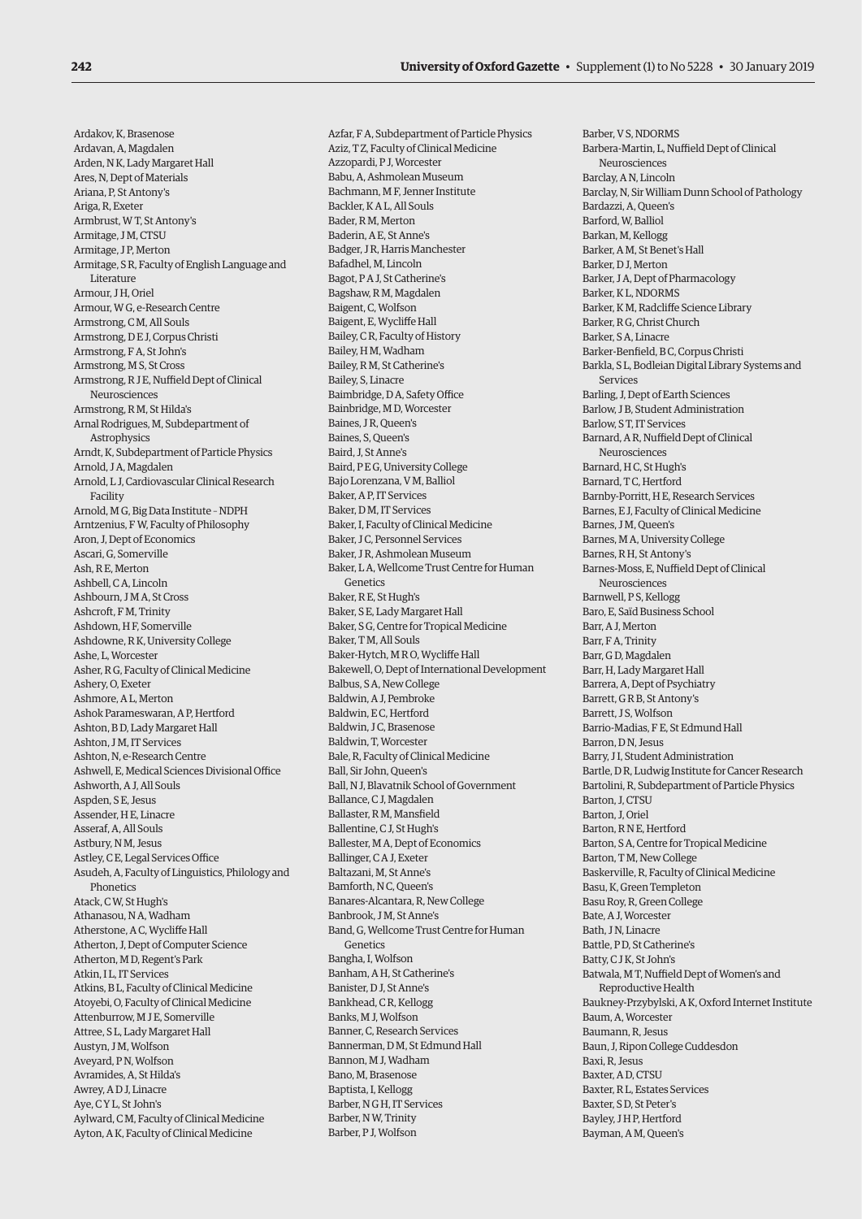Ardakov, K, Brasenose
Ardavan, A, Magdalen
Arden, N K, Lady Margaret Hall
Ares, N, Dept of Materials
Ariana, P, St Antony's
Ariga, R, Exeter
Armbrust, W T, St Antony's
Armitage, J M, CTSU
Armitage, J P, Merton
Armitage, S R, Faculty of English Language and Literature
Armour, J H, Oriel
Armour, W G, e-Research Centre
Armstrong, C M, All Souls
Armstrong, D E J, Corpus Christi
Armstrong, F A, St John's
Armstrong, M S, St Cross
Armstrong, R J E, Nuffield Dept of Clinical Neurosciences
Armstrong, R M, St Hilda's
Arnal Rodrigues, M, Subdepartment of Astrophysics
Arndt, K, Subdepartment of Particle Physics
Arnold, J A, Magdalen
Arnold, L J, Cardiovascular Clinical Research Facility
Arnold, M G, Big Data Institute – NDPH
Arntzenius, F W, Faculty of Philosophy
Aron, J, Dept of Economics
Ascari, G, Somerville
Ash, R E, Merton
Ashbell, C A, Lincoln
Ashbourn, J M A, St Cross
Ashcroft, F M, Trinity
Ashdown, H F, Somerville
Ashdowne, R K, University College
Ashe, L, Worcester
Asher, R G, Faculty of Clinical Medicine
Ashery, O, Exeter
Ashmore, A L, Merton
Ashok Parameswaran, A P, Hertford
Ashton, B D, Lady Margaret Hall
Ashton, J M, IT Services
Ashton, N, e-Research Centre
Ashwell, E, Medical Sciences Divisional Office
Ashworth, A J, All Souls
Aspden, S E, Jesus
Assender, H E, Linacre
Asseraf, A, All Souls
Astbury, N M, Jesus
Astley, C E, Legal Services Office
Asudeh, A, Faculty of Linguistics, Philology and Phonetics
Atack, C W, St Hugh's
Athanasou, N A, Wadham
Atherstone, A C, Wycliffe Hall
Atherton, J, Dept of Computer Science
Atherton, M D, Regent's Park
Atkin, I L, IT Services
Atkins, B L, Faculty of Clinical Medicine
Atoyebi, O, Faculty of Clinical Medicine
Attenburrow, M J E, Somerville
Attree, S L, Lady Margaret Hall
Austyn, J M, Wolfson
Aveyard, P N, Wolfson
Avramides, A, St Hilda's
Awrey, A D J, Linacre
Aye, C Y L, St John's
Aylward, C M, Faculty of Clinical Medicine
Ayton, A K, Faculty of Clinical Medicine
Azfar, F A, Subdepartment of Particle Physics
Aziz, T Z, Faculty of Clinical Medicine
Azzopardi, P J, Worcester
Babu, A, Ashmolean Museum
Bachmann, M F, Jenner Institute
Backler, K A L, All Souls
Bader, R M, Merton
Baderin, A E, St Anne's
Badger, J R, Harris Manchester
Bafadhel, M, Lincoln
Bagot, P A J, St Catherine's
Bagshaw, R M, Magdalen
Baigent, C, Wolfson
Baigent, E, Wycliffe Hall
Bailey, C R, Faculty of History
Bailey, H M, Wadham
Bailey, R M, St Catherine's
Bailey, S, Linacre
Baimbridge, D A, Safety Office
Bainbridge, M D, Worcester
Baines, J R, Queen's
Baines, S, Queen's
Baird, J, St Anne's
Baird, P E G, University College
Bajo Lorenzana, V M, Balliol
Baker, A P, IT Services
Baker, D M, IT Services
Baker, I, Faculty of Clinical Medicine
Baker, J C, Personnel Services
Baker, J R, Ashmolean Museum
Baker, L A, Wellcome Trust Centre for Human Genetics
Baker, R E, St Hugh's
Baker, S E, Lady Margaret Hall
Baker, S G, Centre for Tropical Medicine
Baker, T M, All Souls
Baker-Hytch, M R O, Wycliffe Hall
Bakewell, O, Dept of International Development
Balbus, S A, New College
Baldwin, A J, Pembroke
Baldwin, E C, Hertford
Baldwin, J C, Brasenose
Baldwin, T, Worcester
Bale, R, Faculty of Clinical Medicine
Ball, Sir John, Queen's
Ball, N J, Blavatnik School of Government
Ballance, C J, Magdalen
Ballaster, R M, Mansfield
Ballentine, C J, St Hugh's
Ballester, M A, Dept of Economics
Ballinger, C A J, Exeter
Baltazani, M, St Anne's
Bamforth, N C, Queen's
Banares-Alcantara, R, New College
Banbrook, J M, St Anne's
Band, G, Wellcome Trust Centre for Human Genetics
Bangha, I, Wolfson
Banham, A H, St Catherine's
Banister, D J, St Anne's
Bankhead, C R, Kellogg
Banks, M J, Wolfson
Banner, C, Research Services
Bannerman, D M, St Edmund Hall
Bannon, M J, Wadham
Bano, M, Brasenose
Baptista, I, Kellogg
Barber, N G H, IT Services
Barber, N W, Trinity
Barber, P J, Wolfson
Barber, V S, NDORMS
Barbera-Martin, L, Nuffield Dept of Clinical Neurosciences
Barclay, A N, Lincoln
Barclay, N, Sir William Dunn School of Pathology
Bardazzi, A, Queen's
Barford, W, Balliol
Barkan, M, Kellogg
Barker, A M, St Benet's Hall
Barker, D J, Merton
Barker, J A, Dept of Pharmacology
Barker, K L, NDORMS
Barker, K M, Radcliffe Science Library
Barker, R G, Christ Church
Barker, S A, Linacre
Barker-Benfield, B C, Corpus Christi
Barkla, S L, Bodleian Digital Library Systems and Services
Barling, J, Dept of Earth Sciences
Barlow, J B, Student Administration
Barlow, S T, IT Services
Barnard, A R, Nuffield Dept of Clinical Neurosciences
Barnard, H C, St Hugh's
Barnard, T C, Hertford
Barnby-Porritt, H E, Research Services
Barnes, E J, Faculty of Clinical Medicine
Barnes, J M, Queen's
Barnes, M A, University College
Barnes, R H, St Antony's
Barnes-Moss, E, Nuffield Dept of Clinical Neurosciences
Barnwell, P S, Kellogg
Baro, E, Saïd Business School
Barr, A J, Merton
Barr, F A, Trinity
Barr, G D, Magdalen
Barr, H, Lady Margaret Hall
Barrera, A, Dept of Psychiatry
Barrett, G R B, St Antony's
Barrett, J S, Wolfson
Barrio-Madias, F E, St Edmund Hall
Barron, D N, Jesus
Barry, J I, Student Administration
Bartle, D R, Ludwig Institute for Cancer Research
Bartolini, R, Subdepartment of Particle Physics
Barton, J, CTSU
Barton, J, Oriel
Barton, R N E, Hertford
Barton, S A, Centre for Tropical Medicine
Barton, T M, New College
Baskerville, R, Faculty of Clinical Medicine
Basu, K, Green Templeton
Basu Roy, R, Green College
Bate, A J, Worcester
Bath, J N, Linacre
Battle, P D, St Catherine's
Batty, C J K, St John's
Batwala, M T, Nuffield Dept of Women's and Reproductive Health
Baukney-Przybylski, A K, Oxford Internet Institute
Baum, A, Worcester
Baumann, R, Jesus
Baun, J, Ripon College Cuddesdon
Baxi, R, Jesus
Baxter, A D, CTSU
Baxter, R L, Estates Services
Baxter, S D, St Peter's
Bayley, J H P, Hertford
Bayman, A M, Queen's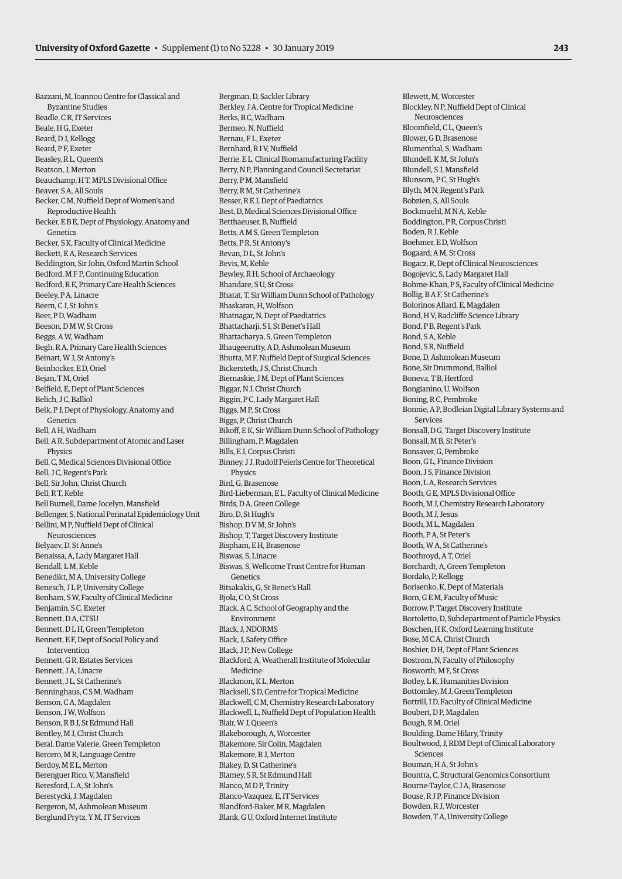Bazzani, M, Ioannou Centre for Classical and Byzantine Studies
Beadle, C R, IT Services
Beale, H G, Exeter
Beard, D J, Kellogg
Beard, P F, Exeter
Beasley, R L, Queen's
Beatson, J, Merton
Beauchamp, H T, MPLS Divisional Office
Beaver, S A, All Souls
Becker, C M, Nuffield Dept of Women's and Reproductive Health
Becker, E B E, Dept of Physiology, Anatomy and Genetics
Becker, S K, Faculty of Clinical Medicine
Beckett, E A, Research Services
Beddington, Sir John, Oxford Martin School
Bedford, M F P, Continuing Education
Bedford, R E, Primary Care Health Sciences
Beeley, P A, Linacre
Beem, C J, St John's
Beer, P D, Wadham
Beeson, D M W, St Cross
Beggs, A W, Wadham
Begh, R A, Primary Care Health Sciences
Beinart, W J, St Antony's
Beinhocker, E D, Oriel
Bejan, T M, Oriel
Belfield, E, Dept of Plant Sciences
Belich, J C, Balliol
Belk, P J, Dept of Physiology, Anatomy and Genetics
Bell, A H, Wadham
Bell, A R, Subdepartment of Atomic and Laser Physics
Bell, C, Medical Sciences Divisional Office
Bell, J C, Regent's Park
Bell, Sir John, Christ Church
Bell, R T, Keble
Bell Burnell, Dame Jocelyn, Mansfield
Bellenger, S, National Perinatal Epidemiology Unit
Bellini, M P, Nuffield Dept of Clinical Neurosciences
Belyaev, D, St Anne's
Benaissa, A, Lady Margaret Hall
Bendall, L M, Keble
Benedikt, M A, University College
Benesch, J L P, University College
Benham, S W, Faculty of Clinical Medicine
Benjamin, S C, Exeter
Bennett, D A, CTSU
Bennett, D L H, Green Templeton
Bennett, E F, Dept of Social Policy and Intervention
Bennett, G R, Estates Services
Bennett, J A, Linacre
Bennett, J L, St Catherine's
Benninghaus, C S M, Wadham
Benson, C A, Magdalen
Benson, J W, Wolfson
Benson, R B J, St Edmund Hall
Bentley, M J, Christ Church
Beral, Dame Valerie, Green Templeton
Bercero, M R, Language Centre
Berdoy, M E L, Merton
Berenguer Rico, V, Mansfield
Beresford, L A, St John's
Berestycki, J, Magdalen
Bergeron, M, Ashmolean Museum
Berglund Prytz, Y M, IT Services
Bergman, D, Sackler Library
Berkley, J A, Centre for Tropical Medicine
Berks, B C, Wadham
Bermeo, N, Nuffield
Bernau, F L, Exeter
Bernhard, R I V, Nuffield
Berrie, E L, Clinical Biomanufacturing Facility
Berry, N P, Planning and Council Secretariat
Berry, P M, Mansfield
Berry, R M, St Catherine's
Besser, R E J, Dept of Paediatrics
Best, D, Medical Sciences Divisional Office
Betthaeuser, B, Nuffield
Betts, A M S, Green Templeton
Betts, P R, St Antony's
Bevan, D L, St John's
Bevis, M, Keble
Bewley, R H, School of Archaeology
Bhandare, S U, St Cross
Bharat, T, Sir William Dunn School of Pathology
Bhaskaran, H, Wolfson
Bhatnagar, N, Dept of Paediatrics
Bhattacharji, S I, St Benet's Hall
Bhattacharya, S, Green Templeton
Bhaugeerutty, A D, Ashmolean Museum
Bhutta, M F, Nuffield Dept of Surgical Sciences
Bickersteth, J S, Christ Church
Biernaskie, J M, Dept of Plant Sciences
Biggar, N J, Christ Church
Biggin, P C, Lady Margaret Hall
Biggs, M P, St Cross
Biggs, P, Christ Church
Bikoff, E K, Sir William Dunn School of Pathology
Billingham, P, Magdalen
Bills, E J, Corpus Christi
Binney, J J, Rudolf Peierls Centre for Theoretical Physics
Bird, G, Brasenose
Bird-Lieberman, E L, Faculty of Clinical Medicine
Birds, D A, Green College
Biro, D, St Hugh's
Bishop, D V M, St John's
Bishop, T, Target Discovery Institute
Bispham, E H, Brasenose
Biswas, S, Linacre
Biswas, S, Wellcome Trust Centre for Human Genetics
Bitsakakis, G, St Benet's Hall
Bjola, C O, St Cross
Black, A C, School of Geography and the Environment
Black, J, NDORMS
Black, J, Safety Office
Black, J P, New College
Blackford, A, Weatherall Institute of Molecular Medicine
Blackmon, K L, Merton
Blacksell, S D, Centre for Tropical Medicine
Blackwell, C M, Chemistry Research Laboratory
Blackwell, L, Nuffield Dept of Population Health
Blair, W J, Queen's
Blakeborough, A, Worcester
Blakemore, Sir Colin, Magdalen
Blakemore, R J, Merton
Blakey, D, St Catherine's
Blamey, S R, St Edmund Hall
Blanco, M D P, Trinity
Blanco-Vazquez, E, IT Services
Blandford-Baker, M R, Magdalen
Blank, G U, Oxford Internet Institute
Blewett, M, Worcester
Blockley, N P, Nuffield Dept of Clinical Neurosciences
Bloomfield, C L, Queen's
Blower, G D, Brasenose
Blumenthal, S, Wadham
Blundell, K M, St John's
Blundell, S J, Mansfield
Blunsom, P C, St Hugh's
Blyth, M N, Regent's Park
Bobzien, S, All Souls
Bockmuehl, M N A, Keble
Boddington, P R, Corpus Christi
Boden, R J, Keble
Boehmer, E D, Wolfson
Bogaard, A M, St Cross
Bogacz, R, Dept of Clinical Neurosciences
Bogojevic, S, Lady Margaret Hall
Bohme-Khan, P S, Faculty of Clinical Medicine
Bollig, B A F, St Catherine's
Bolorinos Allard, E, Magdalen
Bond, H V, Radcliffe Science Library
Bond, P B, Regent's Park
Bond, S A, Keble
Bond, S R, Nuffield
Bone, D, Ashmolean Museum
Bone, Sir Drummond, Balliol
Boneva, T B, Hertford
Bongianino, U, Wolfson
Boning, R C, Pembroke
Bonnie, A P, Bodleian Digital Library Systems and Services
Bonsall, D G, Target Discovery Institute
Bonsall, M B, St Peter's
Bonsaver, G, Pembroke
Boon, G L, Finance Division
Boon, J S, Finance Division
Boon, L A, Research Services
Booth, G E, MPLS Divisional Office
Booth, M J, Chemistry Research Laboratory
Booth, M J, Jesus
Booth, M L, Magdalen
Booth, P A, St Peter's
Booth, W A, St Catherine's
Boothroyd, A T, Oriel
Borchardt, A, Green Templeton
Bordalo, P, Kellogg
Borisenko, K, Dept of Materials
Born, G E M, Faculty of Music
Borrow, P, Target Discovery Institute
Bortoletto, D, Subdepartment of Particle Physics
Boschen, H K, Oxford Learning Institute
Bose, M C A, Christ Church
Boshier, D H, Dept of Plant Sciences
Bostrom, N, Faculty of Philosophy
Bosworth, M F, St Cross
Botley, L K, Humanities Division
Bottomley, M J, Green Templeton
Bottrill, I D, Faculty of Clinical Medicine
Boubert, D P, Magdalen
Bough, R M, Oriel
Boulding, Dame Hilary, Trinity
Boultwood, J, RDM Dept of Clinical Laboratory Sciences
Bouman, H A, St John's
Bountra, C, Structural Genomics Consortium
Bourne-Taylor, C J A, Brasenose
Bouse, R J P, Finance Division
Bowden, R J, Worcester
Bowden, T A, University College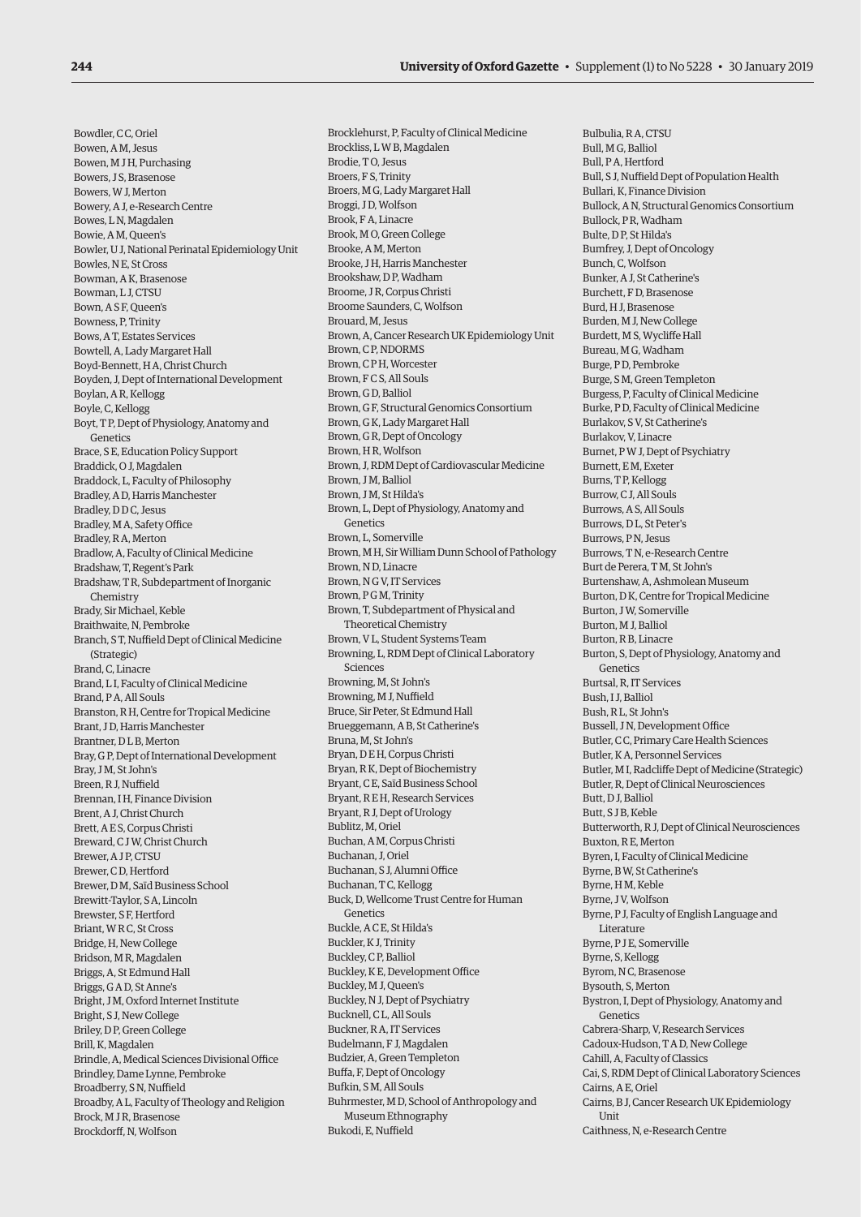Bowdler, C C, Oriel
Bowen, A M, Jesus
Bowen, M J H, Purchasing
Bowers, J S, Brasenose
Bowers, W J, Merton
Bowery, A J, e-Research Centre
Bowes, L N, Magdalen
Bowie, A M, Queen's
Bowler, U J, National Perinatal Epidemiology Unit
Bowles, N E, St Cross
Bowman, A K, Brasenose
Bowman, L J, CTSU
Bown, A S F, Queen's
Bowness, P, Trinity
Bows, A T, Estates Services
Bowtell, A, Lady Margaret Hall
Boyd-Bennett, H A, Christ Church
Boyden, J, Dept of International Development
Boylan, A R, Kellogg
Boyle, C, Kellogg
Boyt, T P, Dept of Physiology, Anatomy and Genetics
Brace, S E, Education Policy Support
Braddick, O J, Magdalen
Braddock, L, Faculty of Philosophy
Bradley, A D, Harris Manchester
Bradley, D D C, Jesus
Bradley, M A, Safety Office
Bradley, R A, Merton
Bradlow, A, Faculty of Clinical Medicine
Bradshaw, T, Regent's Park
Bradshaw, T R, Subdepartment of Inorganic Chemistry
Brady, Sir Michael, Keble
Braithwaite, N, Pembroke
Branch, S T, Nuffield Dept of Clinical Medicine (Strategic)
Brand, C, Linacre
Brand, L I, Faculty of Clinical Medicine
Brand, P A, All Souls
Branston, R H, Centre for Tropical Medicine
Brant, J D, Harris Manchester
Brantner, D L B, Merton
Bray, G P, Dept of International Development
Bray, J M, St John's
Breen, R J, Nuffield
Brennan, I H, Finance Division
Brent, A J, Christ Church
Brett, A E S, Corpus Christi
Breward, C J W, Christ Church
Brewer, A J P, CTSU
Brewer, C D, Hertford
Brewer, D M, Saïd Business School
Brewitt-Taylor, S A, Lincoln
Brewster, S F, Hertford
Briant, W R C, St Cross
Bridge, H, New College
Bridson, M R, Magdalen
Briggs, A, St Edmund Hall
Briggs, G A D, St Anne's
Bright, J M, Oxford Internet Institute
Bright, S J, New College
Briley, D P, Green College
Brill, K, Magdalen
Brindle, A, Medical Sciences Divisional Office
Brindley, Dame Lynne, Pembroke
Broadberry, S N, Nuffield
Broadby, A L, Faculty of Theology and Religion
Brock, M J R, Brasenose
Brockdorff, N, Wolfson
Brocklehurst, P, Faculty of Clinical Medicine
Brockliss, L W B, Magdalen
Brodie, T O, Jesus
Broers, F S, Trinity
Broers, M G, Lady Margaret Hall
Broggi, J D, Wolfson
Brook, F A, Linacre
Brook, M O, Green College
Brooke, A M, Merton
Brooke, J H, Harris Manchester
Brookshaw, D P, Wadham
Broome, J R, Corpus Christi
Broome Saunders, C, Wolfson
Brouard, M, Jesus
Brown, A, Cancer Research UK Epidemiology Unit
Brown, C P, NDORMS
Brown, C P H, Worcester
Brown, F C S, All Souls
Brown, G D, Balliol
Brown, G F, Structural Genomics Consortium
Brown, G K, Lady Margaret Hall
Brown, G R, Dept of Oncology
Brown, H R, Wolfson
Brown, J, RDM Dept of Cardiovascular Medicine
Brown, J M, Balliol
Brown, J M, St Hilda's
Brown, L, Dept of Physiology, Anatomy and Genetics
Brown, L, Somerville
Brown, M H, Sir William Dunn School of Pathology
Brown, N D, Linacre
Brown, N G V, IT Services
Brown, P G M, Trinity
Brown, T, Subdepartment of Physical and Theoretical Chemistry
Brown, V L, Student Systems Team
Browning, L, RDM Dept of Clinical Laboratory Sciences
Browning, M, St John's
Browning, M J, Nuffield
Bruce, Sir Peter, St Edmund Hall
Brueggemann, A B, St Catherine's
Bruna, M, St John's
Bryan, D E H, Corpus Christi
Bryan, R K, Dept of Biochemistry
Bryant, C E, Saïd Business School
Bryant, R E H, Research Services
Bryant, R J, Dept of Urology
Bublitz, M, Oriel
Buchan, A M, Corpus Christi
Buchanan, J, Oriel
Buchanan, S J, Alumni Office
Buchanan, T C, Kellogg
Buck, D, Wellcome Trust Centre for Human Genetics
Buckle, A C E, St Hilda's
Buckler, K J, Trinity
Buckley, C P, Balliol
Buckley, K E, Development Office
Buckley, M J, Queen's
Buckley, N J, Dept of Psychiatry
Bucknell, C L, All Souls
Buckner, R A, IT Services
Budelmann, F J, Magdalen
Budzier, A, Green Templeton
Buffa, F, Dept of Oncology
Bufkin, S M, All Souls
Buhrmester, M D, School of Anthropology and Museum Ethnography
Bukodi, E, Nuffield
Bulbulia, R A, CTSU
Bull, M G, Balliol
Bull, P A, Hertford
Bull, S J, Nuffield Dept of Population Health
Bullari, K, Finance Division
Bullock, A N, Structural Genomics Consortium
Bullock, P R, Wadham
Bulte, D P, St Hilda's
Bumfrey, J, Dept of Oncology
Bunch, C, Wolfson
Bunker, A J, St Catherine's
Burchett, F D, Brasenose
Burd, H J, Brasenose
Burden, M J, New College
Burdett, M S, Wycliffe Hall
Bureau, M G, Wadham
Burge, P D, Pembroke
Burge, S M, Green Templeton
Burgess, P, Faculty of Clinical Medicine
Burke, P D, Faculty of Clinical Medicine
Burlakov, S V, St Catherine's
Burlakov, V, Linacre
Burnet, P W J, Dept of Psychiatry
Burnett, E M, Exeter
Burns, T P, Kellogg
Burrow, C J, All Souls
Burrows, A S, All Souls
Burrows, D L, St Peter's
Burrows, P N, Jesus
Burrows, T N, e-Research Centre
Burt de Perera, T M, St John's
Burtenshaw, A, Ashmolean Museum
Burton, D K, Centre for Tropical Medicine
Burton, J W, Somerville
Burton, M J, Balliol
Burton, R B, Linacre
Burton, S, Dept of Physiology, Anatomy and Genetics
Burtsal, R, IT Services
Bush, I J, Balliol
Bush, R L, St John's
Bussell, J N, Development Office
Butler, C C, Primary Care Health Sciences
Butler, K A, Personnel Services
Butler, M I, Radcliffe Dept of Medicine (Strategic)
Butler, R, Dept of Clinical Neurosciences
Butt, D J, Balliol
Butt, S J B, Keble
Butterworth, R J, Dept of Clinical Neurosciences
Buxton, R E, Merton
Byren, I, Faculty of Clinical Medicine
Byrne, B W, St Catherine's
Byrne, H M, Keble
Byrne, J V, Wolfson
Byrne, P J, Faculty of English Language and Literature
Byrne, P J E, Somerville
Byrne, S, Kellogg
Byrom, N C, Brasenose
Bysouth, S, Merton
Bystron, I, Dept of Physiology, Anatomy and Genetics
Cabrera-Sharp, V, Research Services
Cadoux-Hudson, T A D, New College
Cahill, A, Faculty of Classics
Cai, S, RDM Dept of Clinical Laboratory Sciences
Cairns, A E, Oriel
Cairns, B J, Cancer Research UK Epidemiology Unit
Caithness, N, e-Research Centre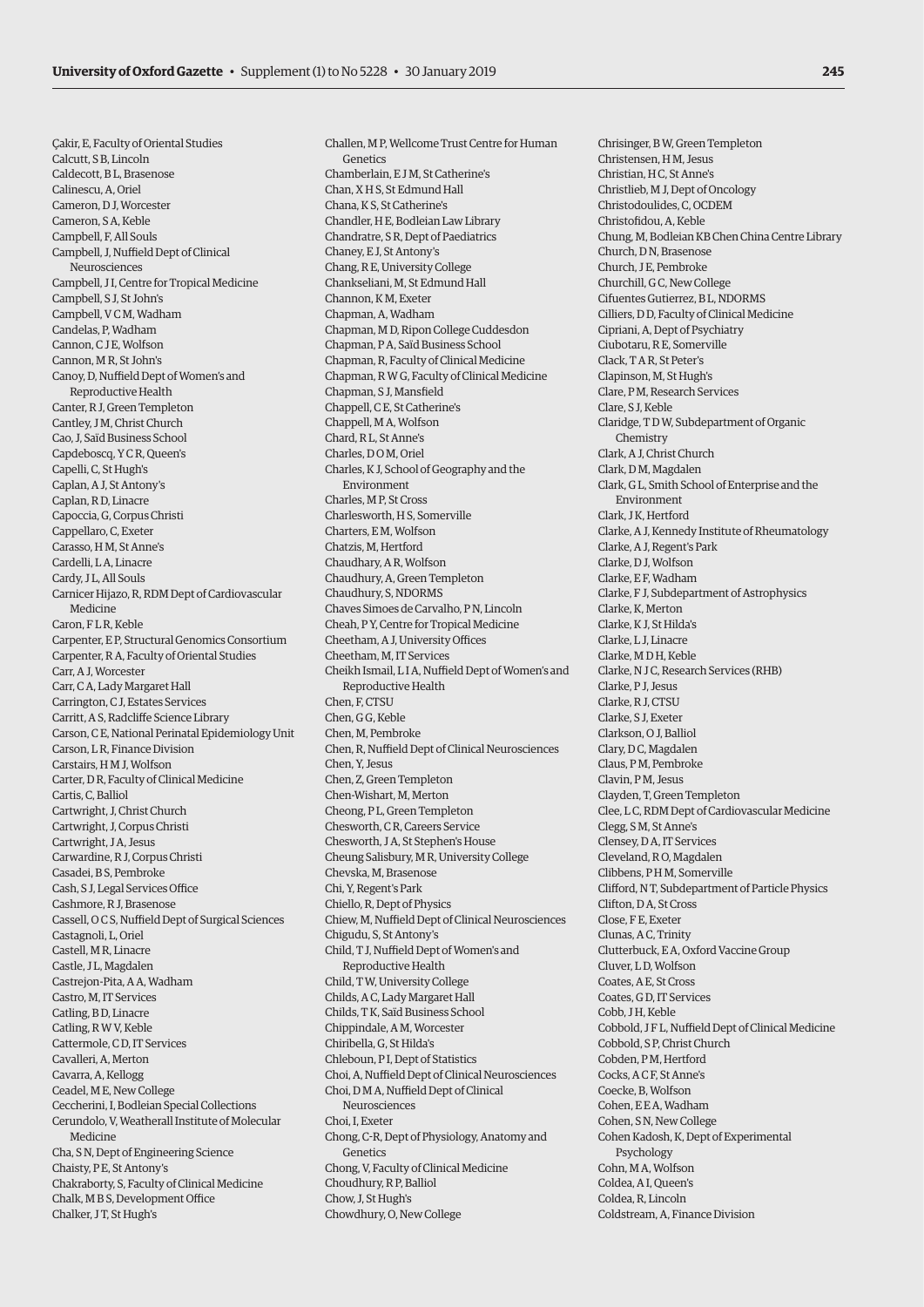Çakir, E, Faculty of Oriental Studies
Calcutt, S B, Lincoln
Caldecott, B L, Brasenose
Calinescu, A, Oriel
Cameron, D J, Worcester
Cameron, S A, Keble
Campbell, F, All Souls
Campbell, J, Nuffield Dept of Clinical Neurosciences
Campbell, J I, Centre for Tropical Medicine
Campbell, S J, St John's
Campbell, V C M, Wadham
Candelas, P, Wadham
Cannon, C J E, Wolfson
Cannon, M R, St John's
Canoy, D, Nuffield Dept of Women's and Reproductive Health
Canter, R J, Green Templeton
Cantley, J M, Christ Church
Cao, J, Saïd Business School
Capdeboscq, Y C R, Queen's
Capelli, C, St Hugh's
Caplan, A J, St Antony's
Caplan, R D, Linacre
Capoccia, G, Corpus Christi
Cappellaro, C, Exeter
Carasso, H M, St Anne's
Cardelli, L A, Linacre
Cardy, J L, All Souls
Carnicer Hijazo, R, RDM Dept of Cardiovascular Medicine
Caron, F L R, Keble
Carpenter, E P, Structural Genomics Consortium
Carpenter, R A, Faculty of Oriental Studies
Carr, A J, Worcester
Carr, C A, Lady Margaret Hall
Carrington, C J, Estates Services
Carritt, A S, Radcliffe Science Library
Carson, C E, National Perinatal Epidemiology Unit
Carson, L R, Finance Division
Carstairs, H M J, Wolfson
Carter, D R, Faculty of Clinical Medicine
Cartis, C, Balliol
Cartwright, J, Christ Church
Cartwright, J, Corpus Christi
Cartwright, J A, Jesus
Carwardine, R J, Corpus Christi
Casadei, B S, Pembroke
Cash, S J, Legal Services Office
Cashmore, R J, Brasenose
Cassell, O C S, Nuffield Dept of Surgical Sciences
Castagnoli, L, Oriel
Castell, M R, Linacre
Castle, J L, Magdalen
Castrejon-Pita, A A, Wadham
Castro, M, IT Services
Catling, B D, Linacre
Catling, R W V, Keble
Cattermole, C D, IT Services
Cavalleri, A, Merton
Cavarra, A, Kellogg
Ceadel, M E, New College
Ceccherini, I, Bodleian Special Collections
Cerundolo, V, Weatherall Institute of Molecular Medicine
Cha, S N, Dept of Engineering Science
Chaisty, P E, St Antony's
Chakraborty, S, Faculty of Clinical Medicine
Chalk, M B S, Development Office
Chalker, J T, St Hugh's
Challen, M P, Wellcome Trust Centre for Human Genetics
Chamberlain, E J M, St Catherine's
Chan, X H S, St Edmund Hall
Chana, K S, St Catherine's
Chandler, H E, Bodleian Law Library
Chandratre, S R, Dept of Paediatrics
Chaney, E J, St Antony's
Chang, R E, University College
Chankseliani, M, St Edmund Hall
Channon, K M, Exeter
Chapman, A, Wadham
Chapman, M D, Ripon College Cuddesdon
Chapman, P A, Saïd Business School
Chapman, R, Faculty of Clinical Medicine
Chapman, R W G, Faculty of Clinical Medicine
Chapman, S J, Mansfield
Chappell, C E, St Catherine's
Chappell, M A, Wolfson
Chard, R L, St Anne's
Charles, D O M, Oriel
Charles, K J, School of Geography and the Environment
Charles, M P, St Cross
Charlesworth, H S, Somerville
Charters, E M, Wolfson
Chatzis, M, Hertford
Chaudhary, A R, Wolfson
Chaudhury, A, Green Templeton
Chaudhury, S, NDORMS
Chaves Simoes de Carvalho, P N, Lincoln
Cheah, P Y, Centre for Tropical Medicine
Cheetham, A J, University Offices
Cheetham, M, IT Services
Cheikh Ismail, L I A, Nuffield Dept of Women's and Reproductive Health
Chen, F, CTSU
Chen, G G, Keble
Chen, M, Pembroke
Chen, R, Nuffield Dept of Clinical Neurosciences
Chen, Y, Jesus
Chen, Z, Green Templeton
Chen-Wishart, M, Merton
Cheong, P L, Green Templeton
Chesworth, C R, Careers Service
Chesworth, J A, St Stephen's House
Cheung Salisbury, M R, University College
Chevska, M, Brasenose
Chi, Y, Regent's Park
Chiello, R, Dept of Physics
Chiew, M, Nuffield Dept of Clinical Neurosciences
Chigudu, S, St Antony's
Child, T J, Nuffield Dept of Women's and Reproductive Health
Child, T W, University College
Childs, A C, Lady Margaret Hall
Childs, T K, Saïd Business School
Chippindale, A M, Worcester
Chiribella, G, St Hilda's
Chleboun, P I, Dept of Statistics
Choi, A, Nuffield Dept of Clinical Neurosciences
Choi, D M A, Nuffield Dept of Clinical Neurosciences
Choi, I, Exeter
Chong, C-R, Dept of Physiology, Anatomy and Genetics
Chong, V, Faculty of Clinical Medicine
Choudhury, R P, Balliol
Chow, J, St Hugh's
Chowdhury, O, New College
Chrisinger, B W, Green Templeton
Christensen, H M, Jesus
Christian, H C, St Anne's
Christlieb, M J, Dept of Oncology
Christodoulides, C, OCDEM
Christofidou, A, Keble
Chung, M, Bodleian KB Chen China Centre Library
Church, D N, Brasenose
Church, J E, Pembroke
Churchill, G C, New College
Cifuentes Gutierrez, B L, NDORMS
Cilliers, D D, Faculty of Clinical Medicine
Cipriani, A, Dept of Psychiatry
Ciubotaru, R E, Somerville
Clack, T A R, St Peter's
Clapinson, M, St Hugh's
Clare, P M, Research Services
Clare, S J, Keble
Claridge, T D W, Subdepartment of Organic Chemistry
Clark, A J, Christ Church
Clark, D M, Magdalen
Clark, G L, Smith School of Enterprise and the Environment
Clark, J K, Hertford
Clarke, A J, Kennedy Institute of Rheumatology
Clarke, A J, Regent's Park
Clarke, D J, Wolfson
Clarke, E F, Wadham
Clarke, F J, Subdepartment of Astrophysics
Clarke, K, Merton
Clarke, K J, St Hilda's
Clarke, L J, Linacre
Clarke, M D H, Keble
Clarke, N J C, Research Services (RHB)
Clarke, P J, Jesus
Clarke, R J, CTSU
Clarke, S J, Exeter
Clarkson, O J, Balliol
Clary, D C, Magdalen
Claus, P M, Pembroke
Clavin, P M, Jesus
Clayden, T, Green Templeton
Clee, L C, RDM Dept of Cardiovascular Medicine
Clegg, S M, St Anne's
Clensey, D A, IT Services
Cleveland, R O, Magdalen
Clibbens, P H M, Somerville
Clifford, N T, Subdepartment of Particle Physics
Clifton, D A, St Cross
Close, F E, Exeter
Clunas, A C, Trinity
Clutterbuck, E A, Oxford Vaccine Group
Cluver, L D, Wolfson
Coates, A E, St Cross
Coates, G D, IT Services
Cobb, J H, Keble
Cobbold, J F L, Nuffield Dept of Clinical Medicine
Cobbold, S P, Christ Church
Cobden, P M, Hertford
Cocks, A C F, St Anne's
Coecke, B, Wolfson
Cohen, E E A, Wadham
Cohen, S N, New College
Cohen Kadosh, K, Dept of Experimental Psychology
Cohn, M A, Wolfson
Coldea, A I, Queen's
Coldea, R, Lincoln
Coldstream, A, Finance Division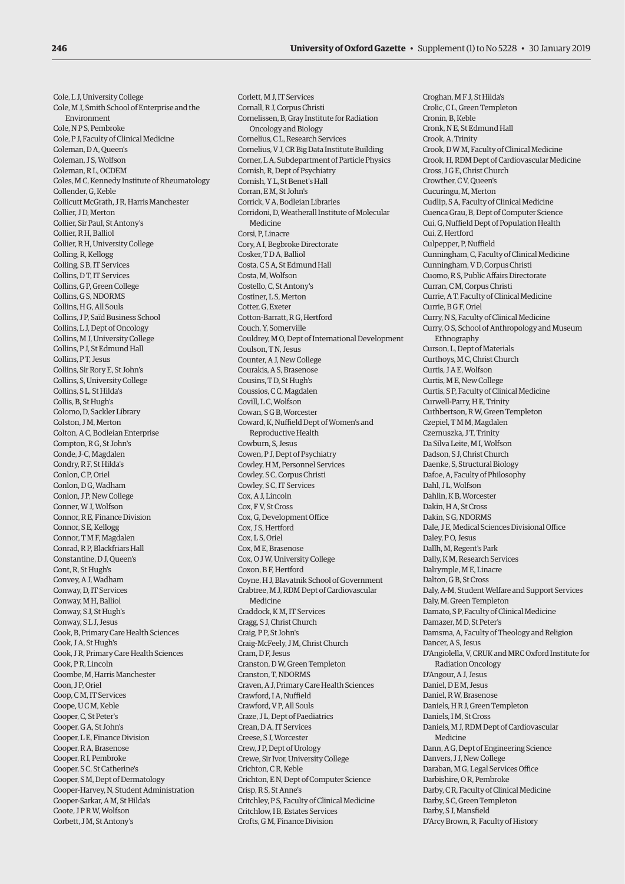Cole, L J, University College
Cole, M J, Smith School of Enterprise and the Environment
Cole, N P S, Pembroke
Cole, P J, Faculty of Clinical Medicine
Coleman, D A, Queen's
Coleman, J S, Wolfson
Coleman, R L, OCDEM
Coles, M C, Kennedy Institute of Rheumatology
Collender, G, Keble
Collicutt McGrath, J R, Harris Manchester
Collier, J D, Merton
Collier, Sir Paul, St Antony's
Collier, R H, Balliol
Collier, R H, University College
Colling, R, Kellogg
Colling, S B, IT Services
Collins, D T, IT Services
Collins, G P, Green College
Collins, G S, NDORMS
Collins, H G, All Souls
Collins, J P, Saïd Business School
Collins, L J, Dept of Oncology
Collins, M J, University College
Collins, P J, St Edmund Hall
Collins, P T, Jesus
Collins, Sir Rory E, St John's
Collins, S, University College
Collins, S L, St Hilda's
Collis, B, St Hugh's
Colomo, D, Sackler Library
Colston, J M, Merton
Colton, A C, Bodleian Enterprise
Compton, R G, St John's
Conde, J-C, Magdalen
Condry, R F, St Hilda's
Conlon, C P, Oriel
Conlon, D G, Wadham
Conlon, J P, New College
Conner, W J, Wolfson
Connor, R E, Finance Division
Connor, S E, Kellogg
Connor, T M F, Magdalen
Conrad, R P, Blackfriars Hall
Constantine, D J, Queen's
Cont, R, St Hugh's
Convey, A J, Wadham
Conway, D, IT Services
Conway, M H, Balliol
Conway, S J, St Hugh's
Conway, S L J, Jesus
Cook, B, Primary Care Health Sciences
Cook, J A, St Hugh's
Cook, J R, Primary Care Health Sciences
Cook, P R, Lincoln
Coombe, M, Harris Manchester
Coon, J P, Oriel
Coop, C M, IT Services
Coope, U C M, Keble
Cooper, C, St Peter's
Cooper, G A, St John's
Cooper, L E, Finance Division
Cooper, R A, Brasenose
Cooper, R I, Pembroke
Cooper, S C, St Catherine's
Cooper, S M, Dept of Dermatology
Cooper-Harvey, N, Student Administration
Cooper-Sarkar, A M, St Hilda's
Coote, J P R W, Wolfson
Corbett, J M, St Antony's
Corlett, M J, IT Services
Cornall, R J, Corpus Christi
Cornelissen, B, Gray Institute for Radiation Oncology and Biology
Cornelius, C L, Research Services
Cornelius, V J, CR Big Data Institute Building
Corner, L A, Subdepartment of Particle Physics
Cornish, R, Dept of Psychiatry
Cornish, Y L, St Benet's Hall
Corran, E M, St John's
Corrick, V A, Bodleian Libraries
Corridoni, D, Weatherall Institute of Molecular Medicine
Corsi, P, Linacre
Cory, A I, Begbroke Directorate
Cosker, T D A, Balliol
Costa, C S A, St Edmund Hall
Costa, M, Wolfson
Costello, C, St Antony's
Costiner, L S, Merton
Cotter, G, Exeter
Cotton-Barratt, R G, Hertford
Couch, Y, Somerville
Couldrey, M O, Dept of International Development
Coulson, T N, Jesus
Counter, A J, New College
Courakis, A S, Brasenose
Cousins, T D, St Hugh's
Coussios, C C, Magdalen
Covill, L C, Wolfson
Cowan, S G B, Worcester
Coward, K, Nuffield Dept of Women's and Reproductive Health
Cowburn, S, Jesus
Cowen, P J, Dept of Psychiatry
Cowley, H M, Personnel Services
Cowley, S C, Corpus Christi
Cowley, S C, IT Services
Cox, A J, Lincoln
Cox, F V, St Cross
Cox, G, Development Office
Cox, J S, Hertford
Cox, L S, Oriel
Cox, M E, Brasenose
Cox, O J W, University College
Coxon, B F, Hertford
Coyne, H J, Blavatnik School of Government
Crabtree, M J, RDM Dept of Cardiovascular Medicine
Craddock, K M, IT Services
Cragg, S J, Christ Church
Craig, P P, St John's
Craig-McFeely, J M, Christ Church
Cram, D F, Jesus
Cranston, D W, Green Templeton
Cranston, T, NDORMS
Craven, A J, Primary Care Health Sciences
Crawford, I A, Nuffield
Crawford, V P, All Souls
Craze, J L, Dept of Paediatrics
Crean, D A, IT Services
Creese, S J, Worcester
Crew, J P, Dept of Urology
Crewe, Sir Ivor, University College
Crichton, C R, Keble
Crichton, E N, Dept of Computer Science
Crisp, R S, St Anne's
Critchley, P S, Faculty of Clinical Medicine
Critchlow, I B, Estates Services
Crofts, G M, Finance Division
Croghan, M F J, St Hilda's
Crolic, C L, Green Templeton
Cronin, B, Keble
Cronk, N E, St Edmund Hall
Crook, A, Trinity
Crook, D W M, Faculty of Clinical Medicine
Crook, H, RDM Dept of Cardiovascular Medicine
Cross, J G E, Christ Church
Crowther, C V, Queen's
Cucuringu, M, Merton
Cudlip, S A, Faculty of Clinical Medicine
Cuenca Grau, B, Dept of Computer Science
Cui, G, Nuffield Dept of Population Health
Cui, Z, Hertford
Culpepper, P, Nuffield
Cunningham, C, Faculty of Clinical Medicine
Cunningham, V D, Corpus Christi
Cuomo, R S, Public Affairs Directorate
Curran, C M, Corpus Christi
Currie, A T, Faculty of Clinical Medicine
Currie, B G F, Oriel
Curry, N S, Faculty of Clinical Medicine
Curry, O S, School of Anthropology and Museum Ethnography
Curson, L, Dept of Materials
Curthoys, M C, Christ Church
Curtis, J A E, Wolfson
Curtis, M E, New College
Curtis, S P, Faculty of Clinical Medicine
Curwell-Parry, H E, Trinity
Cuthbertson, R W, Green Templeton
Czepiel, T M M, Magdalen
Czernuszka, J T, Trinity
Da Silva Leite, M I, Wolfson
Dadson, S J, Christ Church
Daenke, S, Structural Biology
Dafoe, A, Faculty of Philosophy
Dahl, J L, Wolfson
Dahlin, K B, Worcester
Dakin, H A, St Cross
Dakin, S G, NDORMS
Dale, J E, Medical Sciences Divisional Office
Daley, P O, Jesus
Dallh, M, Regent's Park
Dally, K M, Research Services
Dalrymple, M E, Linacre
Dalton, G B, St Cross
Daly, A-M, Student Welfare and Support Services
Daly, M, Green Templeton
Damato, S P, Faculty of Clinical Medicine
Damazer, M D, St Peter's
Damsma, A, Faculty of Theology and Religion
Dancer, A S, Jesus
D'Angiolella, V, CRUK and MRC Oxford Institute for Radiation Oncology
D'Angour, A J, Jesus
Daniel, D E M, Jesus
Daniel, R W, Brasenose
Daniels, H R J, Green Templeton
Daniels, I M, St Cross
Daniels, M J, RDM Dept of Cardiovascular Medicine
Dann, A G, Dept of Engineering Science
Danvers, J J, New College
Daraban, M G, Legal Services Office
Darbishire, O R, Pembroke
Darby, C R, Faculty of Clinical Medicine
Darby, S C, Green Templeton
Darby, S J, Mansfield
D'Arcy Brown, R, Faculty of History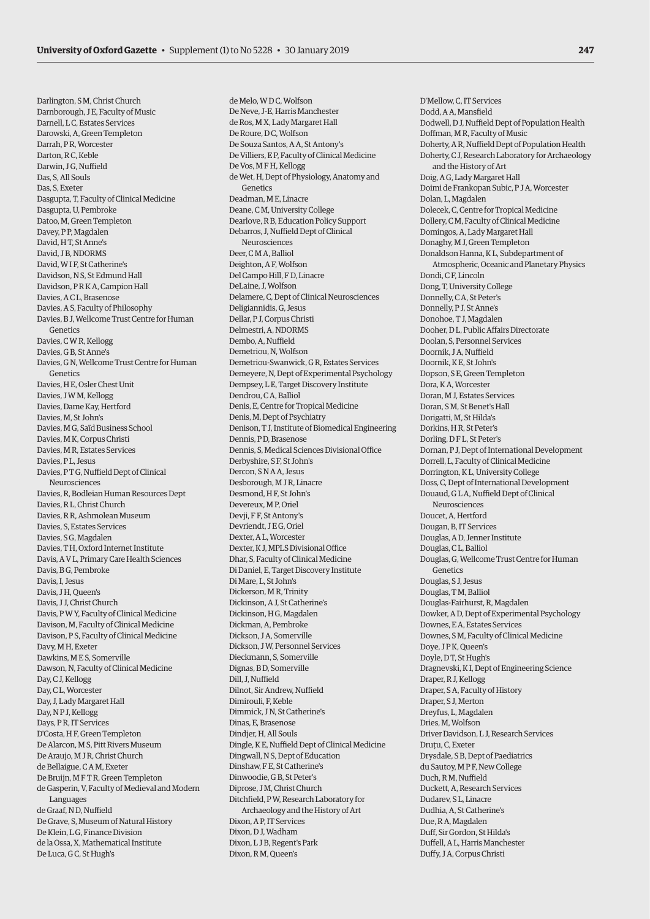Darlington, S M, Christ Church
Darnborough, J E, Faculty of Music
Darnell, L C, Estates Services
Darowski, A, Green Templeton
Darrah, P R, Worcester
Darton, R C, Keble
Darwin, J G, Nuffield
Das, S, All Souls
Das, S, Exeter
Dasgupta, T, Faculty of Clinical Medicine
Dasgupta, U, Pembroke
Datoo, M, Green Templeton
Davey, P P, Magdalen
David, H T, St Anne's
David, J B, NDORMS
David, W I F, St Catherine's
Davidson, N S, St Edmund Hall
Davidson, P R K A, Campion Hall
Davies, A C L, Brasenose
Davies, A S, Faculty of Philosophy
Davies, B J, Wellcome Trust Centre for Human Genetics
Davies, C W R, Kellogg
Davies, G B, St Anne's
Davies, G N, Wellcome Trust Centre for Human Genetics
Davies, H E, Osler Chest Unit
Davies, J W M, Kellogg
Davies, Dame Kay, Hertford
Davies, M, St John's
Davies, M G, Saïd Business School
Davies, M K, Corpus Christi
Davies, M R, Estates Services
Davies, P L, Jesus
Davies, P T G, Nuffield Dept of Clinical Neurosciences
Davies, R, Bodleian Human Resources Dept
Davies, R L, Christ Church
Davies, R R, Ashmolean Museum
Davies, S, Estates Services
Davies, S G, Magdalen
Davies, T H, Oxford Internet Institute
Davis, A V L, Primary Care Health Sciences
Davis, B G, Pembroke
Davis, I, Jesus
Davis, J H, Queen's
Davis, J J, Christ Church
Davis, P W Y, Faculty of Clinical Medicine
Davison, M, Faculty of Clinical Medicine
Davison, P S, Faculty of Clinical Medicine
Davy, M H, Exeter
Dawkins, M E S, Somerville
Dawson, N, Faculty of Clinical Medicine
Day, C J, Kellogg
Day, C L, Worcester
Day, J, Lady Margaret Hall
Day, N P J, Kellogg
Days, P R, IT Services
D'Costa, H F, Green Templeton
De Alarcon, M S, Pitt Rivers Museum
De Araujo, M J R, Christ Church
de Bellaigue, C A M, Exeter
De Bruijn, M F T R, Green Templeton
de Gasperin, V, Faculty of Medieval and Modern Languages
de Graaf, N D, Nuffield
De Grave, S, Museum of Natural History
De Klein, L G, Finance Division
de la Ossa, X, Mathematical Institute
De Luca, G C, St Hugh's
de Melo, W D C, Wolfson
De Neve, J-E, Harris Manchester
de Ros, M X, Lady Margaret Hall
De Roure, D C, Wolfson
De Souza Santos, A A, St Antony's
De Villiers, E P, Faculty of Clinical Medicine
De Vos, M F H, Kellogg
de Wet, H, Dept of Physiology, Anatomy and Genetics
Deadman, M E, Linacre
Deane, C M, University College
Dearlove, R B, Education Policy Support
Debarros, J, Nuffield Dept of Clinical Neurosciences
Deer, C M A, Balliol
Deighton, A F, Wolfson
Del Campo Hill, F D, Linacre
DeLaine, J, Wolfson
Delamere, C, Dept of Clinical Neurosciences
Deligiannidis, G, Jesus
Dellar, P J, Corpus Christi
Delmestri, A, NDORMS
Dembo, A, Nuffield
Demetriou, N, Wolfson
Demetriou-Swanwick, G R, Estates Services
Demeyere, N, Dept of Experimental Psychology
Dempsey, L E, Target Discovery Institute
Dendrou, C A, Balliol
Denis, E, Centre for Tropical Medicine
Denis, M, Dept of Psychiatry
Denison, T J, Institute of Biomedical Engineering
Dennis, P D, Brasenose
Dennis, S, Medical Sciences Divisional Office
Derbyshire, S F, St John's
Dercon, S N A A, Jesus
Desborough, M J R, Linacre
Desmond, H F, St John's
Devereux, M P, Oriel
Devji, F F, St Antony's
Devriendt, J E G, Oriel
Dexter, A L, Worcester
Dexter, K J, MPLS Divisional Office
Dhar, S, Faculty of Clinical Medicine
Di Daniel, E, Target Discovery Institute
Di Mare, L, St John's
Dickerson, M R, Trinity
Dickinson, A J, St Catherine's
Dickinson, H G, Magdalen
Dickman, A, Pembroke
Dickson, J A, Somerville
Dickson, J W, Personnel Services
Dieckmann, S, Somerville
Dignas, B D, Somerville
Dill, J, Nuffield
Dilnot, Sir Andrew, Nuffield
Dimirouli, F, Keble
Dimmick, J N, St Catherine's
Dinas, E, Brasenose
Dindjer, H, All Souls
Dingle, K E, Nuffield Dept of Clinical Medicine
Dingwall, N S, Dept of Education
Dinshaw, F E, St Catherine's
Dinwoodie, G B, St Peter's
Diprose, J M, Christ Church
Ditchfield, P W, Research Laboratory for Archaeology and the History of Art
Dixon, A P, IT Services
Dixon, D J, Wadham
Dixon, L J B, Regent's Park
Dixon, R M, Queen's
D'Mellow, C, IT Services
Dodd, A A, Mansfield
Dodwell, D J, Nuffield Dept of Population Health
Doffman, M R, Faculty of Music
Doherty, A R, Nuffield Dept of Population Health
Doherty, C J, Research Laboratory for Archaeology and the History of Art
Doig, A G, Lady Margaret Hall
Doimi de Frankopan Subic, P J A, Worcester
Dolan, L, Magdalen
Dolecek, C, Centre for Tropical Medicine
Dollery, C M, Faculty of Clinical Medicine
Domingos, A, Lady Margaret Hall
Donaghy, M J, Green Templeton
Donaldson Hanna, K L, Subdepartment of Atmospheric, Oceanic and Planetary Physics
Dondi, C F, Lincoln
Dong, T, University College
Donnelly, C A, St Peter's
Donnelly, P J, St Anne's
Donohoe, T J, Magdalen
Dooher, D L, Public Affairs Directorate
Doolan, S, Personnel Services
Doornik, J A, Nuffield
Doornik, K E, St John's
Dopson, S E, Green Templeton
Dora, K A, Worcester
Doran, M J, Estates Services
Doran, S M, St Benet's Hall
Dorigatti, M, St Hilda's
Dorkins, H R, St Peter's
Dorling, D F L, St Peter's
Dornan, P J, Dept of International Development
Dorrell, L, Faculty of Clinical Medicine
Dorrington, K L, University College
Doss, C, Dept of International Development
Douaud, G L A, Nuffield Dept of Clinical Neurosciences
Doucet, A, Hertford
Dougan, B, IT Services
Douglas, A D, Jenner Institute
Douglas, C L, Balliol
Douglas, G, Wellcome Trust Centre for Human Genetics
Douglas, S J, Jesus
Douglas, T M, Balliol
Douglas-Fairhurst, R, Magdalen
Dowker, A D, Dept of Experimental Psychology
Downes, E A, Estates Services
Downes, S M, Faculty of Clinical Medicine
Doye, J P K, Queen's
Doyle, D T, St Hugh's
Dragnevski, K I, Dept of Engineering Science
Draper, R J, Kellogg
Draper, S A, Faculty of History
Draper, S J, Merton
Dreyfus, L, Magdalen
Dries, M, Wolfson
Driver Davidson, L J, Research Services
Druțu, C, Exeter
Drysdale, S B, Dept of Paediatrics
du Sautoy, M P F, New College
Duch, R M, Nuffield
Duckett, A, Research Services
Dudarev, S L, Linacre
Dudhia, A, St Catherine's
Due, R A, Magdalen
Duff, Sir Gordon, St Hilda's
Duffell, A L, Harris Manchester
Duffy, J A, Corpus Christi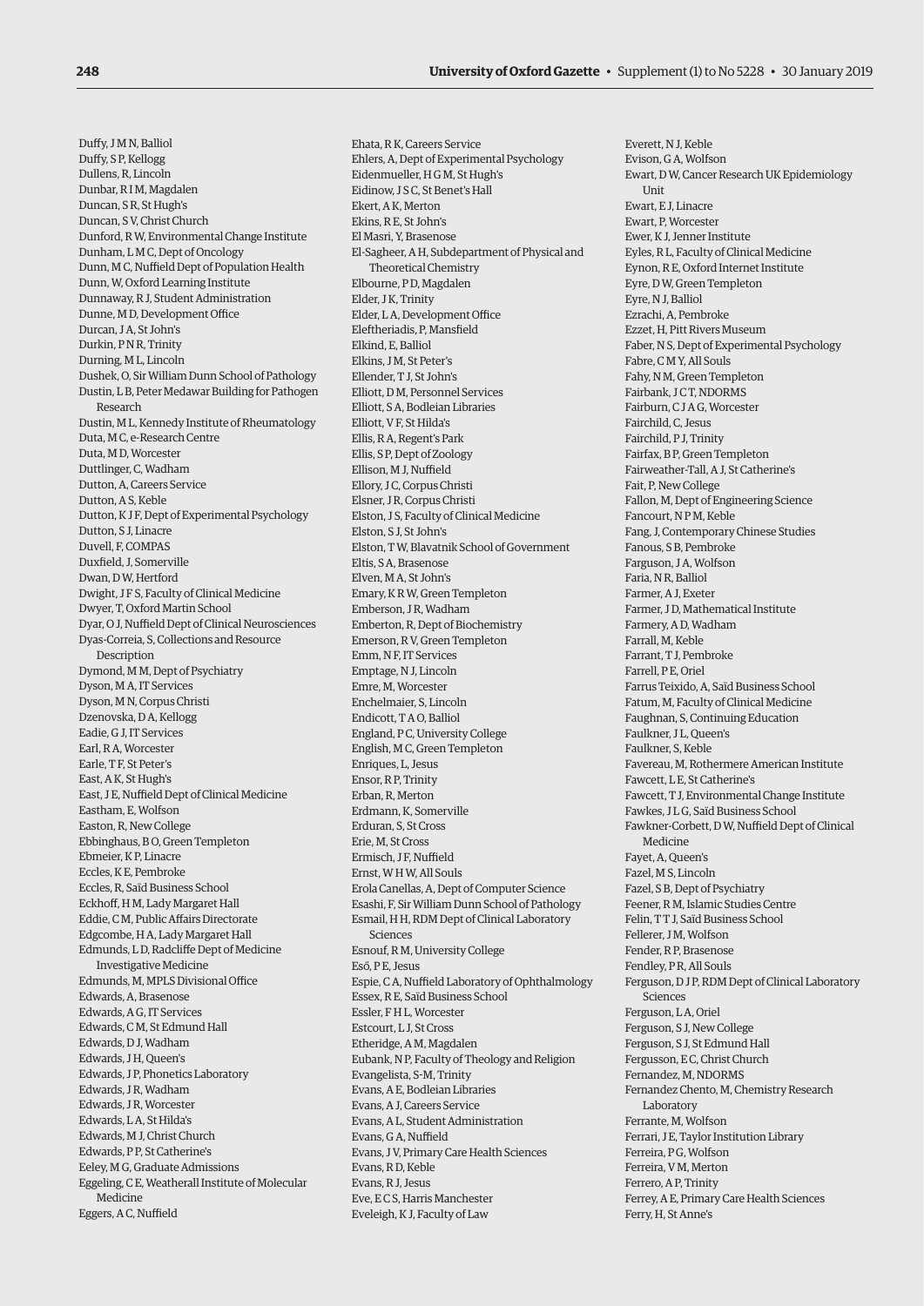Duffy, J M N, Balliol
Duffy, S P, Kellogg
Dullens, R, Lincoln
Dunbar, R I M, Magdalen
Duncan, S R, St Hugh's
Duncan, S V, Christ Church
Dunford, R W, Environmental Change Institute
Dunham, L M C, Dept of Oncology
Dunn, M C, Nuffield Dept of Population Health
Dunn, W, Oxford Learning Institute
Dunnaway, R J, Student Administration
Dunne, M D, Development Office
Durcan, J A, St John's
Durkin, P N R, Trinity
Durning, M L, Lincoln
Dushek, O, Sir William Dunn School of Pathology
Dustin, L B, Peter Medawar Building for Pathogen Research
Dustin, M L, Kennedy Institute of Rheumatology
Duta, M C, e-Research Centre
Duta, M D, Worcester
Duttlinger, C, Wadham
Dutton, A, Careers Service
Dutton, A S, Keble
Dutton, K J F, Dept of Experimental Psychology
Dutton, S J, Linacre
Duvell, F, COMPAS
Duxfield, J, Somerville
Dwan, D W, Hertford
Dwight, J F S, Faculty of Clinical Medicine
Dwyer, T, Oxford Martin School
Dyar, O J, Nuffield Dept of Clinical Neurosciences
Dyas-Correia, S, Collections and Resource Description
Dymond, M M, Dept of Psychiatry
Dyson, M A, IT Services
Dyson, M N, Corpus Christi
Dzenovska, D A, Kellogg
Eadie, G J, IT Services
Earl, R A, Worcester
Earle, T F, St Peter's
East, A K, St Hugh's
East, J E, Nuffield Dept of Clinical Medicine
Eastham, E, Wolfson
Easton, R, New College
Ebbinghaus, B O, Green Templeton
Ebmeier, K P, Linacre
Eccles, K E, Pembroke
Eccles, R, Saïd Business School
Eckhoff, H M, Lady Margaret Hall
Eddie, C M, Public Affairs Directorate
Edgcombe, H A, Lady Margaret Hall
Edmunds, L D, Radcliffe Dept of Medicine Investigative Medicine
Edmunds, M, MPLS Divisional Office
Edwards, A, Brasenose
Edwards, A G, IT Services
Edwards, C M, St Edmund Hall
Edwards, D J, Wadham
Edwards, J H, Queen's
Edwards, J P, Phonetics Laboratory
Edwards, J R, Wadham
Edwards, J R, Worcester
Edwards, L A, St Hilda's
Edwards, M J, Christ Church
Edwards, P P, St Catherine's
Eeley, M G, Graduate Admissions
Eggeling, C E, Weatherall Institute of Molecular Medicine
Eggers, A C, Nuffield
Ehata, R K, Careers Service
Ehlers, A, Dept of Experimental Psychology
Eidenmueller, H G M, St Hugh's
Eidinow, J S C, St Benet's Hall
Ekert, A K, Merton
Ekins, R E, St John's
El Masri, Y, Brasenose
El-Sagheer, A H, Subdepartment of Physical and Theoretical Chemistry
Elbourne, P D, Magdalen
Elder, J K, Trinity
Elder, L A, Development Office
Eleftheriadis, P, Mansfield
Elkind, E, Balliol
Elkins, J M, St Peter's
Ellender, T J, St John's
Elliott, D M, Personnel Services
Elliott, S A, Bodleian Libraries
Elliott, V F, St Hilda's
Ellis, R A, Regent's Park
Ellis, S P, Dept of Zoology
Ellison, M J, Nuffield
Ellory, J C, Corpus Christi
Elsner, J R, Corpus Christi
Elston, J S, Faculty of Clinical Medicine
Elston, S J, St John's
Elston, T W, Blavatnik School of Government
Eltis, S A, Brasenose
Elven, M A, St John's
Emary, K R W, Green Templeton
Emberson, J R, Wadham
Emberton, R, Dept of Biochemistry
Emerson, R V, Green Templeton
Emm, N F, IT Services
Emptage, N J, Lincoln
Emre, M, Worcester
Enchelmaier, S, Lincoln
Endicott, T A O, Balliol
England, P C, University College
English, M C, Green Templeton
Enriques, L, Jesus
Ensor, R P, Trinity
Erban, R, Merton
Erdmann, K, Somerville
Erduran, S, St Cross
Erie, M, St Cross
Ermisch, J F, Nuffield
Ernst, W H W, All Souls
Erola Canellas, A, Dept of Computer Science
Esashi, F, Sir William Dunn School of Pathology
Esmail, H H, RDM Dept of Clinical Laboratory Sciences
Esnouf, R M, University College
Eső, P E, Jesus
Espie, C A, Nuffield Laboratory of Ophthalmology
Essex, R E, Saïd Business School
Essler, F H L, Worcester
Estcourt, L J, St Cross
Etheridge, A M, Magdalen
Eubank, N P, Faculty of Theology and Religion
Evangelista, S-M, Trinity
Evans, A E, Bodleian Libraries
Evans, A J, Careers Service
Evans, A L, Student Administration
Evans, G A, Nuffield
Evans, J V, Primary Care Health Sciences
Evans, R D, Keble
Evans, R J, Jesus
Eve, E C S, Harris Manchester
Eveleigh, K J, Faculty of Law
Everett, N J, Keble
Evison, G A, Wolfson
Ewart, D W, Cancer Research UK Epidemiology Unit
Ewart, E J, Linacre
Ewart, P, Worcester
Ewer, K J, Jenner Institute
Eyles, R L, Faculty of Clinical Medicine
Eynon, R E, Oxford Internet Institute
Eyre, D W, Green Templeton
Eyre, N J, Balliol
Ezrachi, A, Pembroke
Ezzet, H, Pitt Rivers Museum
Faber, N S, Dept of Experimental Psychology
Fabre, C M Y, All Souls
Fahy, N M, Green Templeton
Fairbank, J C T, NDORMS
Fairburn, C J A G, Worcester
Fairchild, C, Jesus
Fairchild, P J, Trinity
Fairfax, B P, Green Templeton
Fairweather-Tall, A J, St Catherine's
Fait, P, New College
Fallon, M, Dept of Engineering Science
Fancourt, N P M, Keble
Fang, J, Contemporary Chinese Studies
Fanous, S B, Pembroke
Farguson, J A, Wolfson
Faria, N R, Balliol
Farmer, A J, Exeter
Farmer, J D, Mathematical Institute
Farmery, A D, Wadham
Farrall, M, Keble
Farrant, T J, Pembroke
Farrell, P E, Oriel
Farrus Teixido, A, Saïd Business School
Fatum, M, Faculty of Clinical Medicine
Faughnan, S, Continuing Education
Faulkner, J L, Queen's
Faulkner, S, Keble
Favereau, M, Rothermere American Institute
Fawcett, L E, St Catherine's
Fawcett, T J, Environmental Change Institute
Fawkes, J L G, Saïd Business School
Fawkner-Corbett, D W, Nuffield Dept of Clinical Medicine
Fayet, A, Queen's
Fazel, M S, Lincoln
Fazel, S B, Dept of Psychiatry
Feener, R M, Islamic Studies Centre
Felin, T T J, Saïd Business School
Fellerer, J M, Wolfson
Fender, R P, Brasenose
Fendley, P R, All Souls
Ferguson, D J P, RDM Dept of Clinical Laboratory Sciences
Ferguson, L A, Oriel
Ferguson, S J, New College
Ferguson, S J, St Edmund Hall
Fergusson, E C, Christ Church
Fernandez, M, NDORMS
Fernandez Chento, M, Chemistry Research Laboratory
Ferrante, M, Wolfson
Ferrari, J E, Taylor Institution Library
Ferreira, P G, Wolfson
Ferreira, V M, Merton
Ferrero, A P, Trinity
Ferrey, A E, Primary Care Health Sciences
Ferry, H, St Anne's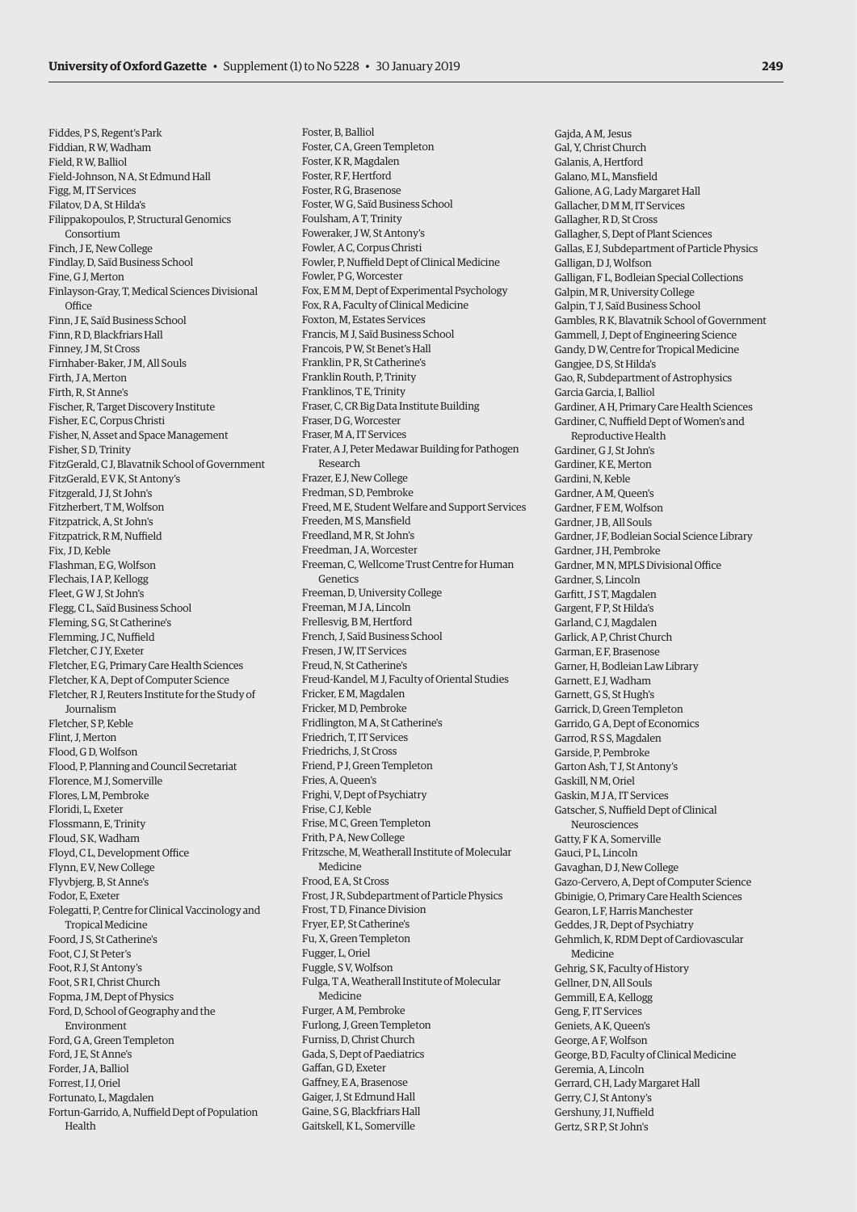Fiddes, P S, Regent's Park
Fiddian, R W, Wadham
Field, R W, Balliol
Field-Johnson, N A, St Edmund Hall
Figg, M, IT Services
Filatov, D A, St Hilda's
Filippakopoulos, P, Structural Genomics Consortium
Finch, J E, New College
Findlay, D, Saïd Business School
Fine, G J, Merton
Finlayson-Gray, T, Medical Sciences Divisional Office
Finn, J E, Saïd Business School
Finn, R D, Blackfriars Hall
Finney, J M, St Cross
Firnhaber-Baker, J M, All Souls
Firth, J A, Merton
Firth, R, St Anne's
Fischer, R, Target Discovery Institute
Fisher, E C, Corpus Christi
Fisher, N, Asset and Space Management
Fisher, S D, Trinity
FitzGerald, C J, Blavatnik School of Government
FitzGerald, E V K, St Antony's
Fitzgerald, J J, St John's
Fitzherbert, T M, Wolfson
Fitzpatrick, A, St John's
Fitzpatrick, R M, Nuffield
Fix, J D, Keble
Flashman, E G, Wolfson
Flechais, I A P, Kellogg
Fleet, G W J, St John's
Flegg, C L, Saïd Business School
Fleming, S G, St Catherine's
Flemming, J C, Nuffield
Fletcher, C J Y, Exeter
Fletcher, E G, Primary Care Health Sciences
Fletcher, K A, Dept of Computer Science
Fletcher, R J, Reuters Institute for the Study of Journalism
Fletcher, S P, Keble
Flint, J, Merton
Flood, G D, Wolfson
Flood, P, Planning and Council Secretariat
Florence, M J, Somerville
Flores, L M, Pembroke
Floridi, L, Exeter
Flossmann, E, Trinity
Floud, S K, Wadham
Floyd, C L, Development Office
Flynn, E V, New College
Flyvbjerg, B, St Anne's
Fodor, E, Exeter
Folegatti, P, Centre for Clinical Vaccinology and Tropical Medicine
Foord, J S, St Catherine's
Foot, C J, St Peter's
Foot, R J, St Antony's
Foot, S R I, Christ Church
Fopma, J M, Dept of Physics
Ford, D, School of Geography and the Environment
Ford, G A, Green Templeton
Ford, J E, St Anne's
Forder, J A, Balliol
Forrest, I J, Oriel
Fortunato, L, Magdalen
Fortun-Garrido, A, Nuffield Dept of Population Health
Foster, B, Balliol
Foster, C A, Green Templeton
Foster, K R, Magdalen
Foster, R F, Hertford
Foster, R G, Brasenose
Foster, W G, Saïd Business School
Foulsham, A T, Trinity
Foweraker, J W, St Antony's
Fowler, A C, Corpus Christi
Fowler, P, Nuffield Dept of Clinical Medicine
Fowler, P G, Worcester
Fox, E M M, Dept of Experimental Psychology
Fox, R A, Faculty of Clinical Medicine
Foxton, M, Estates Services
Francis, M J, Saïd Business School
Francois, P W, St Benet's Hall
Franklin, P R, St Catherine's
Franklin Routh, P, Trinity
Franklinos, T E, Trinity
Fraser, C, CR Big Data Institute Building
Fraser, D G, Worcester
Fraser, M A, IT Services
Frater, A J, Peter Medawar Building for Pathogen Research
Frazer, E J, New College
Fredman, S D, Pembroke
Freed, M E, Student Welfare and Support Services
Freeden, M S, Mansfield
Freedland, M R, St John's
Freedman, J A, Worcester
Freeman, C, Wellcome Trust Centre for Human Genetics
Freeman, D, University College
Freeman, M J A, Lincoln
Frellesvig, B M, Hertford
French, J, Saïd Business School
Fresen, J W, IT Services
Freud, N, St Catherine's
Freud-Kandel, M J, Faculty of Oriental Studies
Fricker, E M, Magdalen
Fricker, M D, Pembroke
Fridlington, M A, St Catherine's
Friedrich, T, IT Services
Friedrichs, J, St Cross
Friend, P J, Green Templeton
Fries, A, Queen's
Frighi, V, Dept of Psychiatry
Frise, C J, Keble
Frise, M C, Green Templeton
Frith, P A, New College
Fritzsche, M, Weatherall Institute of Molecular Medicine
Frood, E A, St Cross
Frost, J R, Subdepartment of Particle Physics
Frost, T D, Finance Division
Fryer, E P, St Catherine's
Fu, X, Green Templeton
Fugger, L, Oriel
Fuggle, S V, Wolfson
Fulga, T A, Weatherall Institute of Molecular Medicine
Furger, A M, Pembroke
Furlong, J, Green Templeton
Furniss, D, Christ Church
Gada, S, Dept of Paediatrics
Gaffan, G D, Exeter
Gaffney, E A, Brasenose
Gaiger, J, St Edmund Hall
Gaine, S G, Blackfriars Hall
Gaitskell, K L, Somerville
Gajda, A M, Jesus
Gal, Y, Christ Church
Galanis, A, Hertford
Galano, M L, Mansfield
Galione, A G, Lady Margaret Hall
Gallacher, D M M, IT Services
Gallagher, R D, St Cross
Gallagher, S, Dept of Plant Sciences
Gallas, E J, Subdepartment of Particle Physics
Galligan, D J, Wolfson
Galligan, F L, Bodleian Special Collections
Galpin, M R, University College
Galpin, T J, Saïd Business School
Gambles, R K, Blavatnik School of Government
Gammell, J, Dept of Engineering Science
Gandy, D W, Centre for Tropical Medicine
Gangjee, D S, St Hilda's
Gao, R, Subdepartment of Astrophysics
Garcia Garcia, I, Balliol
Gardiner, A H, Primary Care Health Sciences
Gardiner, C, Nuffield Dept of Women's and Reproductive Health
Gardiner, G J, St John's
Gardiner, K E, Merton
Gardini, N, Keble
Gardner, A M, Queen's
Gardner, F E M, Wolfson
Gardner, J B, All Souls
Gardner, J F, Bodleian Social Science Library
Gardner, J H, Pembroke
Gardner, M N, MPLS Divisional Office
Gardner, S, Lincoln
Garfitt, J S T, Magdalen
Gargent, F P, St Hilda's
Garland, C J, Magdalen
Garlick, A P, Christ Church
Garman, E F, Brasenose
Garner, H, Bodleian Law Library
Garnett, E J, Wadham
Garnett, G S, St Hugh's
Garrick, D, Green Templeton
Garrido, G A, Dept of Economics
Garrod, R S S, Magdalen
Garside, P, Pembroke
Garton Ash, T J, St Antony's
Gaskill, N M, Oriel
Gaskin, M J A, IT Services
Gatscher, S, Nuffield Dept of Clinical Neurosciences
Gatty, F K A, Somerville
Gauci, P L, Lincoln
Gavaghan, D J, New College
Gazo-Cervero, A, Dept of Computer Science
Gbinigie, O, Primary Care Health Sciences
Gearon, L F, Harris Manchester
Geddes, J R, Dept of Psychiatry
Gehmlich, K, RDM Dept of Cardiovascular Medicine
Gehrig, S K, Faculty of History
Gellner, D N, All Souls
Gemmill, E A, Kellogg
Geng, F, IT Services
Geniets, A K, Queen's
George, A F, Wolfson
George, B D, Faculty of Clinical Medicine
Geremia, A, Lincoln
Gerrard, C H, Lady Margaret Hall
Gerry, C J, St Antony's
Gershuny, J I, Nuffield
Gertz, S R P, St John's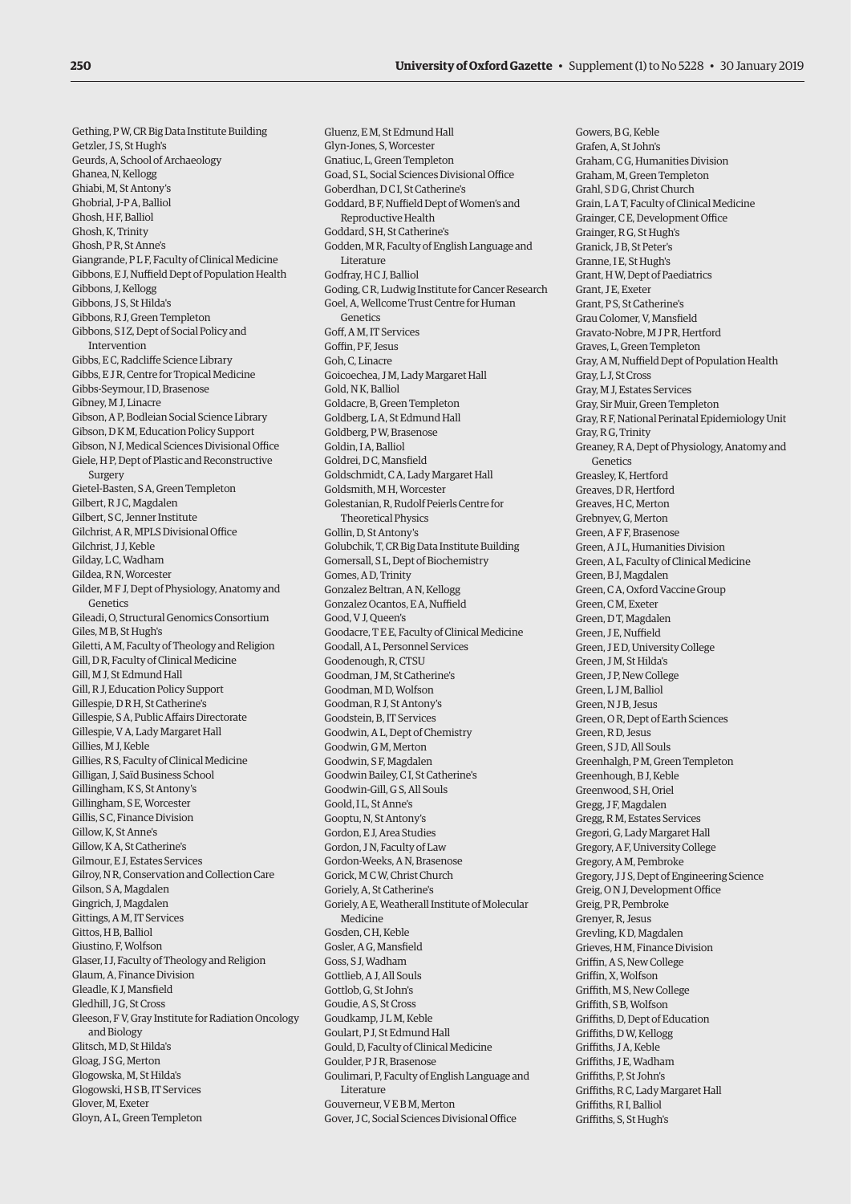Gething, P W, CR Big Data Institute Building
Getzler, J S, St Hugh's
Geurds, A, School of Archaeology
Ghanea, N, Kellogg
Ghiabi, M, St Antony's
Ghobrial, J-P A, Balliol
Ghosh, H F, Balliol
Ghosh, K, Trinity
Ghosh, P R, St Anne's
Giangrande, P L F, Faculty of Clinical Medicine
Gibbons, E J, Nuffield Dept of Population Health
Gibbons, J, Kellogg
Gibbons, J S, St Hilda's
Gibbons, R J, Green Templeton
Gibbons, S I Z, Dept of Social Policy and Intervention
Gibbs, E C, Radcliffe Science Library
Gibbs, E J R, Centre for Tropical Medicine
Gibbs-Seymour, I D, Brasenose
Gibney, M J, Linacre
Gibson, A P, Bodleian Social Science Library
Gibson, D K M, Education Policy Support
Gibson, N J, Medical Sciences Divisional Office
Giele, H P, Dept of Plastic and Reconstructive Surgery
Gietel-Basten, S A, Green Templeton
Gilbert, R J C, Magdalen
Gilbert, S C, Jenner Institute
Gilchrist, A R, MPLS Divisional Office
Gilchrist, J J, Keble
Gilday, L C, Wadham
Gildea, R N, Worcester
Gilder, M F J, Dept of Physiology, Anatomy and Genetics
Gileadi, O, Structural Genomics Consortium
Giles, M B, St Hugh's
Giletti, A M, Faculty of Theology and Religion
Gill, D R, Faculty of Clinical Medicine
Gill, M J, St Edmund Hall
Gill, R J, Education Policy Support
Gillespie, D R H, St Catherine's
Gillespie, S A, Public Affairs Directorate
Gillespie, V A, Lady Margaret Hall
Gillies, M J, Keble
Gillies, R S, Faculty of Clinical Medicine
Gilligan, J, Saïd Business School
Gillingham, K S, St Antony's
Gillingham, S E, Worcester
Gillis, S C, Finance Division
Gillow, K, St Anne's
Gillow, K A, St Catherine's
Gilmour, E J, Estates Services
Gilroy, N R, Conservation and Collection Care
Gilson, S A, Magdalen
Gingrich, J, Magdalen
Gittings, A M, IT Services
Gittos, H B, Balliol
Giustino, F, Wolfson
Glaser, I J, Faculty of Theology and Religion
Glaum, A, Finance Division
Gleadle, K J, Mansfield
Gledhill, J G, St Cross
Gleeson, F V, Gray Institute for Radiation Oncology and Biology
Glitsch, M D, St Hilda's
Gloag, J S G, Merton
Glogowska, M, St Hilda's
Glogowski, H S B, IT Services
Glover, M, Exeter
Gloyn, A L, Green Templeton
Gluenz, E M, St Edmund Hall
Glyn-Jones, S, Worcester
Gnatiuc, L, Green Templeton
Goad, S L, Social Sciences Divisional Office
Goberdhan, D C I, St Catherine's
Goddard, B F, Nuffield Dept of Women's and Reproductive Health
Goddard, S H, St Catherine's
Godden, M R, Faculty of English Language and Literature
Godfray, H C J, Balliol
Goding, C R, Ludwig Institute for Cancer Research
Goel, A, Wellcome Trust Centre for Human Genetics
Goff, A M, IT Services
Goffin, P F, Jesus
Goh, C, Linacre
Goicoechea, J M, Lady Margaret Hall
Gold, N K, Balliol
Goldacre, B, Green Templeton
Goldberg, L A, St Edmund Hall
Goldberg, P W, Brasenose
Goldin, I A, Balliol
Goldrei, D C, Mansfield
Goldschmidt, C A, Lady Margaret Hall
Goldsmith, M H, Worcester
Golestanian, R, Rudolf Peierls Centre for Theoretical Physics
Gollin, D, St Antony's
Golubchik, T, CR Big Data Institute Building
Gomersall, S L, Dept of Biochemistry
Gomes, A D, Trinity
Gonzalez Beltran, A N, Kellogg
Gonzalez Ocantos, E A, Nuffield
Good, V J, Queen's
Goodacre, T E E, Faculty of Clinical Medicine
Goodall, A L, Personnel Services
Goodenough, R, CTSU
Goodman, J M, St Catherine's
Goodman, M D, Wolfson
Goodman, R J, St Antony's
Goodstein, B, IT Services
Goodwin, A L, Dept of Chemistry
Goodwin, G M, Merton
Goodwin, S F, Magdalen
Goodwin Bailey, C I, St Catherine's
Goodwin-Gill, G S, All Souls
Goold, I L, St Anne's
Gooptu, N, St Antony's
Gordon, E J, Area Studies
Gordon, J N, Faculty of Law
Gordon-Weeks, A N, Brasenose
Gorick, M C W, Christ Church
Goriely, A, St Catherine's
Goriely, A E, Weatherall Institute of Molecular Medicine
Gosden, C H, Keble
Gosler, A G, Mansfield
Goss, S J, Wadham
Gottlieb, A J, All Souls
Gottlob, G, St John's
Goudie, A S, St Cross
Goudkamp, J L M, Keble
Goulart, P J, St Edmund Hall
Gould, D, Faculty of Clinical Medicine
Goulder, P J R, Brasenose
Goulimari, P, Faculty of English Language and Literature
Gouverneur, V E B M, Merton
Gover, J C, Social Sciences Divisional Office
Gowers, B G, Keble
Grafen, A, St John's
Graham, C G, Humanities Division
Graham, M, Green Templeton
Grahl, S D G, Christ Church
Grain, L A T, Faculty of Clinical Medicine
Grainger, C E, Development Office
Grainger, R G, St Hugh's
Granick, J B, St Peter's
Granne, I E, St Hugh's
Grant, H W, Dept of Paediatrics
Grant, J E, Exeter
Grant, P S, St Catherine's
Grau Colomer, V, Mansfield
Gravato-Nobre, M J P R, Hertford
Graves, L, Green Templeton
Gray, A M, Nuffield Dept of Population Health
Gray, L J, St Cross
Gray, M J, Estates Services
Gray, Sir Muir, Green Templeton
Gray, R F, National Perinatal Epidemiology Unit
Gray, R G, Trinity
Greaney, R A, Dept of Physiology, Anatomy and Genetics
Greasley, K, Hertford
Greaves, D R, Hertford
Greaves, H C, Merton
Grebnyev, G, Merton
Green, A F F, Brasenose
Green, A J L, Humanities Division
Green, A L, Faculty of Clinical Medicine
Green, B J, Magdalen
Green, C A, Oxford Vaccine Group
Green, C M, Exeter
Green, D T, Magdalen
Green, J E, Nuffield
Green, J E D, University College
Green, J M, St Hilda's
Green, J P, New College
Green, L J M, Balliol
Green, N J B, Jesus
Green, O R, Dept of Earth Sciences
Green, R D, Jesus
Green, S J D, All Souls
Greenhalgh, P M, Green Templeton
Greenhough, B J, Keble
Greenwood, S H, Oriel
Gregg, J F, Magdalen
Gregg, R M, Estates Services
Gregori, G, Lady Margaret Hall
Gregory, A F, University College
Gregory, A M, Pembroke
Gregory, J J S, Dept of Engineering Science
Greig, O N J, Development Office
Greig, P R, Pembroke
Grenyer, R, Jesus
Grevling, K D, Magdalen
Grieves, H M, Finance Division
Griffin, A S, New College
Griffin, X, Wolfson
Griffith, M S, New College
Griffith, S B, Wolfson
Griffiths, D, Dept of Education
Griffiths, D W, Kellogg
Griffiths, J A, Keble
Griffiths, J E, Wadham
Griffiths, P, St John's
Griffiths, R C, Lady Margaret Hall
Griffiths, R I, Balliol
Griffiths, S, St Hugh's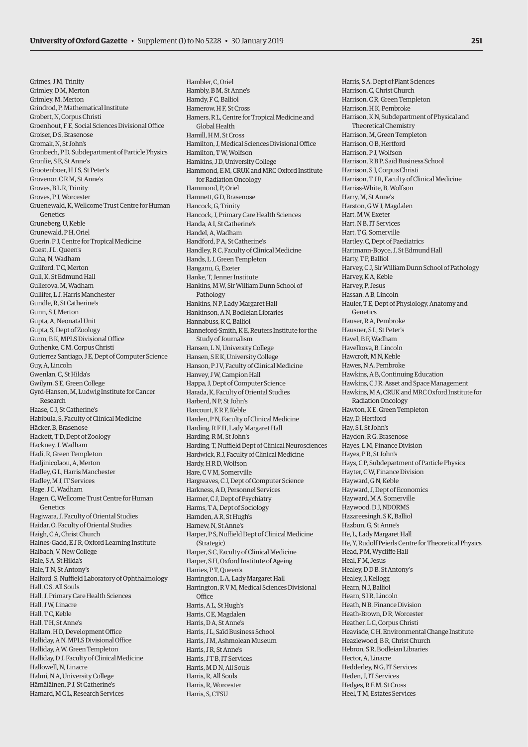Grimes, J M, Trinity
Grimley, D M, Merton
Grimley, M, Merton
Grindrod, P, Mathematical Institute
Grobert, N, Corpus Christi
Groenhout, F E, Social Sciences Divisional Office
Groiser, D S, Brasenose
Gromak, N, St John's
Gronbech, P D, Subdepartment of Particle Physics
Gronlie, S E, St Anne's
Grootenboer, H J S, St Peter's
Grovenor, C R M, St Anne's
Groves, B L R, Trinity
Groves, P J, Worcester
Gruenewald, K, Wellcome Trust Centre for Human Genetics
Gruneberg, U, Keble
Grunewald, P H, Oriel
Guerin, P J, Centre for Tropical Medicine
Guest, J L, Queen's
Guha, N, Wadham
Guilford, T C, Merton
Gull, K, St Edmund Hall
Gullerova, M, Wadham
Gullifer, L J, Harris Manchester
Gundle, R, St Catherine's
Gunn, S J, Merton
Gupta, A, Neonatal Unit
Gupta, S, Dept of Zoology
Gurm, B K, MPLS Divisional Office
Guthenke, C M, Corpus Christi
Gutierrez Santiago, J E, Dept of Computer Science
Guy, A, Lincoln
Gwenlan, C, St Hilda's
Gwilym, S E, Green College
Gyrd-Hansen, M, Ludwig Institute for Cancer Research
Haase, C J, St Catherine's
Habibula, S, Faculty of Clinical Medicine
Häcker, B, Brasenose
Hackett, T D, Dept of Zoology
Hackney, J, Wadham
Hadi, R, Green Templeton
Hadjinicolaou, A, Merton
Hadley, G L, Harris Manchester
Hadley, M J, IT Services
Hage, J C, Wadham
Hagen, C, Wellcome Trust Centre for Human Genetics
Hagiwara, J, Faculty of Oriental Studies
Haidar, O, Faculty of Oriental Studies
Haigh, C A, Christ Church
Haines-Gadd, E J R, Oxford Learning Institute
Halbach, V, New College
Hale, S A, St Hilda's
Hale, T N, St Antony's
Halford, S, Nuffield Laboratory of Ophthalmology
Hall, C S, All Souls
Hall, J, Primary Care Health Sciences
Hall, J W, Linacre
Hall, T C, Keble
Hall, T H, St Anne's
Hallam, H D, Development Office
Halliday, A N, MPLS Divisional Office
Halliday, A W, Green Templeton
Halliday, D J, Faculty of Clinical Medicine
Hallowell, N, Linacre
Halmi, N A, University College
Hämäläinen, P J, St Catherine's
Hamard, M C L, Research Services
Hambler, C, Oriel
Hambly, B M, St Anne's
Hamdy, F C, Balliol
Hamerow, H F, St Cross
Hamers, R L, Centre for Tropical Medicine and Global Health
Hamill, H M, St Cross
Hamilton, J, Medical Sciences Divisional Office
Hamilton, T W, Wolfson
Hamkins, J D, University College
Hammond, E M, CRUK and MRC Oxford Institute for Radiation Oncology
Hammond, P, Oriel
Hamnett, G D, Brasenose
Hancock, G, Trinity
Hancock, J, Primary Care Health Sciences
Handa, A I, St Catherine's
Handel, A, Wadham
Handford, P A, St Catherine's
Handley, R C, Faculty of Clinical Medicine
Hands, L J, Green Templeton
Hanganu, G, Exeter
Hanke, T, Jenner Institute
Hankins, M W, Sir William Dunn School of Pathology
Hankins, N P, Lady Margaret Hall
Hankinson, A N, Bodleian Libraries
Hannabuss, K C, Balliol
Hanneford-Smith, K E, Reuters Institute for the Study of Journalism
Hansen, L N, University College
Hansen, S E K, University College
Hanson, P J V, Faculty of Clinical Medicine
Hanvey, J W, Campion Hall
Happa, J, Dept of Computer Science
Harada, K, Faculty of Oriental Studies
Harberd, N P, St John's
Harcourt, E R F, Keble
Harden, P N, Faculty of Clinical Medicine
Harding, R F H, Lady Margaret Hall
Harding, R M, St John's
Harding, T, Nuffield Dept of Clinical Neurosciences
Hardwick, R J, Faculty of Clinical Medicine
Hardy, H R D, Wolfson
Hare, C V M, Somerville
Hargreaves, C J, Dept of Computer Science
Harkness, A D, Personnel Services
Harmer, C J, Dept of Psychiatry
Harms, T A, Dept of Sociology
Harnden, A R, St Hugh's
Harnew, N, St Anne's
Harper, P S, Nuffield Dept of Clinical Medicine (Strategic)
Harper, S C, Faculty of Clinical Medicine
Harper, S H, Oxford Institute of Ageing
Harries, P T, Queen's
Harrington, L A, Lady Margaret Hall
Harrington, R V M, Medical Sciences Divisional Office
Harris, A L, St Hugh's
Harris, C E, Magdalen
Harris, D A, St Anne's
Harris, J L, Saïd Business School
Harris, J M, Ashmolean Museum
Harris, J R, St Anne's
Harris, J T B, IT Services
Harris, M D N, All Souls
Harris, R, All Souls
Harris, R, Worcester
Harris, S, CTSU
Harris, S A, Dept of Plant Sciences
Harrison, C, Christ Church
Harrison, C R, Green Templeton
Harrison, H K, Pembroke
Harrison, K N, Subdepartment of Physical and Theoretical Chemistry
Harrison, M, Green Templeton
Harrison, O B, Hertford
Harrison, P J, Wolfson
Harrison, R B P, Saïd Business School
Harrison, S J, Corpus Christi
Harrison, T J R, Faculty of Clinical Medicine
Harriss-White, B, Wolfson
Harry, M, St Anne's
Harston, G W J, Magdalen
Hart, M W, Exeter
Hart, N B, IT Services
Hart, T G, Somerville
Hartley, C, Dept of Paediatrics
Hartmann-Boyce, J, St Edmund Hall
Harty, T P, Balliol
Harvey, C J, Sir William Dunn School of Pathology
Harvey, K A, Keble
Harvey, P, Jesus
Hassan, A B, Lincoln
Hauler, T E, Dept of Physiology, Anatomy and Genetics
Hauser, R A, Pembroke
Hausner, S L, St Peter's
Havel, B F, Wadham
Havelkova, B, Lincoln
Hawcroft, M N, Keble
Hawes, N A, Pembroke
Hawkins, A B, Continuing Education
Hawkins, C J R, Asset and Space Management
Hawkins, M A, CRUK and MRC Oxford Institute for Radiation Oncology
Hawton, K E, Green Templeton
Hay, D, Hertford
Hay, S I, St John's
Haydon, R G, Brasenose
Hayes, L M, Finance Division
Hayes, P R, St John's
Hays, C P, Subdepartment of Particle Physics
Hayter, C W, Finance Division
Hayward, G N, Keble
Hayward, J, Dept of Economics
Hayward, M A, Somerville
Haywood, D J, NDORMS
Hazareesingh, S K, Balliol
Hazbun, G, St Anne's
He, L, Lady Margaret Hall
He, Y, Rudolf Peierls Centre for Theoretical Physics
Head, P M, Wycliffe Hall
Heal, F M, Jesus
Healey, D D B, St Antony's
Healey, J, Kellogg
Hearn, N J, Balliol
Hearn, S I R, Lincoln
Heath, N B, Finance Division
Heath-Brown, D R, Worcester
Heather, L C, Corpus Christi
Heaviside, C H, Environmental Change Institute
Heazlewood, B R, Christ Church
Hebron, S R, Bodleian Libraries
Hector, A, Linacre
Hedderley, N G, IT Services
Heden, J, IT Services
Hedges, R E M, St Cross
Heel, T M, Estates Services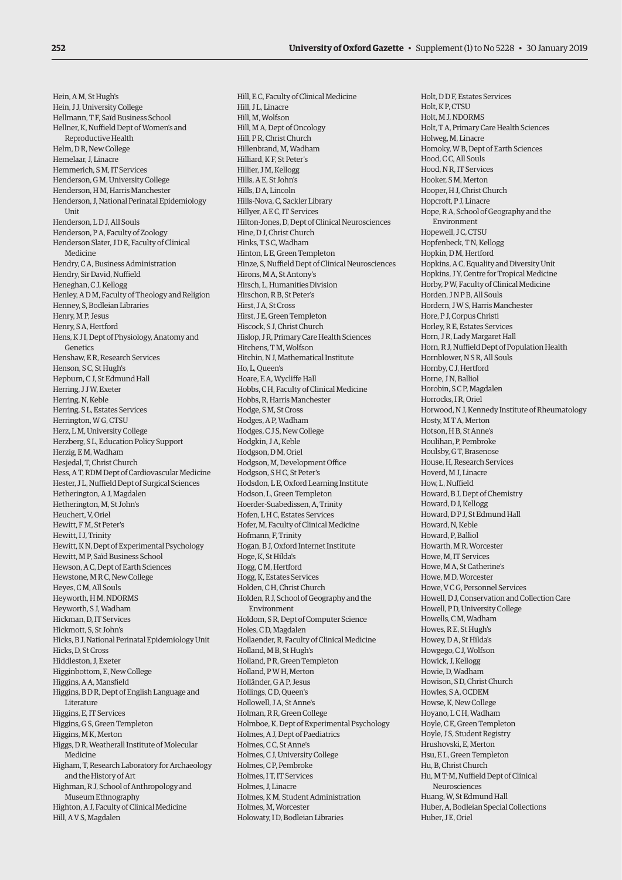Hein, A M, St Hugh's
Hein, J J, University College
Hellmann, T F, Saïd Business School
Hellner, K, Nuffield Dept of Women's and Reproductive Health
Helm, D R, New College
Hemelaar, J, Linacre
Hemmerich, S M, IT Services
Henderson, G M, University College
Henderson, H M, Harris Manchester
Henderson, J, National Perinatal Epidemiology Unit
Henderson, L D J, All Souls
Henderson, P A, Faculty of Zoology
Henderson Slater, J D E, Faculty of Clinical Medicine
Hendry, C A, Business Administration
Hendry, Sir David, Nuffield
Heneghan, C J, Kellogg
Henley, A D M, Faculty of Theology and Religion
Henney, S, Bodleian Libraries
Henry, M P, Jesus
Henry, S A, Hertford
Hens, K J I, Dept of Physiology, Anatomy and Genetics
Henshaw, E R, Research Services
Henson, S C, St Hugh's
Hepburn, C J, St Edmund Hall
Herring, J J W, Exeter
Herring, N, Keble
Herring, S L, Estates Services
Herrington, W G, CTSU
Herz, L M, University College
Herzberg, S L, Education Policy Support
Herzig, E M, Wadham
Hesjedal, T, Christ Church
Hess, A T, RDM Dept of Cardiovascular Medicine
Hester, J L, Nuffield Dept of Surgical Sciences
Hetherington, A J, Magdalen
Hetherington, M, St John's
Heuchert, V, Oriel
Hewitt, F M, St Peter's
Hewitt, I J, Trinity
Hewitt, K N, Dept of Experimental Psychology
Hewitt, M P, Saïd Business School
Hewson, A C, Dept of Earth Sciences
Hewstone, M R C, New College
Heyes, C M, All Souls
Heyworth, H M, NDORMS
Heyworth, S J, Wadham
Hickman, D, IT Services
Hickmott, S, St John's
Hicks, B J, National Perinatal Epidemiology Unit
Hicks, D, St Cross
Hiddleston, J, Exeter
Higginbottom, E, New College
Higgins, A A, Mansfield
Higgins, B D R, Dept of English Language and Literature
Higgins, E, IT Services
Higgins, G S, Green Templeton
Higgins, M K, Merton
Higgs, D R, Weatherall Institute of Molecular Medicine
Higham, T, Research Laboratory for Archaeology and the History of Art
Highman, R J, School of Anthropology and Museum Ethnography
Highton, A J, Faculty of Clinical Medicine
Hill, A V S, Magdalen
Hill, E C, Faculty of Clinical Medicine
Hill, J L, Linacre
Hill, M, Wolfson
Hill, M A, Dept of Oncology
Hill, P R, Christ Church
Hillenbrand, M, Wadham
Hilliard, K F, St Peter's
Hillier, J M, Kellogg
Hills, A E, St John's
Hills, D A, Lincoln
Hills-Nova, C, Sackler Library
Hillyer, A E C, IT Services
Hilton-Jones, D, Dept of Clinical Neurosciences
Hine, D J, Christ Church
Hinks, T S C, Wadham
Hinton, L E, Green Templeton
Hinze, S, Nuffield Dept of Clinical Neurosciences
Hirons, M A, St Antony's
Hirsch, L, Humanities Division
Hirschon, R B, St Peter's
Hirst, J A, St Cross
Hirst, J E, Green Templeton
Hiscock, S J, Christ Church
Hislop, J R, Primary Care Health Sciences
Hitchens, T M, Wolfson
Hitchin, N J, Mathematical Institute
Ho, L, Queen's
Hoare, E A, Wycliffe Hall
Hobbs, C H, Faculty of Clinical Medicine
Hobbs, R, Harris Manchester
Hodge, S M, St Cross
Hodges, A P, Wadham
Hodges, C J S, New College
Hodgkin, J A, Keble
Hodgson, D M, Oriel
Hodgson, M, Development Office
Hodgson, S H C, St Peter's
Hodsdon, L E, Oxford Learning Institute
Hodson, L, Green Templeton
Hoerder-Suabedissen, A, Trinity
Hofen, L H C, Estates Services
Hofer, M, Faculty of Clinical Medicine
Hofmann, F, Trinity
Hogan, B J, Oxford Internet Institute
Hoge, K, St Hilda's
Hogg, C M, Hertford
Hogg, K, Estates Services
Holden, C H, Christ Church
Holden, R J, School of Geography and the Environment
Holdom, S R, Dept of Computer Science
Holes, C D, Magdalen
Hollaender, R, Faculty of Clinical Medicine
Holland, M B, St Hugh's
Holland, P R, Green Templeton
Holland, P W H, Merton
Holländer, G A P, Jesus
Hollings, C D, Queen's
Hollowell, J A, St Anne's
Holman, R R, Green College
Holmboe, K, Dept of Experimental Psychology
Holmes, A J, Dept of Paediatrics
Holmes, C C, St Anne's
Holmes, C J, University College
Holmes, C P, Pembroke
Holmes, I T, IT Services
Holmes, J, Linacre
Holmes, K M, Student Administration
Holmes, M, Worcester
Holoway, I D, Bodleian Libraries
Holt, D D F, Estates Services
Holt, K P, CTSU
Holt, M J, NDORMS
Holt, T A, Primary Care Health Sciences
Holweg, M, Linacre
Homoky, W B, Dept of Earth Sciences
Hood, C C, All Souls
Hood, N R, IT Services
Hooker, S M, Merton
Hooper, H J, Christ Church
Hopcroft, P J, Linacre
Hope, R A, School of Geography and the Environment
Hopewell, J C, CTSU
Hopfenbeck, T N, Kellogg
Hopkin, D M, Hertford
Hopkins, A C, Equality and Diversity Unit
Hopkins, J Y, Centre for Tropical Medicine
Horby, P W, Faculty of Clinical Medicine
Horden, J N P B, All Souls
Hordern, J W S, Harris Manchester
Hore, P J, Corpus Christi
Horley, R E, Estates Services
Horn, J R, Lady Margaret Hall
Horn, R J, Nuffield Dept of Population Health
Hornblower, N S R, All Souls
Hornby, C J, Hertford
Horne, J N, Balliol
Horobin, S C P, Magdalen
Horrocks, I R, Oriel
Horwood, N J, Kennedy Institute of Rheumatology
Hosty, M T A, Merton
Hotson, H B, St Anne's
Houlihan, P, Pembroke
Houlsby, G T, Brasenose
House, H, Research Services
Hoverd, M J, Linacre
How, L, Nuffield
Howard, B J, Dept of Chemistry
Howard, D J, Kellogg
Howard, D P J, St Edmund Hall
Howard, N, Keble
Howard, P, Balliol
Howarth, M R, Worcester
Howe, M, IT Services
Howe, M A, St Catherine's
Howe, M D, Worcester
Howe, V C G, Personnel Services
Howell, D J, Conservation and Collection Care
Howell, P D, University College
Howells, C M, Wadham
Howes, R E, St Hugh's
Howey, D A, St Hilda's
Howgego, C J, Wolfson
Howick, J, Kellogg
Howie, D, Wadham
Howison, S D, Christ Church
Howles, S A, OCDEM
Howse, K, New College
Hoyano, L C H, Wadham
Hoyle, C E, Green Templeton
Hoyle, J S, Student Registry
Hrushovski, E, Merton
Hsu, E L, Green Templeton
Hu, B, Christ Church
Hu, M T-M, Nuffield Dept of Clinical Neurosciences
Huang, W, St Edmund Hall
Huber, A, Bodleian Special Collections
Huber, J E, Oriel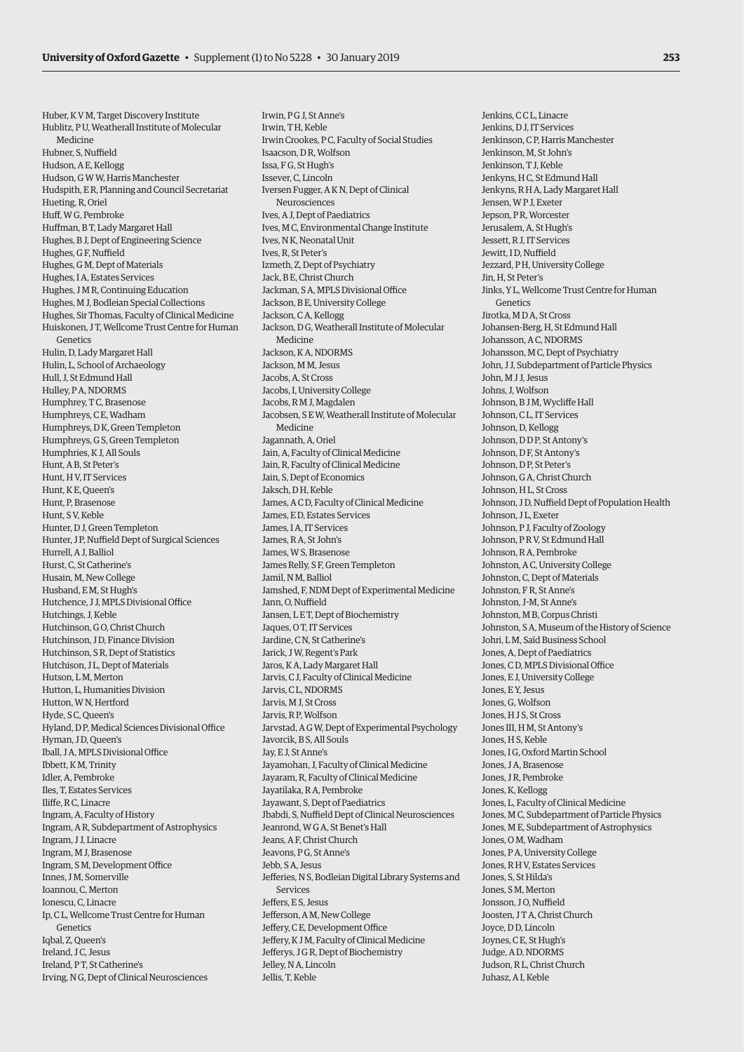Huber, K V M, Target Discovery Institute
Hublitz, P U, Weatherall Institute of Molecular Medicine
Hubner, S, Nuffield
Hudson, A E, Kellogg
Hudson, G W W, Harris Manchester
Hudspith, E R, Planning and Council Secretariat
Hueting, R, Oriel
Huff, W G, Pembroke
Huffman, B T, Lady Margaret Hall
Hughes, B J, Dept of Engineering Science
Hughes, G F, Nuffield
Hughes, G M, Dept of Materials
Hughes, I A, Estates Services
Hughes, J M R, Continuing Education
Hughes, M J, Bodleian Special Collections
Hughes, Sir Thomas, Faculty of Clinical Medicine
Huiskonen, J T, Wellcome Trust Centre for Human Genetics
Hulin, D, Lady Margaret Hall
Hulin, L, School of Archaeology
Hull, J, St Edmund Hall
Hulley, P A, NDORMS
Humphrey, T C, Brasenose
Humphreys, C E, Wadham
Humphreys, D K, Green Templeton
Humphreys, G S, Green Templeton
Humphries, K J, All Souls
Hunt, A B, St Peter's
Hunt, H V, IT Services
Hunt, K E, Queen's
Hunt, P, Brasenose
Hunt, S V, Keble
Hunter, D J, Green Templeton
Hunter, J P, Nuffield Dept of Surgical Sciences
Hurrell, A J, Balliol
Hurst, C, St Catherine's
Husain, M, New College
Husband, E M, St Hugh's
Hutchence, J J, MPLS Divisional Office
Hutchings, J, Keble
Hutchinson, G O, Christ Church
Hutchinson, J D, Finance Division
Hutchinson, S R, Dept of Statistics
Hutchison, J L, Dept of Materials
Hutson, L M, Merton
Hutton, L, Humanities Division
Hutton, W N, Hertford
Hyde, S C, Queen's
Hyland, D P, Medical Sciences Divisional Office
Hyman, J D, Queen's
Iball, J A, MPLS Divisional Office
Ibbett, K M, Trinity
Idler, A, Pembroke
Iles, T, Estates Services
Iliffe, R C, Linacre
Ingram, A, Faculty of History
Ingram, A R, Subdepartment of Astrophysics
Ingram, J J, Linacre
Ingram, M J, Brasenose
Ingram, S M, Development Office
Innes, J M, Somerville
Ioannou, C, Merton
Ionescu, C, Linacre
Ip, C L, Wellcome Trust Centre for Human Genetics
Iqbal, Z, Queen's
Ireland, J C, Jesus
Ireland, P T, St Catherine's
Irving, N G, Dept of Clinical Neurosciences
Irwin, P G J, St Anne's
Irwin, T H, Keble
Irwin Crookes, P C, Faculty of Social Studies
Isaacson, D R, Wolfson
Issa, F G, St Hugh's
Issever, C, Lincoln
Iversen Fugger, A K N, Dept of Clinical Neurosciences
Ives, A J, Dept of Paediatrics
Ives, M C, Environmental Change Institute
Ives, N K, Neonatal Unit
Ives, R, St Peter's
Izmeth, Z, Dept of Psychiatry
Jack, B E, Christ Church
Jackman, S A, MPLS Divisional Office
Jackson, B E, University College
Jackson, C A, Kellogg
Jackson, D G, Weatherall Institute of Molecular Medicine
Jackson, K A, NDORMS
Jackson, M M, Jesus
Jacobs, A, St Cross
Jacobs, I, University College
Jacobs, R M J, Magdalen
Jacobsen, S E W, Weatherall Institute of Molecular Medicine
Jagannath, A, Oriel
Jain, A, Faculty of Clinical Medicine
Jain, R, Faculty of Clinical Medicine
Jain, S, Dept of Economics
Jaksch, D H, Keble
James, A C D, Faculty of Clinical Medicine
James, E D, Estates Services
James, I A, IT Services
James, R A, St John's
James, W S, Brasenose
James Relly, S F, Green Templeton
Jamil, N M, Balliol
Jamshed, F, NDM Dept of Experimental Medicine
Jann, O, Nuffield
Jansen, L E T, Dept of Biochemistry
Jaques, O T, IT Services
Jardine, C N, St Catherine's
Jarick, J W, Regent's Park
Jaros, K A, Lady Margaret Hall
Jarvis, C J, Faculty of Clinical Medicine
Jarvis, C L, NDORMS
Jarvis, M J, St Cross
Jarvis, R P, Wolfson
Jarvstad, A G W, Dept of Experimental Psychology
Javorcik, B S, All Souls
Jay, E J, St Anne's
Jayamohan, J, Faculty of Clinical Medicine
Jayaram, R, Faculty of Clinical Medicine
Jayatilaka, R A, Pembroke
Jayawant, S, Dept of Paediatrics
Jbabdi, S, Nuffield Dept of Clinical Neurosciences
Jeanrond, W G A, St Benet's Hall
Jeans, A F, Christ Church
Jeavons, P G, St Anne's
Jebb, S A, Jesus
Jefferies, N S, Bodleian Digital Library Systems and Services
Jeffers, E S, Jesus
Jefferson, A M, New College
Jeffery, C E, Development Office
Jeffery, K J M, Faculty of Clinical Medicine
Jefferys, J G R, Dept of Biochemistry
Jelley, N A, Lincoln
Jellis, T, Keble
Jenkins, C C L, Linacre
Jenkins, D J, IT Services
Jenkinson, C P, Harris Manchester
Jenkinson, M, St John's
Jenkinson, T J, Keble
Jenkyns, H C, St Edmund Hall
Jenkyns, R H A, Lady Margaret Hall
Jensen, W P J, Exeter
Jepson, P R, Worcester
Jerusalem, A, St Hugh's
Jessett, R J, IT Services
Jewitt, I D, Nuffield
Jezzard, P H, University College
Jin, H, St Peter's
Jinks, Y L, Wellcome Trust Centre for Human Genetics
Jirotka, M D A, St Cross
Johansen-Berg, H, St Edmund Hall
Johansson, A C, NDORMS
Johansson, M C, Dept of Psychiatry
John, J J, Subdepartment of Particle Physics
John, M J J, Jesus
Johns, J, Wolfson
Johnson, B J M, Wycliffe Hall
Johnson, C L, IT Services
Johnson, D, Kellogg
Johnson, D D P, St Antony's
Johnson, D F, St Antony's
Johnson, D P, St Peter's
Johnson, G A, Christ Church
Johnson, H L, St Cross
Johnson, J D, Nuffield Dept of Population Health
Johnson, J L, Exeter
Johnson, P J, Faculty of Zoology
Johnson, P R V, St Edmund Hall
Johnson, R A, Pembroke
Johnston, A C, University College
Johnston, C, Dept of Materials
Johnston, F R, St Anne's
Johnston, J-M, St Anne's
Johnston, M B, Corpus Christi
Johnston, S A, Museum of the History of Science
Johri, L M, Saïd Business School
Jones, A, Dept of Paediatrics
Jones, C D, MPLS Divisional Office
Jones, E J, University College
Jones, E Y, Jesus
Jones, G, Wolfson
Jones, H J S, St Cross
Jones III, H M, St Antony's
Jones, H S, Keble
Jones, I G, Oxford Martin School
Jones, J A, Brasenose
Jones, J R, Pembroke
Jones, K, Kellogg
Jones, L, Faculty of Clinical Medicine
Jones, M C, Subdepartment of Particle Physics
Jones, M E, Subdepartment of Astrophysics
Jones, O M, Wadham
Jones, P A, University College
Jones, R H V, Estates Services
Jones, S, St Hilda's
Jones, S M, Merton
Jonsson, J O, Nuffield
Joosten, J T A, Christ Church
Joyce, D D, Lincoln
Joynes, C E, St Hugh's
Judge, A D, NDORMS
Judson, R L, Christ Church
Juhasz, A I, Keble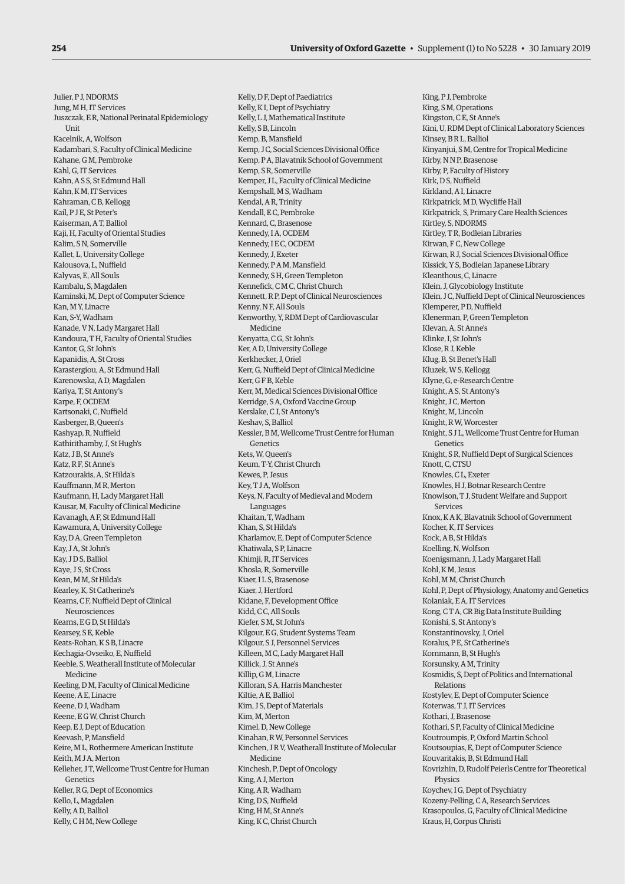Julier, P J, NDORMS
Jung, M H, IT Services
Juszczak, E R, National Perinatal Epidemiology Unit
Kacelnik, A, Wolfson
Kadambari, S, Faculty of Clinical Medicine
Kahane, G M, Pembroke
Kahl, G, IT Services
Kahn, A S S, St Edmund Hall
Kahn, K M, IT Services
Kahraman, C B, Kellogg
Kail, P J E, St Peter's
Kaiserman, A T, Balliol
Kaji, H, Faculty of Oriental Studies
Kalim, S N, Somerville
Kallet, L, University College
Kalousova, L, Nuffield
Kalyvas, E, All Souls
Kambalu, S, Magdalen
Kaminski, M, Dept of Computer Science
Kan, M Y, Linacre
Kan, S-Y, Wadham
Kanade, V N, Lady Margaret Hall
Kandoura, T H, Faculty of Oriental Studies
Kantor, G, St John's
Kapanidis, A, St Cross
Karastergiou, A, St Edmund Hall
Karenowska, A D, Magdalen
Kariya, T, St Antony's
Karpe, F, OCDEM
Kartsonaki, C, Nuffield
Kasberger, B, Queen's
Kashyap, R, Nuffield
Kathirithamby, J, St Hugh's
Katz, J B, St Anne's
Katz, R F, St Anne's
Katzourakis, A, St Hilda's
Kauffmann, M R, Merton
Kaufmann, H, Lady Margaret Hall
Kausar, M, Faculty of Clinical Medicine
Kavanagh, A F, St Edmund Hall
Kawamura, A, University College
Kay, D A, Green Templeton
Kay, J A, St John's
Kay, J D S, Balliol
Kaye, J S, St Cross
Kean, M M, St Hilda's
Kearley, K, St Catherine's
Kearns, C F, Nuffield Dept of Clinical Neurosciences
Kearns, E G D, St Hilda's
Kearsey, S E, Keble
Keats-Rohan, K S B, Linacre
Kechagia-Ovseiko, E, Nuffield
Keeble, S, Weatherall Institute of Molecular Medicine
Keeling, D M, Faculty of Clinical Medicine
Keene, A E, Linacre
Keene, D J, Wadham
Keene, E G W, Christ Church
Keep, E J, Dept of Education
Keevash, P, Mansfield
Keire, M L, Rothermere American Institute
Keith, M J A, Merton
Kelleher, J T, Wellcome Trust Centre for Human Genetics
Keller, R G, Dept of Economics
Kello, L, Magdalen
Kelly, A D, Balliol
Kelly, C H M, New College
Kelly, D F, Dept of Paediatrics
Kelly, K I, Dept of Psychiatry
Kelly, L J, Mathematical Institute
Kelly, S B, Lincoln
Kemp, B, Mansfield
Kemp, J C, Social Sciences Divisional Office
Kemp, P A, Blavatnik School of Government
Kemp, S R, Somerville
Kemper, J L, Faculty of Clinical Medicine
Kempshall, M S, Wadham
Kendal, A R, Trinity
Kendall, E C, Pembroke
Kennard, C, Brasenose
Kennedy, I A, OCDEM
Kennedy, I E C, OCDEM
Kennedy, J, Exeter
Kennedy, P A M, Mansfield
Kennedy, S H, Green Templeton
Kennefick, C M C, Christ Church
Kennett, R P, Dept of Clinical Neurosciences
Kenny, N F, All Souls
Kenworthy, Y, RDM Dept of Cardiovascular Medicine
Kenyatta, C G, St John's
Ker, A D, University College
Kerkhecker, J, Oriel
Kerr, G, Nuffield Dept of Clinical Medicine
Kerr, G F B, Keble
Kerr, M, Medical Sciences Divisional Office
Kerridge, S A, Oxford Vaccine Group
Kerslake, C J, St Antony's
Keshav, S, Balliol
Kessler, B M, Wellcome Trust Centre for Human Genetics
Kets, W, Queen's
Keum, T-Y, Christ Church
Kewes, P, Jesus
Key, T J A, Wolfson
Keys, N, Faculty of Medieval and Modern Languages
Khaitan, T, Wadham
Khan, S, St Hilda's
Kharlamov, E, Dept of Computer Science
Khatiwala, S P, Linacre
Khimji, R, IT Services
Khosla, R, Somerville
Kiaer, I L S, Brasenose
Kiaer, J, Hertford
Kidane, F, Development Office
Kidd, C C, All Souls
Kiefer, S M, St John's
Kilgour, E G, Student Systems Team
Kilgour, S J, Personnel Services
Killeen, M C, Lady Margaret Hall
Killick, J, St Anne's
Killip, G M, Linacre
Killoran, S A, Harris Manchester
Kiltie, A E, Balliol
Kim, J S, Dept of Materials
Kim, M, Merton
Kimel, D, New College
Kinahan, R W, Personnel Services
Kinchen, J R V, Weatherall Institute of Molecular Medicine
Kinchesh, P, Dept of Oncology
King, A J, Merton
King, A R, Wadham
King, D S, Nuffield
King, H M, St Anne's
King, K C, Christ Church
King, P J, Pembroke
King, S M, Operations
Kingston, C E, St Anne's
Kini, U, RDM Dept of Clinical Laboratory Sciences
Kinsey, B R L, Balliol
Kinyanjui, S M, Centre for Tropical Medicine
Kirby, N N P, Brasenose
Kirby, P, Faculty of History
Kirk, D S, Nuffield
Kirkland, A I, Linacre
Kirkpatrick, M D, Wycliffe Hall
Kirkpatrick, S, Primary Care Health Sciences
Kirtley, S, NDORMS
Kirtley, T R, Bodleian Libraries
Kirwan, F C, New College
Kirwan, R J, Social Sciences Divisional Office
Kissick, Y S, Bodleian Japanese Library
Kleanthous, C, Linacre
Klein, J, Glycobiology Institute
Klein, J C, Nuffield Dept of Clinical Neurosciences
Klemperer, P D, Nuffield
Klenerman, P, Green Templeton
Klevan, A, St Anne's
Klinke, I, St John's
Klose, R J, Keble
Klug, B, St Benet's Hall
Kluzek, W S, Kellogg
Klyne, G, e-Research Centre
Knight, A S, St Antony's
Knight, J C, Merton
Knight, M, Lincoln
Knight, R W, Worcester
Knight, S J L, Wellcome Trust Centre for Human Genetics
Knight, S R, Nuffield Dept of Surgical Sciences
Knott, C, CTSU
Knowles, C L, Exeter
Knowles, H J, Botnar Research Centre
Knowlson, T J, Student Welfare and Support Services
Knox, K A K, Blavatnik School of Government
Kocher, K, IT Services
Kock, A B, St Hilda's
Koelling, N, Wolfson
Koenigsmann, J, Lady Margaret Hall
Kohl, K M, Jesus
Kohl, M M, Christ Church
Kohl, P, Dept of Physiology, Anatomy and Genetics
Kolaniak, E A, IT Services
Kong, C T A, CR Big Data Institute Building
Konishi, S, St Antony's
Konstantinovsky, J, Oriel
Koralus, P E, St Catherine's
Kornmann, B, St Hugh's
Korsunsky, A M, Trinity
Kosmidis, S, Dept of Politics and International Relations
Kostylev, E, Dept of Computer Science
Koterwas, T J, IT Services
Kothari, J, Brasenose
Kothari, S P, Faculty of Clinical Medicine
Koutroumpis, P, Oxford Martin School
Koutsoupias, E, Dept of Computer Science
Kouvaritakis, B, St Edmund Hall
Kovrizhin, D, Rudolf Peierls Centre for Theoretical Physics
Koychev, I G, Dept of Psychiatry
Kozeny-Pelling, C A, Research Services
Krasopoulos, G, Faculty of Clinical Medicine
Kraus, H, Corpus Christi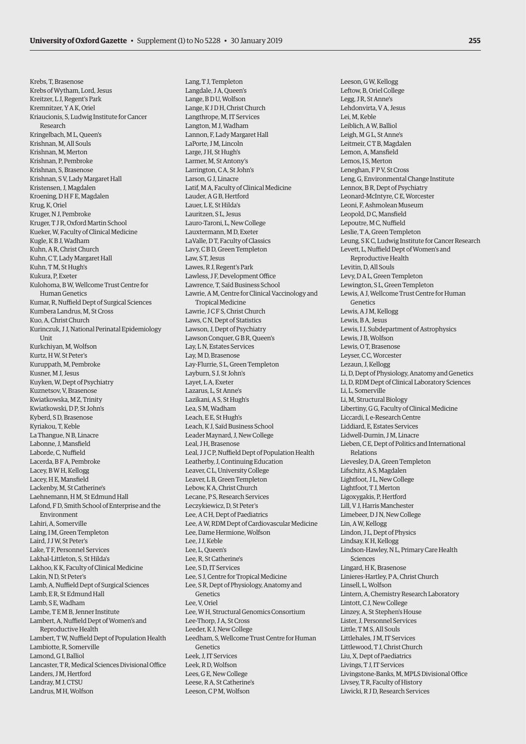Krebs, T, Brasenose
Krebs of Wytham, Lord, Jesus
Kreitzer, L J, Regent's Park
Kremnitzer, Y A K, Oriel
Kriaucionis, S, Ludwig Institute for Cancer Research
Kringelbach, M L, Queen's
Krishnan, M, All Souls
Krishnan, M, Merton
Krishnan, P, Pembroke
Krishnan, S, Brasenose
Krishnan, S V, Lady Margaret Hall
Kristensen, J, Magdalen
Kroening, D H F E, Magdalen
Krug, K, Oriel
Kruger, N J, Pembroke
Kruger, T J R, Oxford Martin School
Kueker, W, Faculty of Clinical Medicine
Kugle, K B J, Wadham
Kuhn, A R, Christ Church
Kuhn, C T, Lady Margaret Hall
Kuhn, T M, St Hugh's
Kukura, P, Exeter
Kulohoma, B W, Wellcome Trust Centre for Human Genetics
Kumar, R, Nuffield Dept of Surgical Sciences
Kumbera Landrus, M, St Cross
Kuo, A, Christ Church
Kurinczuk, J J, National Perinatal Epidemiology Unit
Kurkchiyan, M, Wolfson
Kurtz, H W, St Peter's
Kuruppath, M, Pembroke
Kusner, M J, Jesus
Kuyken, W, Dept of Psychiatry
Kuznetsov, V, Brasenose
Kwiatkowska, M Z, Trinity
Kwiatkowski, D P, St John's
Kyberd, S D, Brasenose
Kyriakou, T, Keble
La Thangue, N B, Linacre
Labonne, J, Mansfield
Laborde, C, Nuffield
Lacerda, B F A, Pembroke
Lacey, B W H, Kellogg
Lacey, H E, Mansfield
Lackenby, M, St Catherine's
Laehnemann, H M, St Edmund Hall
Lafond, F D, Smith School of Enterprise and the Environment
Lahiri, A, Somerville
Laing, I M, Green Templeton
Laird, J J W, St Peter's
Lake, T F, Personnel Services
Lakhal-Littleton, S, St Hilda's
Lakhoo, K K, Faculty of Clinical Medicine
Lakin, N D, St Peter's
Lamb, A, Nuffield Dept of Surgical Sciences
Lamb, E R, St Edmund Hall
Lamb, S E, Wadham
Lambe, T E M B, Jenner Institute
Lambert, A, Nuffield Dept of Women's and Reproductive Health
Lambert, T W, Nuffield Dept of Population Health
Lambiotte, R, Somerville
Lamond, G I, Balliol
Lancaster, T R, Medical Sciences Divisional Office
Landers, J M, Hertford
Landray, M J, CTSU
Landrus, M H, Wolfson
Lang, T J, Templeton
Langdale, J A, Queen's
Lange, B D U, Wolfson
Lange, K J D H, Christ Church
Langthrope, M, IT Services
Langton, M J, Wadham
Lannon, F, Lady Margaret Hall
LaPorte, J M, Lincoln
Large, J H, St Hugh's
Larmer, M, St Antony's
Larrington, C A, St John's
Larson, G J, Linacre
Latif, M A, Faculty of Clinical Medicine
Lauder, A G B, Hertford
Lauer, L E, St Hilda's
Lauritzen, S L, Jesus
Lauro-Taroni, L, New College
Lauxtermann, M D, Exeter
LaValle, D T, Faculty of Classics
Lavy, C B D, Green Templeton
Law, S T, Jesus
Lawes, R J, Regent's Park
Lawless, J F, Development Office
Lawrence, T, Saïd Business School
Lawrie, A M, Centre for Clinical Vaccinology and Tropical Medicine
Lawrie, J C F S, Christ Church
Laws, C N, Dept of Statistics
Lawson, J, Dept of Psychiatry
Lawson Conquer, G B R, Queen's
Lay, L N, Estates Services
Lay, M D, Brasenose
Lay-Flurrie, S L, Green Templeton
Layburn, S J, St John's
Layet, L A, Exeter
Lazarus, L, St Anne's
Lazikani, A S, St Hugh's
Lea, S M, Wadham
Leach, E E, St Hugh's
Leach, K J, Saïd Business School
Leader Maynard, J, New College
Leal, J H, Brasenose
Leal, J J C P, Nuffield Dept of Population Health
Leatherby, J, Continuing Education
Leaver, C L, University College
Leaver, L B, Green Templeton
Lebow, K A, Christ Church
Lecane, P S, Research Services
Leczykiewicz, D, St Peter's
Lee, A C H, Dept of Paediatrics
Lee, A W, RDM Dept of Cardiovascular Medicine
Lee, Dame Hermione, Wolfson
Lee, J J, Keble
Lee, L, Queen's
Lee, R, St Catherine's
Lee, S D, IT Services
Lee, S J, Centre for Tropical Medicine
Lee, S R, Dept of Physiology, Anatomy and Genetics
Lee, V, Oriel
Lee, W H, Structural Genomics Consortium
Lee-Thorp, J A, St Cross
Leeder, K J, New College
Leedham, S, Wellcome Trust Centre for Human Genetics
Leek, J, IT Services
Leek, R D, Wolfson
Lees, G E, New College
Leese, R A, St Catherine's
Leeson, C P M, Wolfson
Leeson, G W, Kellogg
Leftow, B, Oriel College
Legg, J R, St Anne's
Lehdonvirta, V A, Jesus
Lei, M, Keble
Leiblich, A W, Balliol
Leigh, M G L, St Anne's
Leitmeir, C T B, Magdalen
Lemon, A, Mansfield
Lemos, I S, Merton
Leneghan, F P V, St Cross
Leng, G, Environmental Change Institute
Lennox, B R, Dept of Psychiatry
Leonard-McIntyre, C E, Worcester
Leoni, F, Ashmolean Museum
Leopold, D C, Mansfield
Lepoutre, M C, Nuffield
Leslie, T A, Green Templeton
Leung, S K C, Ludwig Institute for Cancer Research
Levett, L, Nuffield Dept of Women's and Reproductive Health
Levitin, D, All Souls
Levy, D A L, Green Templeton
Lewington, S L, Green Templeton
Lewis, A J, Wellcome Trust Centre for Human Genetics
Lewis, A J M, Kellogg
Lewis, B A, Jesus
Lewis, I J, Subdepartment of Astrophysics
Lewis, J B, Wolfson
Lewis, O T, Brasenose
Leyser, C C, Worcester
Lezaun, J, Kellogg
Li, D, Dept of Physiology, Anatomy and Genetics
Li, D, RDM Dept of Clinical Laboratory Sciences
Li, L, Somerville
Li, M, Structural Biology
Libertiny, G G, Faculty of Clinical Medicine
Liccardi, I, e-Research Centre
Liddiard, E, Estates Services
Lidwell-Durnin, J M, Linacre
Lieben, C E, Dept of Politics and International Relations
Lievesley, D A, Green Templeton
Lifschitz, A S, Magdalen
Lightfoot, J L, New College
Lightfoot, T J, Merton
Ligoxygakis, P, Hertford
Lill, V J, Harris Manchester
Limebeer, D J N, New College
Lin, A W, Kellogg
Lindon, J L, Dept of Physics
Lindsay, K H, Kellogg
Lindson-Hawley, N L, Primary Care Health Sciences
Lingard, H K, Brasenose
Linieres-Hartley, P A, Christ Church
Linsell, L, Wolfson
Lintern, A, Chemistry Research Laboratory
Lintott, C J, New College
Linzey, A, St Stephen's House
Lister, J, Personnel Services
Little, T M S, All Souls
Littlehales, J M, IT Services
Littlewood, T J, Christ Church
Liu, X, Dept of Paediatrics
Livings, T J, IT Services
Livingstone-Banks, M, MPLS Divisional Office
Livsey, T R, Faculty of History
Liwicki, R J D, Research Services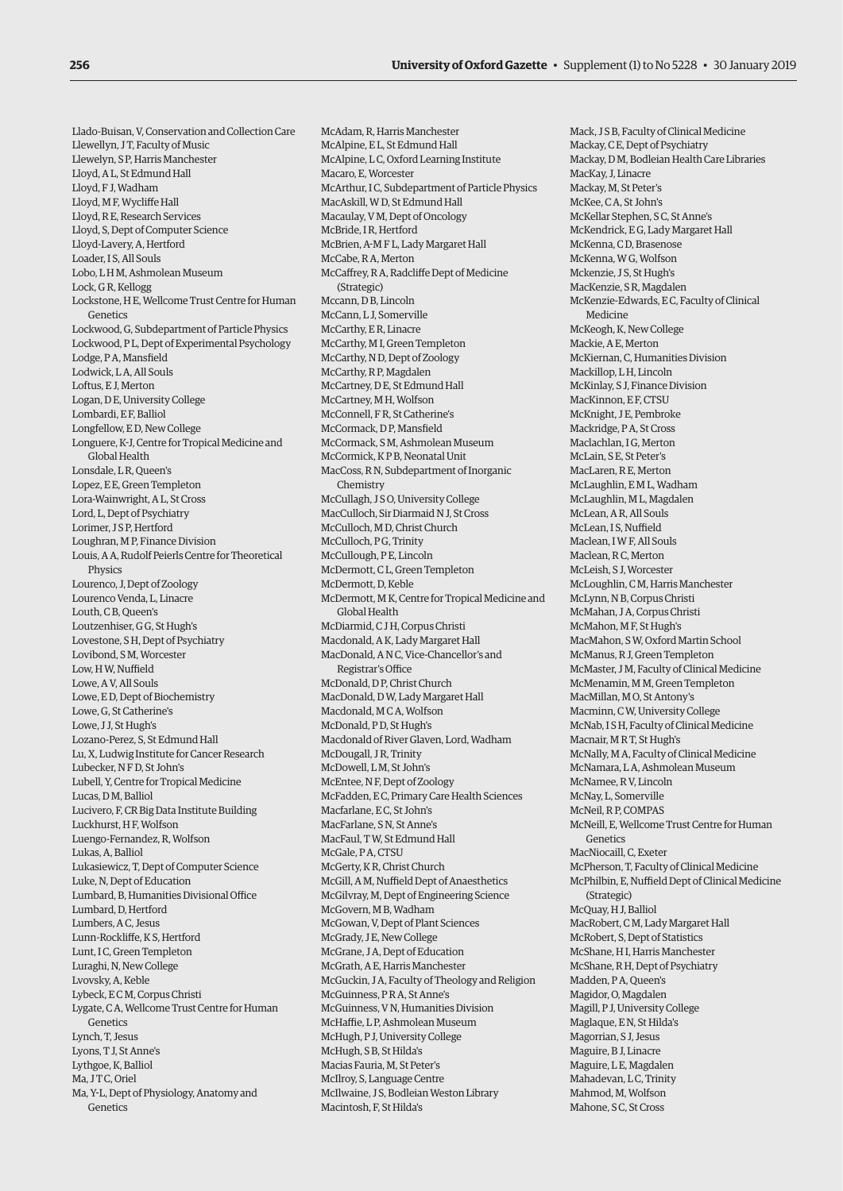Llado-Buisan, V, Conservation and Collection Care
Llewellyn, J T, Faculty of Music
Llewelyn, S P, Harris Manchester
Lloyd, A L, St Edmund Hall
Lloyd, F J, Wadham
Lloyd, M F, Wycliffe Hall
Lloyd, R E, Research Services
Lloyd, S, Dept of Computer Science
Lloyd-Lavery, A, Hertford
Loader, I S, All Souls
Lobo, L H M, Ashmolean Museum
Lock, G R, Kellogg
Lockstone, H E, Wellcome Trust Centre for Human Genetics
Lockwood, G, Subdepartment of Particle Physics
Lockwood, P L, Dept of Experimental Psychology
Lodge, P A, Mansfield
Lodwick, L A, All Souls
Loftus, E J, Merton
Logan, D E, University College
Lombardi, E F, Balliol
Longfellow, E D, New College
Longuere, K-J, Centre for Tropical Medicine and Global Health
Lonsdale, L R, Queen's
Lopez, E E, Green Templeton
Lora-Wainwright, A L, St Cross
Lord, L, Dept of Psychiatry
Lorimer, J S P, Hertford
Loughran, M P, Finance Division
Louis, A A, Rudolf Peierls Centre for Theoretical Physics
Lourenco, J, Dept of Zoology
Lourenco Venda, L, Linacre
Louth, C B, Queen's
Loutzenhiser, G G, St Hugh's
Lovestone, S H, Dept of Psychiatry
Lovibond, S M, Worcester
Low, H W, Nuffield
Lowe, A V, All Souls
Lowe, E D, Dept of Biochemistry
Lowe, G, St Catherine's
Lowe, J J, St Hugh's
Lozano-Perez, S, St Edmund Hall
Lu, X, Ludwig Institute for Cancer Research
Lubecker, N F D, St John's
Lubell, Y, Centre for Tropical Medicine
Lucas, D M, Balliol
Lucivero, F, CR Big Data Institute Building
Luckhurst, H F, Wolfson
Luengo-Fernandez, R, Wolfson
Lukas, A, Balliol
Lukasiewicz, T, Dept of Computer Science
Luke, N, Dept of Education
Lumbard, B, Humanities Divisional Office
Lumbard, D, Hertford
Lumbers, A C, Jesus
Lunn-Rockliffe, K S, Hertford
Lunt, I C, Green Templeton
Luraghi, N, New College
Lvovsky, A, Keble
Lybeck, E C M, Corpus Christi
Lygate, C A, Wellcome Trust Centre for Human Genetics
Lynch, T, Jesus
Lyons, T J, St Anne's
Lythgoe, K, Balliol
Ma, J T C, Oriel
Ma, Y-L, Dept of Physiology, Anatomy and Genetics
McAdam, R, Harris Manchester
McAlpine, E L, St Edmund Hall
McAlpine, L C, Oxford Learning Institute
Macaro, E, Worcester
McArthur, I C, Subdepartment of Particle Physics
MacAskill, W D, St Edmund Hall
Macaulay, V M, Dept of Oncology
McBride, I R, Hertford
McBrien, A-M F L, Lady Margaret Hall
McCabe, R A, Merton
McCaffrey, R A, Radcliffe Dept of Medicine (Strategic)
Mccann, D B, Lincoln
McCann, L J, Somerville
McCarthy, E R, Linacre
McCarthy, M I, Green Templeton
McCarthy, N D, Dept of Zoology
McCarthy, R P, Magdalen
McCartney, D E, St Edmund Hall
McCartney, M H, Wolfson
McConnell, F R, St Catherine's
McCormack, D P, Mansfield
McCormack, S M, Ashmolean Museum
McCormick, K P B, Neonatal Unit
MacCoss, R N, Subdepartment of Inorganic Chemistry
McCullagh, J S O, University College
MacCulloch, Sir Diarmaid N J, St Cross
McCulloch, M D, Christ Church
McCulloch, P G, Trinity
McCullough, P E, Lincoln
McDermott, C L, Green Templeton
McDermott, D, Keble
McDermott, M K, Centre for Tropical Medicine and Global Health
McDiarmid, C J H, Corpus Christi
Macdonald, A K, Lady Margaret Hall
MacDonald, A N C, Vice-Chancellor's and Registrar's Office
McDonald, D P, Christ Church
MacDonald, D W, Lady Margaret Hall
Macdonald, M C A, Wolfson
McDonald, P D, St Hugh's
Macdonald of River Glaven, Lord, Wadham
McDougall, J R, Trinity
McDowell, L M, St John's
McEntee, N F, Dept of Zoology
McFadden, E C, Primary Care Health Sciences
Macfarlane, E C, St John's
MacFarlane, S N, St Anne's
MacFaul, T W, St Edmund Hall
McGale, P A, CTSU
McGerty, K R, Christ Church
McGill, A M, Nuffield Dept of Anaesthetics
McGilvray, M, Dept of Engineering Science
McGovern, M B, Wadham
McGowan, V, Dept of Plant Sciences
McGrady, J E, New College
McGrane, J A, Dept of Education
McGrath, A E, Harris Manchester
McGuckin, J A, Faculty of Theology and Religion
McGuinness, P R A, St Anne's
McGuinness, V N, Humanities Division
McHaffie, L P, Ashmolean Museum
McHugh, P J, University College
McHugh, S B, St Hilda's
Macias Fauria, M, St Peter's
McIlroy, S, Language Centre
McIlwaine, J S, Bodleian Weston Library
Macintosh, F, St Hilda's
Mack, J S B, Faculty of Clinical Medicine
Mackay, C E, Dept of Psychiatry
Mackay, D M, Bodleian Health Care Libraries
MacKay, J, Linacre
Mackay, M, St Peter's
McKee, C A, St John's
McKellar Stephen, S C, St Anne's
McKendrick, E G, Lady Margaret Hall
McKenna, C D, Brasenose
McKenna, W G, Wolfson
Mckenzie, J S, St Hugh's
MacKenzie, S R, Magdalen
McKenzie-Edwards, E C, Faculty of Clinical Medicine
McKeogh, K, New College
Mackie, A E, Merton
McKiernan, C, Humanities Division
Mackillop, L H, Lincoln
McKinlay, S J, Finance Division
MacKinnon, E F, CTSU
McKnight, J E, Pembroke
Mackridge, P A, St Cross
Maclachlan, I G, Merton
McLain, S E, St Peter's
MacLaren, R E, Merton
McLaughlin, E M L, Wadham
McLaughlin, M L, Magdalen
McLean, A R, All Souls
McLean, I S, Nuffield
Maclean, I W F, All Souls
Maclean, R C, Merton
McLeish, S J, Worcester
McLoughlin, C M, Harris Manchester
McLynn, N B, Corpus Christi
McMahan, J A, Corpus Christi
McMahon, M F, St Hugh's
MacMahon, S W, Oxford Martin School
McManus, R J, Green Templeton
McMaster, J M, Faculty of Clinical Medicine
McMenamin, M M, Green Templeton
MacMillan, M O, St Antony's
Macminn, C W, University College
McNab, I S H, Faculty of Clinical Medicine
Macnair, M R T, St Hugh's
McNally, M A, Faculty of Clinical Medicine
McNamara, L A, Ashmolean Museum
McNamee, R V, Lincoln
McNay, L, Somerville
McNeil, R P, COMPAS
McNeill, E, Wellcome Trust Centre for Human Genetics
MacNiocaill, C, Exeter
McPherson, T, Faculty of Clinical Medicine
McPhilbin, E, Nuffield Dept of Clinical Medicine (Strategic)
McQuay, H J, Balliol
MacRobert, C M, Lady Margaret Hall
McRobert, S, Dept of Statistics
McShane, H I, Harris Manchester
McShane, R H, Dept of Psychiatry
Madden, P A, Queen's
Magidor, O, Magdalen
Magill, P J, University College
Maglaque, E N, St Hilda's
Magorrian, S J, Jesus
Maguire, B J, Linacre
Maguire, L E, Magdalen
Mahadevan, L C, Trinity
Mahmod, M, Wolfson
Mahone, S C, St Cross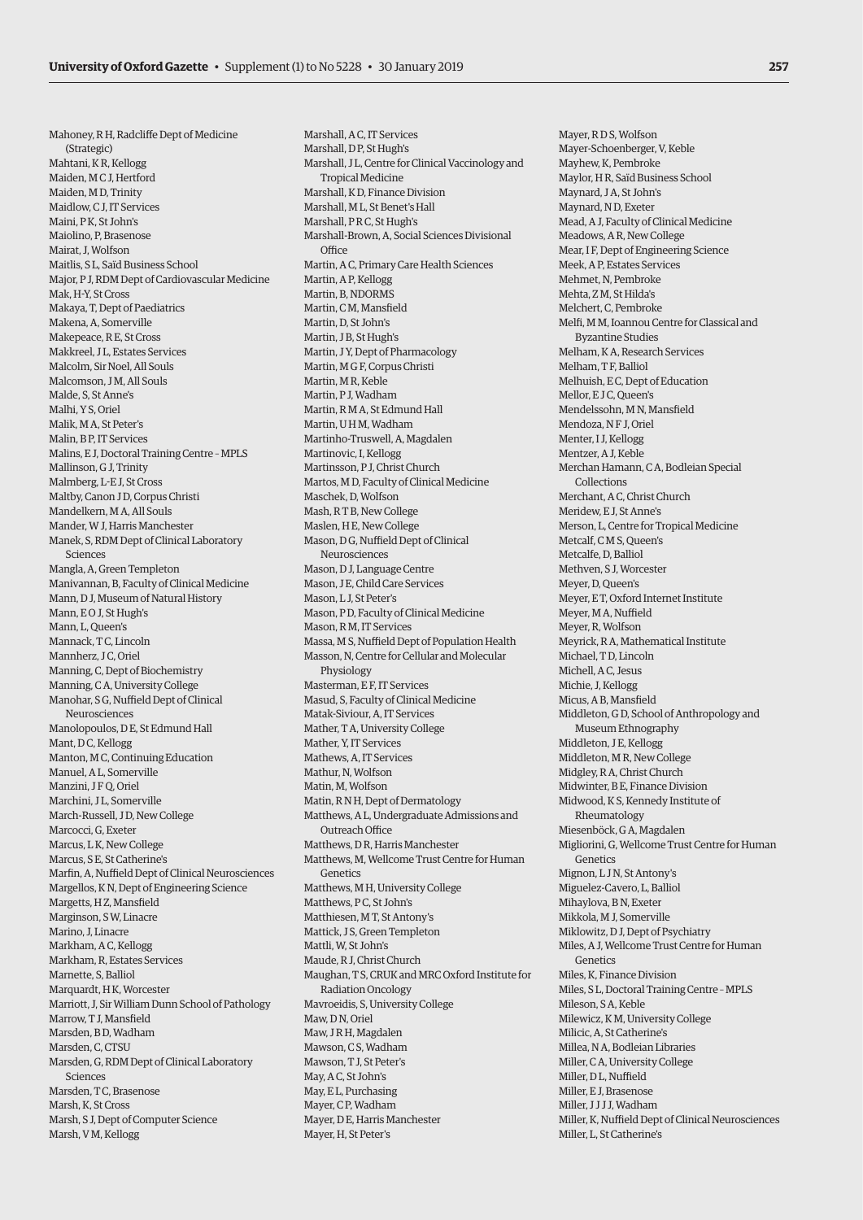Mahoney, R H, Radcliffe Dept of Medicine (Strategic)
Mahtani, K R, Kellogg
Maiden, M C J, Hertford
Maiden, M D, Trinity
Maidlow, C J, IT Services
Maini, P K, St John's
Maiolino, P, Brasenose
Mairat, J, Wolfson
Maitlis, S L, Saïd Business School
Major, P J, RDM Dept of Cardiovascular Medicine
Mak, H-Y, St Cross
Makaya, T, Dept of Paediatrics
Makena, A, Somerville
Makepeace, R E, St Cross
Makkreel, J L, Estates Services
Malcolm, Sir Noel, All Souls
Malcomson, J M, All Souls
Malde, S, St Anne's
Malhi, Y S, Oriel
Malik, M A, St Peter's
Malin, B P, IT Services
Malins, E J, Doctoral Training Centre – MPLS
Mallinson, G J, Trinity
Malmberg, L-E J, St Cross
Maltby, Canon J D, Corpus Christi
Mandelkern, M A, All Souls
Mander, W J, Harris Manchester
Manek, S, RDM Dept of Clinical Laboratory Sciences
Mangla, A, Green Templeton
Manivannan, B, Faculty of Clinical Medicine
Mann, D J, Museum of Natural History
Mann, E O J, St Hugh's
Mann, L, Queen's
Mannack, T C, Lincoln
Mannherz, J C, Oriel
Manning, C, Dept of Biochemistry
Manning, C A, University College
Manohar, S G, Nuffield Dept of Clinical Neurosciences
Manolopoulos, D E, St Edmund Hall
Mant, D C, Kellogg
Manton, M C, Continuing Education
Manuel, A L, Somerville
Manzini, J F Q, Oriel
Marchini, J L, Somerville
March-Russell, J D, New College
Marcocci, G, Exeter
Marcus, L K, New College
Marcus, S E, St Catherine's
Marfin, A, Nuffield Dept of Clinical Neurosciences
Margellos, K N, Dept of Engineering Science
Margetts, H Z, Mansfield
Marginson, S W, Linacre
Marino, J, Linacre
Markham, A C, Kellogg
Markham, R, Estates Services
Marnette, S, Balliol
Marquardt, H K, Worcester
Marriott, J, Sir William Dunn School of Pathology
Marrow, T J, Mansfield
Marsden, B D, Wadham
Marsden, C, CTSU
Marsden, G, RDM Dept of Clinical Laboratory Sciences
Marsden, T C, Brasenose
Marsh, K, St Cross
Marsh, S J, Dept of Computer Science
Marsh, V M, Kellogg
Marshall, A C, IT Services
Marshall, D P, St Hugh's
Marshall, J L, Centre for Clinical Vaccinology and Tropical Medicine
Marshall, K D, Finance Division
Marshall, M L, St Benet's Hall
Marshall, P R C, St Hugh's
Marshall-Brown, A, Social Sciences Divisional Office
Martin, A C, Primary Care Health Sciences
Martin, A P, Kellogg
Martin, B, NDORMS
Martin, C M, Mansfield
Martin, D, St John's
Martin, J B, St Hugh's
Martin, J Y, Dept of Pharmacology
Martin, M G F, Corpus Christi
Martin, M R, Keble
Martin, P J, Wadham
Martin, R M A, St Edmund Hall
Martin, U H M, Wadham
Martinho-Truswell, A, Magdalen
Martinovic, I, Kellogg
Martinsson, P J, Christ Church
Martos, M D, Faculty of Clinical Medicine
Maschek, D, Wolfson
Mash, R T B, New College
Maslen, H E, New College
Mason, D G, Nuffield Dept of Clinical Neurosciences
Mason, D J, Language Centre
Mason, J E, Child Care Services
Mason, L J, St Peter's
Mason, P D, Faculty of Clinical Medicine
Mason, R M, IT Services
Massa, M S, Nuffield Dept of Population Health
Masson, N, Centre for Cellular and Molecular Physiology
Masterman, E F, IT Services
Masud, S, Faculty of Clinical Medicine
Matak-Siviour, A, IT Services
Mather, T A, University College
Mather, Y, IT Services
Mathews, A, IT Services
Mathur, N, Wolfson
Matin, M, Wolfson
Matin, R N H, Dept of Dermatology
Matthews, A L, Undergraduate Admissions and Outreach Office
Matthews, D R, Harris Manchester
Matthews, M, Wellcome Trust Centre for Human Genetics
Matthews, M H, University College
Matthews, P C, St John's
Matthiesen, M T, St Antony's
Mattick, J S, Green Templeton
Mattli, W, St John's
Maude, R J, Christ Church
Maughan, T S, CRUK and MRC Oxford Institute for Radiation Oncology
Mavroeidis, S, University College
Maw, D N, Oriel
Maw, J R H, Magdalen
Mawson, C S, Wadham
Mawson, T J, St Peter's
May, A C, St John's
May, E L, Purchasing
Mayer, C P, Wadham
Mayer, D E, Harris Manchester
Mayer, H, St Peter's
Mayer, R D S, Wolfson
Mayer-Schoenberger, V, Keble
Mayhew, K, Pembroke
Maylor, H R, Saïd Business School
Maynard, J A, St John's
Maynard, N D, Exeter
Mead, A J, Faculty of Clinical Medicine
Meadows, A R, New College
Mear, I F, Dept of Engineering Science
Meek, A P, Estates Services
Mehmet, N, Pembroke
Mehta, Z M, St Hilda's
Melchert, C, Pembroke
Melfi, M M, Ioannou Centre for Classical and Byzantine Studies
Melham, K A, Research Services
Melham, T F, Balliol
Melhuish, E C, Dept of Education
Mellor, E J C, Queen's
Mendelssohn, M N, Mansfield
Mendoza, N F J, Oriel
Menter, I J, Kellogg
Mentzer, A J, Keble
Merchan Hamann, C A, Bodleian Special Collections
Merchant, A C, Christ Church
Meridew, E J, St Anne's
Merson, L, Centre for Tropical Medicine
Metcalf, C M S, Queen's
Metcalfe, D, Balliol
Methven, S J, Worcester
Meyer, D, Queen's
Meyer, E T, Oxford Internet Institute
Meyer, M A, Nuffield
Meyer, R, Wolfson
Meyrick, R A, Mathematical Institute
Michael, T D, Lincoln
Michell, A C, Jesus
Michie, J, Kellogg
Micus, A B, Mansfield
Middleton, G D, School of Anthropology and Museum Ethnography
Middleton, J E, Kellogg
Middleton, M R, New College
Midgley, R A, Christ Church
Midwinter, B E, Finance Division
Midwood, K S, Kennedy Institute of Rheumatology
Miesenböck, G A, Magdalen
Migliorini, G, Wellcome Trust Centre for Human Genetics
Mignon, L J N, St Antony's
Miguelez-Cavero, L, Balliol
Mihaylova, B N, Exeter
Mikkola, M J, Somerville
Miklowitz, D J, Dept of Psychiatry
Miles, A J, Wellcome Trust Centre for Human Genetics
Miles, K, Finance Division
Miles, S L, Doctoral Training Centre – MPLS
Mileson, S A, Keble
Milewicz, K M, University College
Milicic, A, St Catherine's
Millea, N A, Bodleian Libraries
Miller, C A, University College
Miller, D L, Nuffield
Miller, E J, Brasenose
Miller, J J J J, Wadham
Miller, K, Nuffield Dept of Clinical Neurosciences
Miller, L, St Catherine's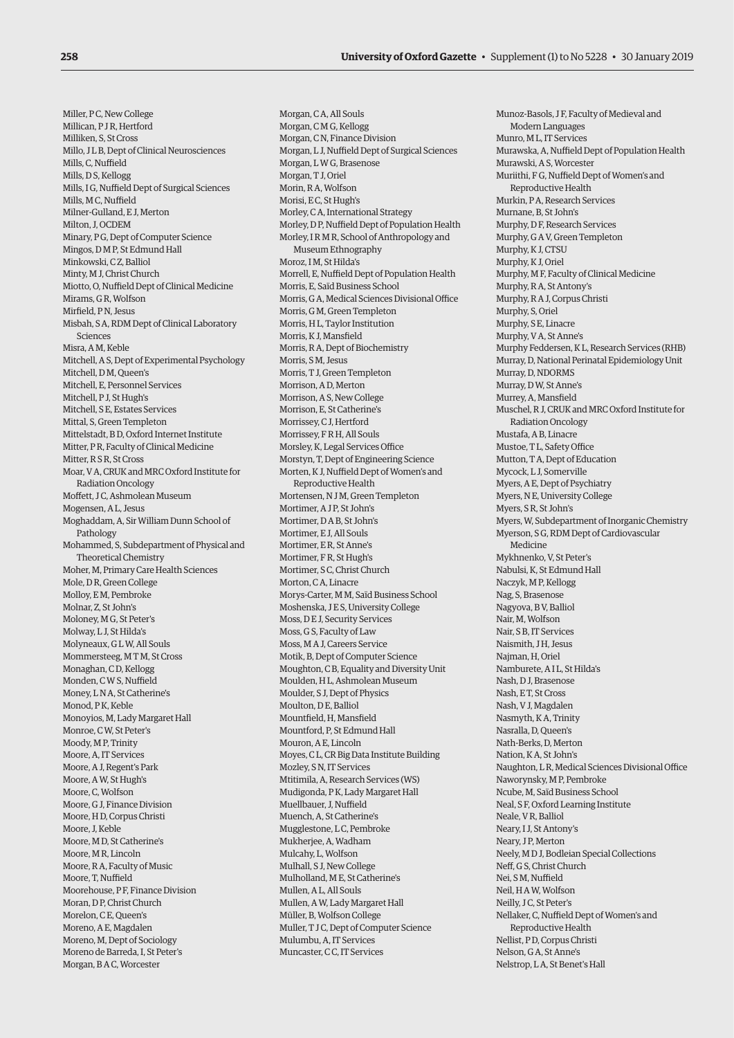Miller, P C, New College
Millican, P J R, Hertford
Milliken, S, St Cross
Millo, J L B, Dept of Clinical Neurosciences
Mills, C, Nuffield
Mills, D S, Kellogg
Mills, I G, Nuffield Dept of Surgical Sciences
Mills, M C, Nuffield
Milner-Gulland, E J, Merton
Milton, J, OCDEM
Minary, P G, Dept of Computer Science
Mingos, D M P, St Edmund Hall
Minkowski, C Z, Balliol
Minty, M J, Christ Church
Miotto, O, Nuffield Dept of Clinical Medicine
Mirams, G R, Wolfson
Mirfield, P N, Jesus
Misbah, S A, RDM Dept of Clinical Laboratory Sciences
Misra, A M, Keble
Mitchell, A S, Dept of Experimental Psychology
Mitchell, D M, Queen's
Mitchell, E, Personnel Services
Mitchell, P J, St Hugh's
Mitchell, S E, Estates Services
Mittal, S, Green Templeton
Mittelstadt, B D, Oxford Internet Institute
Mitter, P R, Faculty of Clinical Medicine
Mitter, R S R, St Cross
Moar, V A, CRUK and MRC Oxford Institute for Radiation Oncology
Moffett, J C, Ashmolean Museum
Mogensen, A L, Jesus
Moghaddam, A, Sir William Dunn School of Pathology
Mohammed, S, Subdepartment of Physical and Theoretical Chemistry
Moher, M, Primary Care Health Sciences
Mole, D R, Green College
Molloy, E M, Pembroke
Molnar, Z, St John's
Moloney, M G, St Peter's
Molway, L J, St Hilda's
Molyneaux, G L W, All Souls
Mommersteeg, M T M, St Cross
Monaghan, C D, Kellogg
Monden, C W S, Nuffield
Money, L N A, St Catherine's
Monod, P K, Keble
Monoyios, M, Lady Margaret Hall
Monroe, C W, St Peter's
Moody, M P, Trinity
Moore, A, IT Services
Moore, A J, Regent's Park
Moore, A W, St Hugh's
Moore, C, Wolfson
Moore, G J, Finance Division
Moore, H D, Corpus Christi
Moore, J, Keble
Moore, M D, St Catherine's
Moore, M R, Lincoln
Moore, R A, Faculty of Music
Moore, T, Nuffield
Moorehouse, P F, Finance Division
Moran, D P, Christ Church
Morelon, C E, Queen's
Moreno, A E, Magdalen
Moreno, M, Dept of Sociology
Moreno de Barreda, I, St Peter's
Morgan, B A C, Worcester
Morgan, C A, All Souls
Morgan, C M G, Kellogg
Morgan, C N, Finance Division
Morgan, L J, Nuffield Dept of Surgical Sciences
Morgan, L W G, Brasenose
Morgan, T J, Oriel
Morin, R A, Wolfson
Morisi, E C, St Hugh's
Morley, C A, International Strategy
Morley, D P, Nuffield Dept of Population Health
Morley, I R M R, School of Anthropology and Museum Ethnography
Moroz, I M, St Hilda's
Morrell, E, Nuffield Dept of Population Health
Morris, E, Saïd Business School
Morris, G A, Medical Sciences Divisional Office
Morris, G M, Green Templeton
Morris, H L, Taylor Institution
Morris, K J, Mansfield
Morris, R A, Dept of Biochemistry
Morris, S M, Jesus
Morris, T J, Green Templeton
Morrison, A D, Merton
Morrison, A S, New College
Morrison, E, St Catherine's
Morrissey, C J, Hertford
Morrissey, F R H, All Souls
Morsley, K, Legal Services Office
Morstyn, T, Dept of Engineering Science
Morten, K J, Nuffield Dept of Women's and Reproductive Health
Mortensen, N J M, Green Templeton
Mortimer, A J P, St John's
Mortimer, D A B, St John's
Mortimer, E J, All Souls
Mortimer, E R, St Anne's
Mortimer, F R, St Hugh's
Mortimer, S C, Christ Church
Morton, C A, Linacre
Morys-Carter, M M, Saïd Business School
Moshenska, J E S, University College
Moss, D E J, Security Services
Moss, G S, Faculty of Law
Moss, M A J, Careers Service
Motik, B, Dept of Computer Science
Moughton, C B, Equality and Diversity Unit
Moulden, H L, Ashmolean Museum
Moulder, S J, Dept of Physics
Moulton, D E, Balliol
Mountfield, H, Mansfield
Mountford, P, St Edmund Hall
Mouron, A E, Lincoln
Moyes, C L, CR Big Data Institute Building
Mozley, S N, IT Services
Mtitimila, A, Research Services (WS)
Mudigonda, P K, Lady Margaret Hall
Muellbauer, J, Nuffield
Muench, A, St Catherine's
Mugglestone, L C, Pembroke
Mukherjee, A, Wadham
Mulcahy, L, Wolfson
Mulhall, S J, New College
Mulholland, M E, St Catherine's
Mullen, A L, All Souls
Mullen, A W, Lady Margaret Hall
Müller, B, Wolfson College
Muller, T J C, Dept of Computer Science
Mulumbu, A, IT Services
Muncaster, C C, IT Services
Munoz-Basols, J F, Faculty of Medieval and Modern Languages
Munro, M L, IT Services
Murawska, A, Nuffield Dept of Population Health
Murawski, A S, Worcester
Muriithi, F G, Nuffield Dept of Women's and Reproductive Health
Murkin, P A, Research Services
Murnane, B, St John's
Murphy, D F, Research Services
Murphy, G A V, Green Templeton
Murphy, K J, CTSU
Murphy, K J, Oriel
Murphy, M F, Faculty of Clinical Medicine
Murphy, R A, St Antony's
Murphy, R A J, Corpus Christi
Murphy, S, Oriel
Murphy, S E, Linacre
Murphy, V A, St Anne's
Murphy Feddersen, K L, Research Services (RHB)
Murray, D, National Perinatal Epidemiology Unit
Murray, D, NDORMS
Murray, D W, St Anne's
Murrey, A, Mansfield
Muschel, R J, CRUK and MRC Oxford Institute for Radiation Oncology
Mustafa, A B, Linacre
Mustoe, T L, Safety Office
Mutton, T A, Dept of Education
Mycock, L J, Somerville
Myers, A E, Dept of Psychiatry
Myers, N E, University College
Myers, S R, St John's
Myers, W, Subdepartment of Inorganic Chemistry
Myerson, S G, RDM Dept of Cardiovascular Medicine
Mykhnenko, V, St Peter's
Nabulsi, K, St Edmund Hall
Naczyk, M P, Kellogg
Nag, S, Brasenose
Nagyova, B V, Balliol
Nair, M, Wolfson
Nair, S B, IT Services
Naismith, J H, Jesus
Najman, H, Oriel
Namburete, A I L, St Hilda's
Nash, D J, Brasenose
Nash, E T, St Cross
Nash, V J, Magdalen
Nasmyth, K A, Trinity
Nasralla, D, Queen's
Nath-Berks, D, Merton
Nation, K A, St John's
Naughton, L R, Medical Sciences Divisional Office
Naworynsky, M P, Pembroke
Ncube, M, Saïd Business School
Neal, S F, Oxford Learning Institute
Neale, V R, Balliol
Neary, I J, St Antony's
Neary, J P, Merton
Neely, M D J, Bodleian Special Collections
Neff, G S, Christ Church
Nei, S M, Nuffield
Neil, H A W, Wolfson
Neilly, J C, St Peter's
Nellaker, C, Nuffield Dept of Women's and Reproductive Health
Nellist, P D, Corpus Christi
Nelson, G A, St Anne's
Nelstrop, L A, St Benet's Hall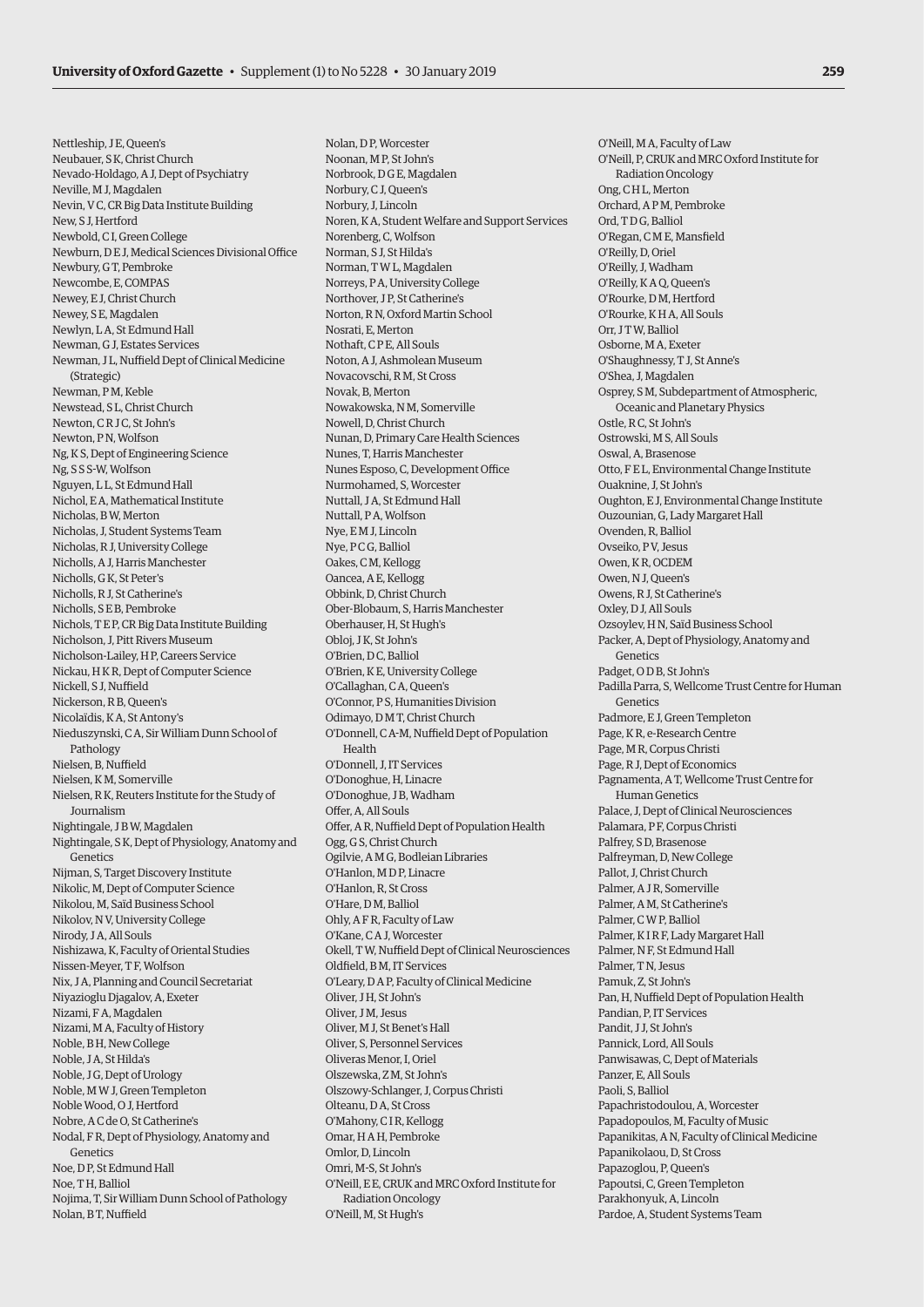Nettleship, J E, Queen's
Neubauer, S K, Christ Church
Nevado-Holdago, A J, Dept of Psychiatry
Neville, M J, Magdalen
Nevin, V C, CR Big Data Institute Building
New, S J, Hertford
Newbold, C I, Green College
Newburn, D E J, Medical Sciences Divisional Office
Newbury, G T, Pembroke
Newcombe, E, COMPAS
Newey, E J, Christ Church
Newey, S E, Magdalen
Newlyn, L A, St Edmund Hall
Newman, G J, Estates Services
Newman, J L, Nuffield Dept of Clinical Medicine (Strategic)
Newman, P M, Keble
Newstead, S L, Christ Church
Newton, C R J C, St John's
Newton, P N, Wolfson
Ng, K S, Dept of Engineering Science
Ng, S S S-W, Wolfson
Nguyen, L L, St Edmund Hall
Nichol, E A, Mathematical Institute
Nicholas, B W, Merton
Nicholas, J, Student Systems Team
Nicholas, R J, University College
Nicholls, A J, Harris Manchester
Nicholls, G K, St Peter's
Nicholls, R J, St Catherine's
Nicholls, S E B, Pembroke
Nichols, T E P, CR Big Data Institute Building
Nicholson, J, Pitt Rivers Museum
Nicholson-Lailey, H P, Careers Service
Nickau, H K R, Dept of Computer Science
Nickell, S J, Nuffield
Nickerson, R B, Queen's
Nicolaïdis, K A, St Antony's
Nieduszynski, C A, Sir William Dunn School of Pathology
Nielsen, B, Nuffield
Nielsen, K M, Somerville
Nielsen, R K, Reuters Institute for the Study of Journalism
Nightingale, J B W, Magdalen
Nightingale, S K, Dept of Physiology, Anatomy and Genetics
Nijman, S, Target Discovery Institute
Nikolic, M, Dept of Computer Science
Nikolou, M, Saïd Business School
Nikolov, N V, University College
Nirody, J A, All Souls
Nishizawa, K, Faculty of Oriental Studies
Nissen-Meyer, T F, Wolfson
Nix, J A, Planning and Council Secretariat
Niyazioglu Djagalov, A, Exeter
Nizami, F A, Magdalen
Nizami, M A, Faculty of History
Noble, B H, New College
Noble, J A, St Hilda's
Noble, J G, Dept of Urology
Noble, M W J, Green Templeton
Noble Wood, O J, Hertford
Nobre, A C de O, St Catherine's
Nodal, F R, Dept of Physiology, Anatomy and Genetics
Noe, D P, St Edmund Hall
Noe, T H, Balliol
Nojima, T, Sir William Dunn School of Pathology
Nolan, B T, Nuffield
Nolan, D P, Worcester
Noonan, M P, St John's
Norbrook, D G E, Magdalen
Norbury, C J, Queen's
Norbury, J, Lincoln
Noren, K A, Student Welfare and Support Services
Norenberg, C, Wolfson
Norman, S J, St Hilda's
Norman, T W L, Magdalen
Norreys, P A, University College
Northover, J P, St Catherine's
Norton, R N, Oxford Martin School
Nosrati, E, Merton
Nothaft, C P E, All Souls
Noton, A J, Ashmolean Museum
Novacovschi, R M, St Cross
Novak, B, Merton
Nowakowska, N M, Somerville
Nowell, D, Christ Church
Nunan, D, Primary Care Health Sciences
Nunes, T, Harris Manchester
Nunes Esposo, C, Development Office
Nurmohamed, S, Worcester
Nuttall, J A, St Edmund Hall
Nuttall, P A, Wolfson
Nye, E M J, Lincoln
Nye, P C G, Balliol
Oakes, C M, Kellogg
Oancea, A E, Kellogg
Obbink, D, Christ Church
Ober-Blobaum, S, Harris Manchester
Oberhauser, H, St Hugh's
Obloj, J K, St John's
O'Brien, D C, Balliol
O'Brien, K E, University College
O'Callaghan, C A, Queen's
O'Connor, P S, Humanities Division
Odimayo, D M T, Christ Church
O'Donnell, C A-M, Nuffield Dept of Population Health
O'Donnell, J, IT Services
O'Donoghue, H, Linacre
O'Donoghue, J B, Wadham
Offer, A, All Souls
Offer, A R, Nuffield Dept of Population Health
Ogg, G S, Christ Church
Ogilvie, A M G, Bodleian Libraries
O'Hanlon, M D P, Linacre
O'Hanlon, R, St Cross
O'Hare, D M, Balliol
Ohly, A F R, Faculty of Law
O'Kane, C A J, Worcester
Okell, T W, Nuffield Dept of Clinical Neurosciences
Oldfield, B M, IT Services
O'Leary, D A P, Faculty of Clinical Medicine
Oliver, J H, St John's
Oliver, J M, Jesus
Oliver, M J, St Benet's Hall
Oliver, S, Personnel Services
Oliveras Menor, I, Oriel
Olszewska, Z M, St John's
Olszowy-Schlanger, J, Corpus Christi
Olteanu, D A, St Cross
O'Mahony, C I R, Kellogg
Omar, H A H, Pembroke
Omlor, D, Lincoln
Omri, M-S, St John's
O'Neill, E E, CRUK and MRC Oxford Institute for Radiation Oncology
O'Neill, M, St Hugh's
O'Neill, M A, Faculty of Law
O'Neill, P, CRUK and MRC Oxford Institute for Radiation Oncology
Ong, C H L, Merton
Orchard, A P M, Pembroke
Ord, T D G, Balliol
O'Regan, C M E, Mansfield
O'Reilly, D, Oriel
O'Reilly, J, Wadham
O'Reilly, K A Q, Queen's
O'Rourke, D M, Hertford
O'Rourke, K H A, All Souls
Orr, J T W, Balliol
Osborne, M A, Exeter
O'Shaughnessy, T J, St Anne's
O'Shea, J, Magdalen
Osprey, S M, Subdepartment of Atmospheric, Oceanic and Planetary Physics
Ostle, R C, St John's
Ostrowski, M S, All Souls
Oswal, A, Brasenose
Otto, F E L, Environmental Change Institute
Ouaknine, J, St John's
Oughton, E J, Environmental Change Institute
Ouzounian, G, Lady Margaret Hall
Ovenden, R, Balliol
Ovseiko, P V, Jesus
Owen, K R, OCDEM
Owen, N J, Queen's
Owens, R J, St Catherine's
Oxley, D J, All Souls
Ozsoylev, H N, Saïd Business School
Packer, A, Dept of Physiology, Anatomy and Genetics
Padget, O D B, St John's
Padilla Parra, S, Wellcome Trust Centre for Human Genetics
Padmore, E J, Green Templeton
Page, K R, e-Research Centre
Page, M R, Corpus Christi
Page, R J, Dept of Economics
Pagnamenta, A T, Wellcome Trust Centre for Human Genetics
Palace, J, Dept of Clinical Neurosciences
Palamara, P F, Corpus Christi
Palfrey, S D, Brasenose
Palfreyman, D, New College
Pallot, J, Christ Church
Palmer, A J R, Somerville
Palmer, A M, St Catherine's
Palmer, C W P, Balliol
Palmer, K I R F, Lady Margaret Hall
Palmer, N F, St Edmund Hall
Palmer, T N, Jesus
Pamuk, Z, St John's
Pan, H, Nuffield Dept of Population Health
Pandian, P, IT Services
Pandit, J J, St John's
Pannick, Lord, All Souls
Panwisawas, C, Dept of Materials
Panzer, E, All Souls
Paoli, S, Balliol
Papachristodoulou, A, Worcester
Papadopoulos, M, Faculty of Music
Papanikitas, A N, Faculty of Clinical Medicine
Papanikolaou, D, St Cross
Papazoglou, P, Queen's
Papoutsi, C, Green Templeton
Parakhonyuk, A, Lincoln
Pardoe, A, Student Systems Team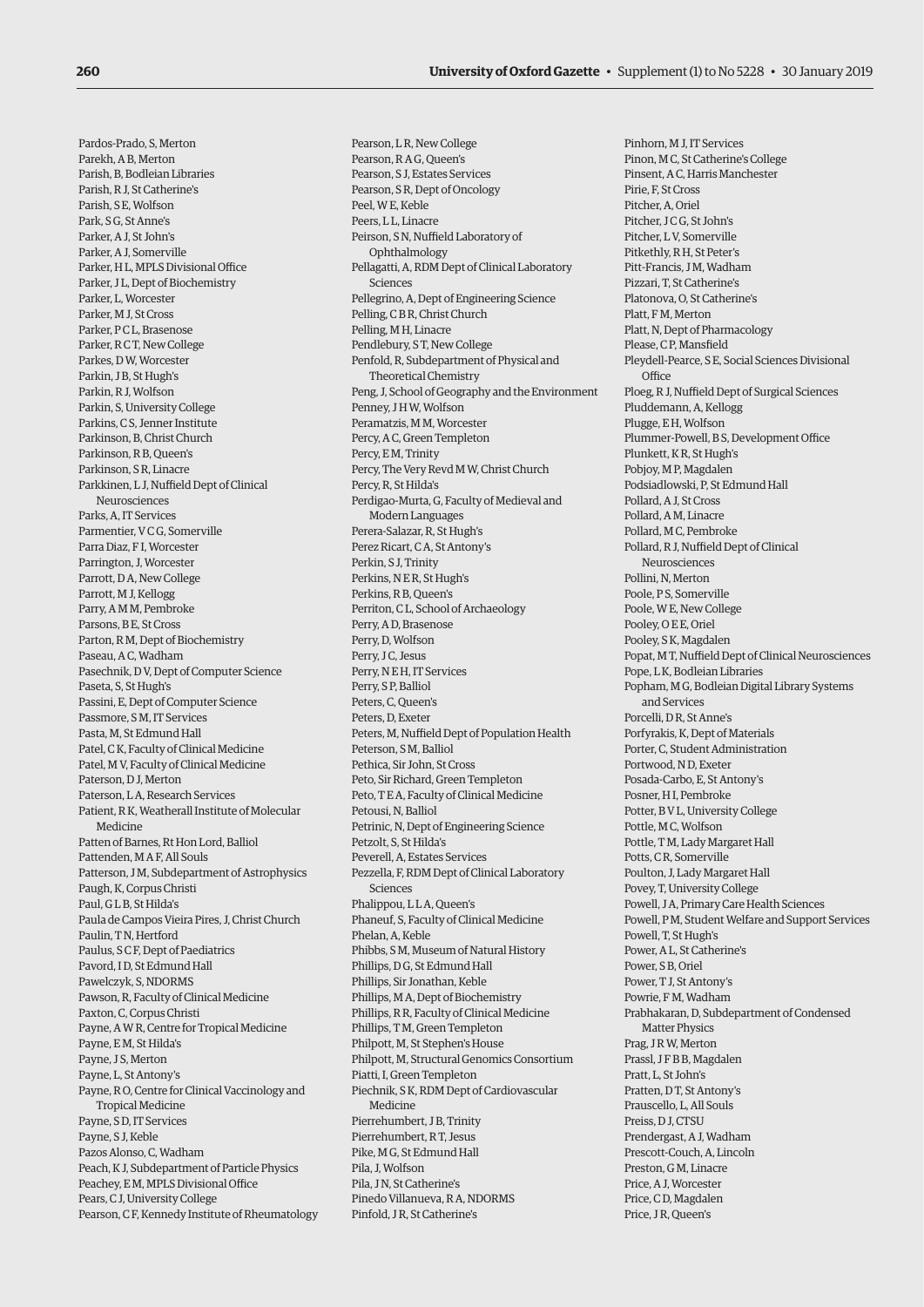Pardos-Prado, S, Merton
Parekh, A B, Merton
Parish, B, Bodleian Libraries
Parish, R J, St Catherine's
Parish, S E, Wolfson
Park, S G, St Anne's
Parker, A J, St John's
Parker, A J, Somerville
Parker, H L, MPLS Divisional Office
Parker, J L, Dept of Biochemistry
Parker, L, Worcester
Parker, M J, St Cross
Parker, P C L, Brasenose
Parker, R C T, New College
Parkes, D W, Worcester
Parkin, J B, St Hugh's
Parkin, R J, Wolfson
Parkin, S, University College
Parkins, C S, Jenner Institute
Parkinson, B, Christ Church
Parkinson, R B, Queen's
Parkinson, S R, Linacre
Parkkinen, L J, Nuffield Dept of Clinical Neurosciences
Parks, A, IT Services
Parmentier, V C G, Somerville
Parra Diaz, F I, Worcester
Parrington, J, Worcester
Parrott, D A, New College
Parrott, M J, Kellogg
Parry, A M M, Pembroke
Parsons, B E, St Cross
Parton, R M, Dept of Biochemistry
Paseau, A C, Wadham
Pasechnik, D V, Dept of Computer Science
Paseta, S, St Hugh's
Passini, E, Dept of Computer Science
Passmore, S M, IT Services
Pasta, M, St Edmund Hall
Patel, C K, Faculty of Clinical Medicine
Patel, M V, Faculty of Clinical Medicine
Paterson, D J, Merton
Paterson, L A, Research Services
Patient, R K, Weatherall Institute of Molecular Medicine
Patten of Barnes, Rt Hon Lord, Balliol
Pattenden, M A F, All Souls
Patterson, J M, Subdepartment of Astrophysics
Paugh, K, Corpus Christi
Paul, G L B, St Hilda's
Paula de Campos Vieira Pires, J, Christ Church
Paulin, T N, Hertford
Paulus, S C F, Dept of Paediatrics
Pavord, I D, St Edmund Hall
Pawelczyk, S, NDORMS
Pawson, R, Faculty of Clinical Medicine
Paxton, C, Corpus Christi
Payne, A W R, Centre for Tropical Medicine
Payne, E M, St Hilda's
Payne, J S, Merton
Payne, L, St Antony's
Payne, R O, Centre for Clinical Vaccinology and Tropical Medicine
Payne, S D, IT Services
Payne, S J, Keble
Pazos Alonso, C, Wadham
Peach, K J, Subdepartment of Particle Physics
Peachey, E M, MPLS Divisional Office
Pears, C J, University College
Pearson, C F, Kennedy Institute of Rheumatology
Pearson, L R, New College
Pearson, R A G, Queen's
Pearson, S J, Estates Services
Pearson, S R, Dept of Oncology
Peel, W E, Keble
Peers, L L, Linacre
Peirson, S N, Nuffield Laboratory of Ophthalmology
Pellagatti, A, RDM Dept of Clinical Laboratory Sciences
Pellegrino, A, Dept of Engineering Science
Pelling, C B R, Christ Church
Pelling, M H, Linacre
Pendlebury, S T, New College
Penfold, R, Subdepartment of Physical and Theoretical Chemistry
Peng, J, School of Geography and the Environment
Penney, J H W, Wolfson
Peramatzis, M M, Worcester
Percy, A C, Green Templeton
Percy, E M, Trinity
Percy, The Very Revd M W, Christ Church
Percy, R, St Hilda's
Perdigao-Murta, G, Faculty of Medieval and Modern Languages
Perera-Salazar, R, St Hugh's
Perez Ricart, C A, St Antony's
Perkin, S J, Trinity
Perkins, N E R, St Hugh's
Perkins, R B, Queen's
Perriton, C L, School of Archaeology
Perry, A D, Brasenose
Perry, D, Wolfson
Perry, J C, Jesus
Perry, N E H, IT Services
Perry, S P, Balliol
Peters, C, Queen's
Peters, D, Exeter
Peters, M, Nuffield Dept of Population Health
Peterson, S M, Balliol
Pethica, Sir John, St Cross
Peto, Sir Richard, Green Templeton
Peto, T E A, Faculty of Clinical Medicine
Petousi, N, Balliol
Petrinic, N, Dept of Engineering Science
Petzolt, S, St Hilda's
Peverell, A, Estates Services
Pezzella, F, RDM Dept of Clinical Laboratory Sciences
Phalippou, L L A, Queen's
Phaneuf, S, Faculty of Clinical Medicine
Phelan, A, Keble
Phibbs, S M, Museum of Natural History
Phillips, D G, St Edmund Hall
Phillips, Sir Jonathan, Keble
Phillips, M A, Dept of Biochemistry
Phillips, R R, Faculty of Clinical Medicine
Phillips, T M, Green Templeton
Philpott, M, St Stephen's House
Philpott, M, Structural Genomics Consortium
Piatti, I, Green Templeton
Piechnik, S K, RDM Dept of Cardiovascular Medicine
Pierrehumbert, J B, Trinity
Pierrehumbert, R T, Jesus
Pike, M G, St Edmund Hall
Pila, J, Wolfson
Pila, J N, St Catherine's
Pinedo Villanueva, R A, NDORMS
Pinfold, J R, St Catherine's
Pinhorn, M J, IT Services
Pinon, M C, St Catherine's College
Pinsent, A C, Harris Manchester
Pirie, F, St Cross
Pitcher, A, Oriel
Pitcher, J C G, St John's
Pitcher, L V, Somerville
Pitkethly, R H, St Peter's
Pitt-Francis, J M, Wadham
Pizzari, T, St Catherine's
Platonova, O, St Catherine's
Platt, F M, Merton
Platt, N, Dept of Pharmacology
Please, C P, Mansfield
Pleydell-Pearce, S E, Social Sciences Divisional Office
Ploeg, R J, Nuffield Dept of Surgical Sciences
Pluddemann, A, Kellogg
Plugge, E H, Wolfson
Plummer-Powell, B S, Development Office
Plunkett, K R, St Hugh's
Pobjoy, M P, Magdalen
Podsiadlowski, P, St Edmund Hall
Pollard, A J, St Cross
Pollard, A M, Linacre
Pollard, M C, Pembroke
Pollard, R J, Nuffield Dept of Clinical Neurosciences
Pollini, N, Merton
Poole, P S, Somerville
Poole, W E, New College
Pooley, O E E, Oriel
Pooley, S K, Magdalen
Popat, M T, Nuffield Dept of Clinical Neurosciences
Pope, L K, Bodleian Libraries
Popham, M G, Bodleian Digital Library Systems and Services
Porcelli, D R, St Anne's
Porfyrakis, K, Dept of Materials
Porter, C, Student Administration
Portwood, N D, Exeter
Posada-Carbo, E, St Antony's
Posner, H I, Pembroke
Potter, B V L, University College
Pottle, M C, Wolfson
Pottle, T M, Lady Margaret Hall
Potts, C R, Somerville
Poulton, J, Lady Margaret Hall
Povey, T, University College
Powell, J A, Primary Care Health Sciences
Powell, P M, Student Welfare and Support Services
Powell, T, St Hugh's
Power, A L, St Catherine's
Power, S B, Oriel
Power, T J, St Antony's
Powrie, F M, Wadham
Prabhakaran, D, Subdepartment of Condensed Matter Physics
Prag, J R W, Merton
Prassl, J F B B, Magdalen
Pratt, L, St John's
Pratten, D T, St Antony's
Prauscello, L, All Souls
Preiss, D J, CTSU
Prendergast, A J, Wadham
Prescott-Couch, A, Lincoln
Preston, G M, Linacre
Price, A J, Worcester
Price, C D, Magdalen
Price, J R, Queen's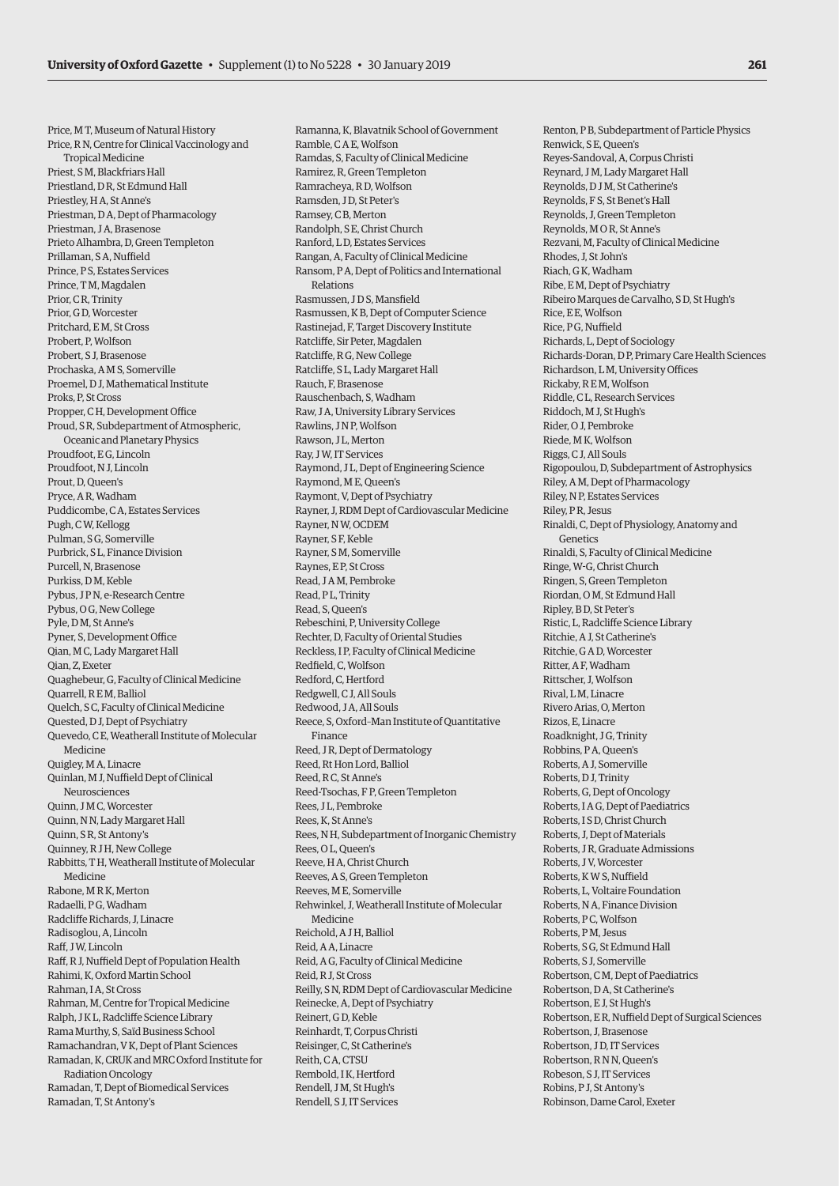Price, M T, Museum of Natural History
Price, R N, Centre for Clinical Vaccinology and Tropical Medicine
Priest, S M, Blackfriars Hall
Priestland, D R, St Edmund Hall
Priestley, H A, St Anne's
Priestman, D A, Dept of Pharmacology
Priestman, J A, Brasenose
Prieto Alhambra, D, Green Templeton
Prillaman, S A, Nuffield
Prince, P S, Estates Services
Prince, T M, Magdalen
Prior, C R, Trinity
Prior, G D, Worcester
Pritchard, E M, St Cross
Probert, P, Wolfson
Probert, S J, Brasenose
Prochaska, A M S, Somerville
Proemel, D J, Mathematical Institute
Proks, P, St Cross
Propper, C H, Development Office
Proud, S R, Subdepartment of Atmospheric, Oceanic and Planetary Physics
Proudfoot, E G, Lincoln
Proudfoot, N J, Lincoln
Prout, D, Queen's
Pryce, A R, Wadham
Puddicombe, C A, Estates Services
Pugh, C W, Kellogg
Pulman, S G, Somerville
Purbrick, S L, Finance Division
Purcell, N, Brasenose
Purkiss, D M, Keble
Pybus, J P N, e-Research Centre
Pybus, O G, New College
Pyle, D M, St Anne's
Pyner, S, Development Office
Qian, M C, Lady Margaret Hall
Qian, Z, Exeter
Quaghebeur, G, Faculty of Clinical Medicine
Quarrell, R E M, Balliol
Quelch, S C, Faculty of Clinical Medicine
Quested, D J, Dept of Psychiatry
Quevedo, C E, Weatherall Institute of Molecular Medicine
Quigley, M A, Linacre
Quinlan, M J, Nuffield Dept of Clinical Neurosciences
Quinn, J M C, Worcester
Quinn, N N, Lady Margaret Hall
Quinn, S R, St Antony's
Quinney, R J H, New College
Rabbitts, T H, Weatherall Institute of Molecular Medicine
Rabone, M R K, Merton
Radaelli, P G, Wadham
Radcliffe Richards, J, Linacre
Radisoglou, A, Lincoln
Raff, J W, Lincoln
Raff, R J, Nuffield Dept of Population Health
Rahimi, K, Oxford Martin School
Rahman, I A, St Cross
Rahman, M, Centre for Tropical Medicine
Ralph, J K L, Radcliffe Science Library
Rama Murthy, S, Saïd Business School
Ramachandran, V K, Dept of Plant Sciences
Ramadan, K, CRUK and MRC Oxford Institute for Radiation Oncology
Ramadan, T, Dept of Biomedical Services
Ramadan, T, St Antony's
Ramanna, K, Blavatnik School of Government
Ramble, C A E, Wolfson
Ramdas, S, Faculty of Clinical Medicine
Ramirez, R, Green Templeton
Ramracheya, R D, Wolfson
Ramsden, J D, St Peter's
Ramsey, C B, Merton
Randolph, S E, Christ Church
Ranford, L D, Estates Services
Rangan, A, Faculty of Clinical Medicine
Ransom, P A, Dept of Politics and International Relations
Rasmussen, J D S, Mansfield
Rasmussen, K B, Dept of Computer Science
Rastinejad, F, Target Discovery Institute
Ratcliffe, Sir Peter, Magdalen
Ratcliffe, R G, New College
Ratcliffe, S L, Lady Margaret Hall
Rauch, F, Brasenose
Rauschenbach, S, Wadham
Raw, J A, University Library Services
Rawlins, J N P, Wolfson
Rawson, J L, Merton
Ray, J W, IT Services
Raymond, J L, Dept of Engineering Science
Raymond, M E, Queen's
Raymont, V, Dept of Psychiatry
Rayner, J, RDM Dept of Cardiovascular Medicine
Rayner, N W, OCDEM
Rayner, S F, Keble
Rayner, S M, Somerville
Raynes, E P, St Cross
Read, J A M, Pembroke
Read, P L, Trinity
Read, S, Queen's
Rebeschini, P, University College
Rechter, D, Faculty of Oriental Studies
Reckless, I P, Faculty of Clinical Medicine
Redfield, C, Wolfson
Redford, C, Hertford
Redgwell, C J, All Souls
Redwood, J A, All Souls
Reece, S, Oxford–Man Institute of Quantitative Finance
Reed, J R, Dept of Dermatology
Reed, Rt Hon Lord, Balliol
Reed, R C, St Anne's
Reed-Tsochas, F P, Green Templeton
Rees, J L, Pembroke
Rees, K, St Anne's
Rees, N H, Subdepartment of Inorganic Chemistry
Rees, O L, Queen's
Reeve, H A, Christ Church
Reeves, A S, Green Templeton
Reeves, M E, Somerville
Rehwinkel, J, Weatherall Institute of Molecular Medicine
Reichold, A J H, Balliol
Reid, A A, Linacre
Reid, A G, Faculty of Clinical Medicine
Reid, R J, St Cross
Reilly, S N, RDM Dept of Cardiovascular Medicine
Reinecke, A, Dept of Psychiatry
Reinert, G D, Keble
Reinhardt, T, Corpus Christi
Reisinger, C, St Catherine's
Reith, C A, CTSU
Rembold, I K, Hertford
Rendell, J M, St Hugh's
Rendell, S J, IT Services
Renton, P B, Subdepartment of Particle Physics
Renwick, S E, Queen's
Reyes-Sandoval, A, Corpus Christi
Reynard, J M, Lady Margaret Hall
Reynolds, D J M, St Catherine's
Reynolds, F S, St Benet's Hall
Reynolds, J, Green Templeton
Reynolds, M O R, St Anne's
Rezvani, M, Faculty of Clinical Medicine
Rhodes, J, St John's
Riach, G K, Wadham
Ribe, E M, Dept of Psychiatry
Ribeiro Marques de Carvalho, S D, St Hugh's
Rice, E E, Wolfson
Rice, P G, Nuffield
Richards, L, Dept of Sociology
Richards-Doran, D P, Primary Care Health Sciences
Richardson, L M, University Offices
Rickaby, R E M, Wolfson
Riddle, C L, Research Services
Riddoch, M J, St Hugh's
Rider, O J, Pembroke
Riede, M K, Wolfson
Riggs, C J, All Souls
Rigopoulou, D, Subdepartment of Astrophysics
Riley, A M, Dept of Pharmacology
Riley, N P, Estates Services
Riley, P R, Jesus
Rinaldi, C, Dept of Physiology, Anatomy and Genetics
Rinaldi, S, Faculty of Clinical Medicine
Ringe, W-G, Christ Church
Ringen, S, Green Templeton
Riordan, O M, St Edmund Hall
Ripley, B D, St Peter's
Ristic, L, Radcliffe Science Library
Ritchie, A J, St Catherine's
Ritchie, G A D, Worcester
Ritter, A F, Wadham
Rittscher, J, Wolfson
Rival, L M, Linacre
Rivero Arias, O, Merton
Rizos, E, Linacre
Roadknight, J G, Trinity
Robbins, P A, Queen's
Roberts, A J, Somerville
Roberts, D J, Trinity
Roberts, G, Dept of Oncology
Roberts, I A G, Dept of Paediatrics
Roberts, I S D, Christ Church
Roberts, J, Dept of Materials
Roberts, J R, Graduate Admissions
Roberts, J V, Worcester
Roberts, K W S, Nuffield
Roberts, L, Voltaire Foundation
Roberts, N A, Finance Division
Roberts, P C, Wolfson
Roberts, P M, Jesus
Roberts, S G, St Edmund Hall
Roberts, S J, Somerville
Robertson, C M, Dept of Paediatrics
Robertson, D A, St Catherine's
Robertson, E J, St Hugh's
Robertson, E R, Nuffield Dept of Surgical Sciences
Robertson, J, Brasenose
Robertson, J D, IT Services
Robertson, R N N, Queen's
Robeson, S J, IT Services
Robins, P J, St Antony's
Robinson, Dame Carol, Exeter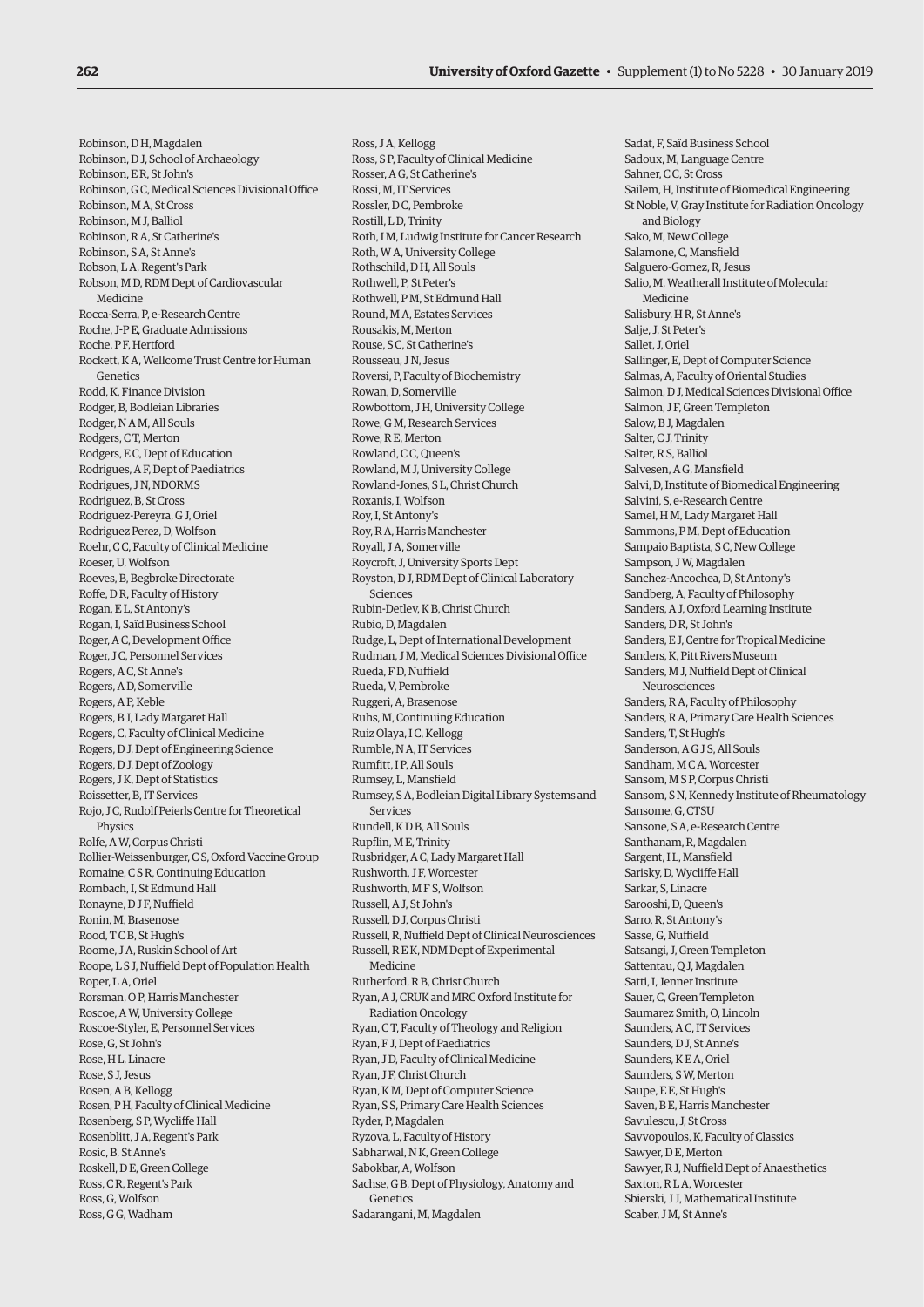Robinson, D H, Magdalen
Robinson, D J, School of Archaeology
Robinson, E R, St John's
Robinson, G C, Medical Sciences Divisional Office
Robinson, M A, St Cross
Robinson, M J, Balliol
Robinson, R A, St Catherine's
Robinson, S A, St Anne's
Robson, L A, Regent's Park
Robson, M D, RDM Dept of Cardiovascular Medicine
Rocca-Serra, P, e-Research Centre
Roche, J-P E, Graduate Admissions
Roche, P F, Hertford
Rockett, K A, Wellcome Trust Centre for Human Genetics
Rodd, K, Finance Division
Rodger, B, Bodleian Libraries
Rodger, N A M, All Souls
Rodgers, C T, Merton
Rodgers, E C, Dept of Education
Rodrigues, A F, Dept of Paediatrics
Rodrigues, J N, NDORMS
Rodriguez, B, St Cross
Rodriguez-Pereyra, G J, Oriel
Rodriguez Perez, D, Wolfson
Roehr, C C, Faculty of Clinical Medicine
Roeser, U, Wolfson
Roeves, B, Begbroke Directorate
Roffe, D R, Faculty of History
Rogan, E L, St Antony's
Rogan, I, Saïd Business School
Roger, A C, Development Office
Roger, J C, Personnel Services
Rogers, A C, St Anne's
Rogers, A D, Somerville
Rogers, A P, Keble
Rogers, B J, Lady Margaret Hall
Rogers, C, Faculty of Clinical Medicine
Rogers, D J, Dept of Engineering Science
Rogers, D J, Dept of Zoology
Rogers, J K, Dept of Statistics
Roissetter, B, IT Services
Rojo, J C, Rudolf Peierls Centre for Theoretical Physics
Rolfe, A W, Corpus Christi
Rollier-Weissenburger, C S, Oxford Vaccine Group
Romaine, C S R, Continuing Education
Rombach, I, St Edmund Hall
Ronayne, D J F, Nuffield
Ronin, M, Brasenose
Rood, T C B, St Hugh's
Roome, J A, Ruskin School of Art
Roope, L S J, Nuffield Dept of Population Health
Roper, L A, Oriel
Rorsman, O P, Harris Manchester
Roscoe, A W, University College
Roscoe-Styler, E, Personnel Services
Rose, G, St John's
Rose, H L, Linacre
Rose, S J, Jesus
Rosen, A B, Kellogg
Rosen, P H, Faculty of Clinical Medicine
Rosenberg, S P, Wycliffe Hall
Rosenblitt, J A, Regent's Park
Rosic, B, St Anne's
Roskell, D E, Green College
Ross, C R, Regent's Park
Ross, G, Wolfson
Ross, G G, Wadham
Ross, J A, Kellogg
Ross, S P, Faculty of Clinical Medicine
Rosser, A G, St Catherine's
Rossi, M, IT Services
Rossler, D C, Pembroke
Rostill, L D, Trinity
Roth, I M, Ludwig Institute for Cancer Research
Roth, W A, University College
Rothschild, D H, All Souls
Rothwell, P, St Peter's
Rothwell, P M, St Edmund Hall
Round, M A, Estates Services
Rousakis, M, Merton
Rouse, S C, St Catherine's
Rousseau, J N, Jesus
Roversi, P, Faculty of Biochemistry
Rowan, D, Somerville
Rowbottom, J H, University College
Rowe, G M, Research Services
Rowe, R E, Merton
Rowland, C C, Queen's
Rowland, M J, University College
Rowland-Jones, S L, Christ Church
Roxanis, I, Wolfson
Roy, I, St Antony's
Roy, R A, Harris Manchester
Royall, J A, Somerville
Roycroft, J, University Sports Dept
Royston, D J, RDM Dept of Clinical Laboratory Sciences
Rubin-Detlev, K B, Christ Church
Rubio, D, Magdalen
Rudge, L, Dept of International Development
Rudman, J M, Medical Sciences Divisional Office
Rueda, F D, Nuffield
Rueda, V, Pembroke
Ruggeri, A, Brasenose
Ruhs, M, Continuing Education
Ruiz Olaya, I C, Kellogg
Rumble, N A, IT Services
Rumfitt, I P, All Souls
Rumsey, L, Mansfield
Rumsey, S A, Bodleian Digital Library Systems and Services
Rundell, K D B, All Souls
Rupflin, M E, Trinity
Rusbridger, A C, Lady Margaret Hall
Rushworth, J F, Worcester
Rushworth, M F S, Wolfson
Russell, A J, St John's
Russell, D J, Corpus Christi
Russell, R, Nuffield Dept of Clinical Neurosciences
Russell, R E K, NDM Dept of Experimental Medicine
Rutherford, R B, Christ Church
Ryan, A J, CRUK and MRC Oxford Institute for Radiation Oncology
Ryan, C T, Faculty of Theology and Religion
Ryan, F J, Dept of Paediatrics
Ryan, J D, Faculty of Clinical Medicine
Ryan, J F, Christ Church
Ryan, K M, Dept of Computer Science
Ryan, S S, Primary Care Health Sciences
Ryder, P, Magdalen
Ryzova, L, Faculty of History
Sabharwal, N K, Green College
Sabokbar, A, Wolfson
Sachse, G B, Dept of Physiology, Anatomy and Genetics
Sadarangani, M, Magdalen
Sadat, F, Saïd Business School
Sadoux, M, Language Centre
Sahner, C C, St Cross
Sailem, H, Institute of Biomedical Engineering
St Noble, V, Gray Institute for Radiation Oncology and Biology
Sako, M, New College
Salamone, C, Mansfield
Salguero-Gomez, R, Jesus
Salio, M, Weatherall Institute of Molecular Medicine
Salisbury, H R, St Anne's
Salje, J, St Peter's
Sallet, J, Oriel
Sallinger, E, Dept of Computer Science
Salmas, A, Faculty of Oriental Studies
Salmon, D J, Medical Sciences Divisional Office
Salmon, J F, Green Templeton
Salow, B J, Magdalen
Salter, C J, Trinity
Salter, R S, Balliol
Salvesen, A G, Mansfield
Salvi, D, Institute of Biomedical Engineering
Salvini, S, e-Research Centre
Samel, H M, Lady Margaret Hall
Sammons, P M, Dept of Education
Sampaio Baptista, S C, New College
Sampson, J W, Magdalen
Sanchez-Ancochea, D, St Antony's
Sandberg, A, Faculty of Philosophy
Sanders, A J, Oxford Learning Institute
Sanders, D R, St John's
Sanders, E J, Centre for Tropical Medicine
Sanders, K, Pitt Rivers Museum
Sanders, M J, Nuffield Dept of Clinical Neurosciences
Sanders, R A, Faculty of Philosophy
Sanders, R A, Primary Care Health Sciences
Sanders, T, St Hugh's
Sanderson, A G J S, All Souls
Sandham, M C A, Worcester
Sansom, M S P, Corpus Christi
Sansom, S N, Kennedy Institute of Rheumatology
Sansome, G, CTSU
Sansone, S A, e-Research Centre
Santhanam, R, Magdalen
Sargent, I L, Mansfield
Sarisky, D, Wycliffe Hall
Sarkar, S, Linacre
Sarooshi, D, Queen's
Sarro, R, St Antony's
Sasse, G, Nuffield
Satsangi, J, Green Templeton
Sattentau, Q J, Magdalen
Satti, I, Jenner Institute
Sauer, C, Green Templeton
Saumarez Smith, O, Lincoln
Saunders, A C, IT Services
Saunders, D J, St Anne's
Saunders, K E A, Oriel
Saunders, S W, Merton
Saupe, E E, St Hugh's
Saven, B E, Harris Manchester
Savulescu, J, St Cross
Savvopoulos, K, Faculty of Classics
Sawyer, D E, Merton
Sawyer, R J, Nuffield Dept of Anaesthetics
Saxton, R L A, Worcester
Sbierski, J J, Mathematical Institute
Scaber, J M, St Anne's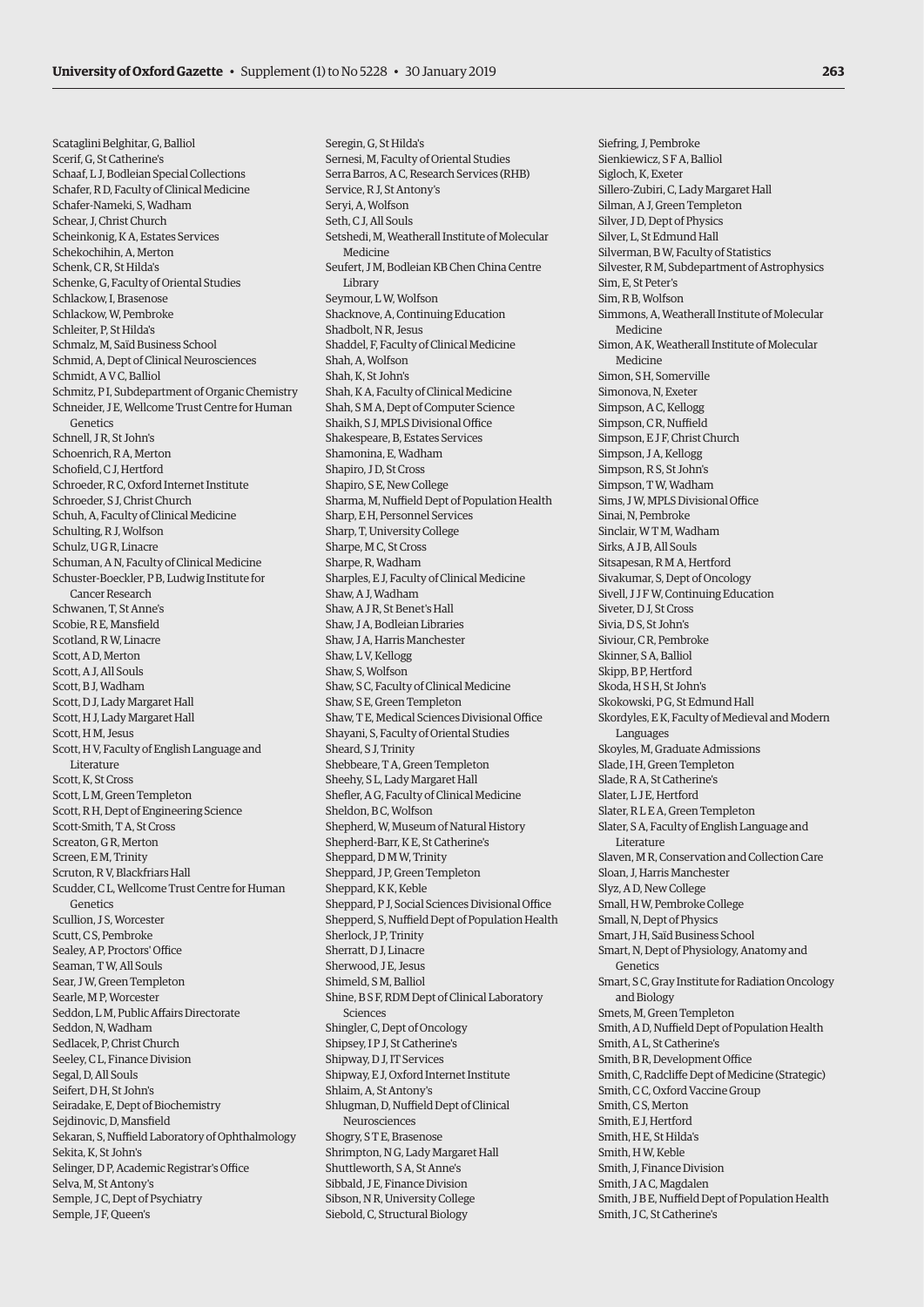Scataglini Belghitar, G, Balliol
Scerif, G, St Catherine's
Schaaf, L J, Bodleian Special Collections
Schafer, R D, Faculty of Clinical Medicine
Schafer-Nameki, S, Wadham
Schear, J, Christ Church
Scheinkonig, K A, Estates Services
Schekochihin, A, Merton
Schenk, C R, St Hilda's
Schenke, G, Faculty of Oriental Studies
Schlackow, I, Brasenose
Schlackow, W, Pembroke
Schleiter, P, St Hilda's
Schmalz, M, Saïd Business School
Schmid, A, Dept of Clinical Neurosciences
Schmidt, A V C, Balliol
Schmitz, P I, Subdepartment of Organic Chemistry
Schneider, J E, Wellcome Trust Centre for Human Genetics
Schnell, J R, St John's
Schoenrich, R A, Merton
Schofield, C J, Hertford
Schroeder, R C, Oxford Internet Institute
Schroeder, S J, Christ Church
Schuh, A, Faculty of Clinical Medicine
Schulting, R J, Wolfson
Schulz, U G R, Linacre
Schuman, A N, Faculty of Clinical Medicine
Schuster-Boeckler, P B, Ludwig Institute for Cancer Research
Schwanen, T, St Anne's
Scobie, R E, Mansfield
Scotland, R W, Linacre
Scott, A D, Merton
Scott, A J, All Souls
Scott, B J, Wadham
Scott, D J, Lady Margaret Hall
Scott, H J, Lady Margaret Hall
Scott, H M, Jesus
Scott, H V, Faculty of English Language and Literature
Scott, K, St Cross
Scott, L M, Green Templeton
Scott, R H, Dept of Engineering Science
Scott-Smith, T A, St Cross
Screaton, G R, Merton
Screen, E M, Trinity
Scruton, R V, Blackfriars Hall
Scudder, C L, Wellcome Trust Centre for Human Genetics
Scullion, J S, Worcester
Scutt, C S, Pembroke
Sealey, A P, Proctors' Office
Seaman, T W, All Souls
Sear, J W, Green Templeton
Searle, M P, Worcester
Seddon, L M, Public Affairs Directorate
Seddon, N, Wadham
Sedlacek, P, Christ Church
Seeley, C L, Finance Division
Segal, D, All Souls
Seifert, D H, St John's
Seiradake, E, Dept of Biochemistry
Sejdinovic, D, Mansfield
Sekaran, S, Nuffield Laboratory of Ophthalmology
Sekita, K, St John's
Selinger, D P, Academic Registrar's Office
Selva, M, St Antony's
Semple, J C, Dept of Psychiatry
Semple, J F, Queen's
Seregin, G, St Hilda's
Sernesi, M, Faculty of Oriental Studies
Serra Barros, A C, Research Services (RHB)
Service, R J, St Antony's
Seryi, A, Wolfson
Seth, C J, All Souls
Setshedi, M, Weatherall Institute of Molecular Medicine
Seufert, J M, Bodleian KB Chen China Centre Library
Seymour, L W, Wolfson
Shacknove, A, Continuing Education
Shadbolt, N R, Jesus
Shaddel, F, Faculty of Clinical Medicine
Shah, A, Wolfson
Shah, K, St John's
Shah, K A, Faculty of Clinical Medicine
Shah, S M A, Dept of Computer Science
Shaikh, S J, MPLS Divisional Office
Shakespeare, B, Estates Services
Shamonina, E, Wadham
Shapiro, J D, St Cross
Shapiro, S E, New College
Sharma, M, Nuffield Dept of Population Health
Sharp, E H, Personnel Services
Sharp, T, University College
Sharpe, M C, St Cross
Sharpe, R, Wadham
Sharples, E J, Faculty of Clinical Medicine
Shaw, A J, Wadham
Shaw, A J R, St Benet's Hall
Shaw, J A, Bodleian Libraries
Shaw, J A, Harris Manchester
Shaw, L V, Kellogg
Shaw, S, Wolfson
Shaw, S C, Faculty of Clinical Medicine
Shaw, S E, Green Templeton
Shaw, T E, Medical Sciences Divisional Office
Shayani, S, Faculty of Oriental Studies
Sheard, S J, Trinity
Shebbeare, T A, Green Templeton
Sheehy, S L, Lady Margaret Hall
Shefler, A G, Faculty of Clinical Medicine
Sheldon, B C, Wolfson
Shepherd, W, Museum of Natural History
Shepherd-Barr, K E, St Catherine's
Sheppard, D M W, Trinity
Sheppard, J P, Green Templeton
Sheppard, K K, Keble
Sheppard, P J, Social Sciences Divisional Office
Shepperd, S, Nuffield Dept of Population Health
Sherlock, J P, Trinity
Sherratt, D J, Linacre
Sherwood, J E, Jesus
Shimeld, S M, Balliol
Shine, B S F, RDM Dept of Clinical Laboratory Sciences
Shingler, C, Dept of Oncology
Shipsey, I P J, St Catherine's
Shipway, D J, IT Services
Shipway, E J, Oxford Internet Institute
Shlaim, A, St Antony's
Shlugman, D, Nuffield Dept of Clinical Neurosciences
Shogry, S T E, Brasenose
Shrimpton, N G, Lady Margaret Hall
Shuttleworth, S A, St Anne's
Sibbald, J E, Finance Division
Sibson, N R, University College
Siebold, C, Structural Biology
Siefring, J, Pembroke
Sienkiewicz, S F A, Balliol
Sigloch, K, Exeter
Sillero-Zubiri, C, Lady Margaret Hall
Silman, A J, Green Templeton
Silver, J D, Dept of Physics
Silver, L, St Edmund Hall
Silverman, B W, Faculty of Statistics
Silvester, R M, Subdepartment of Astrophysics
Sim, E, St Peter's
Sim, R B, Wolfson
Simmons, A, Weatherall Institute of Molecular Medicine
Simon, A K, Weatherall Institute of Molecular Medicine
Simon, S H, Somerville
Simonova, N, Exeter
Simpson, A C, Kellogg
Simpson, C R, Nuffield
Simpson, E J F, Christ Church
Simpson, J A, Kellogg
Simpson, R S, St John's
Simpson, T W, Wadham
Sims, J W, MPLS Divisional Office
Sinai, N, Pembroke
Sinclair, W T M, Wadham
Sirks, A J B, All Souls
Sitsapesan, R M A, Hertford
Sivakumar, S, Dept of Oncology
Sivell, J J F W, Continuing Education
Siveter, D J, St Cross
Sivia, D S, St John's
Siviour, C R, Pembroke
Skinner, S A, Balliol
Skipp, B P, Hertford
Skoda, H S H, St John's
Skokowski, P G, St Edmund Hall
Skordyles, E K, Faculty of Medieval and Modern Languages
Skoyles, M, Graduate Admissions
Slade, I H, Green Templeton
Slade, R A, St Catherine's
Slater, L J E, Hertford
Slater, R L E A, Green Templeton
Slater, S A, Faculty of English Language and Literature
Slaven, M R, Conservation and Collection Care
Sloan, J, Harris Manchester
Slyz, A D, New College
Small, H W, Pembroke College
Small, N, Dept of Physics
Smart, J H, Saïd Business School
Smart, N, Dept of Physiology, Anatomy and Genetics
Smart, S C, Gray Institute for Radiation Oncology and Biology
Smets, M, Green Templeton
Smith, A D, Nuffield Dept of Population Health
Smith, A L, St Catherine's
Smith, B R, Development Office
Smith, C, Radcliffe Dept of Medicine (Strategic)
Smith, C C, Oxford Vaccine Group
Smith, C S, Merton
Smith, E J, Hertford
Smith, H E, St Hilda's
Smith, H W, Keble
Smith, J, Finance Division
Smith, J A C, Magdalen
Smith, J B E, Nuffield Dept of Population Health
Smith, J C, St Catherine's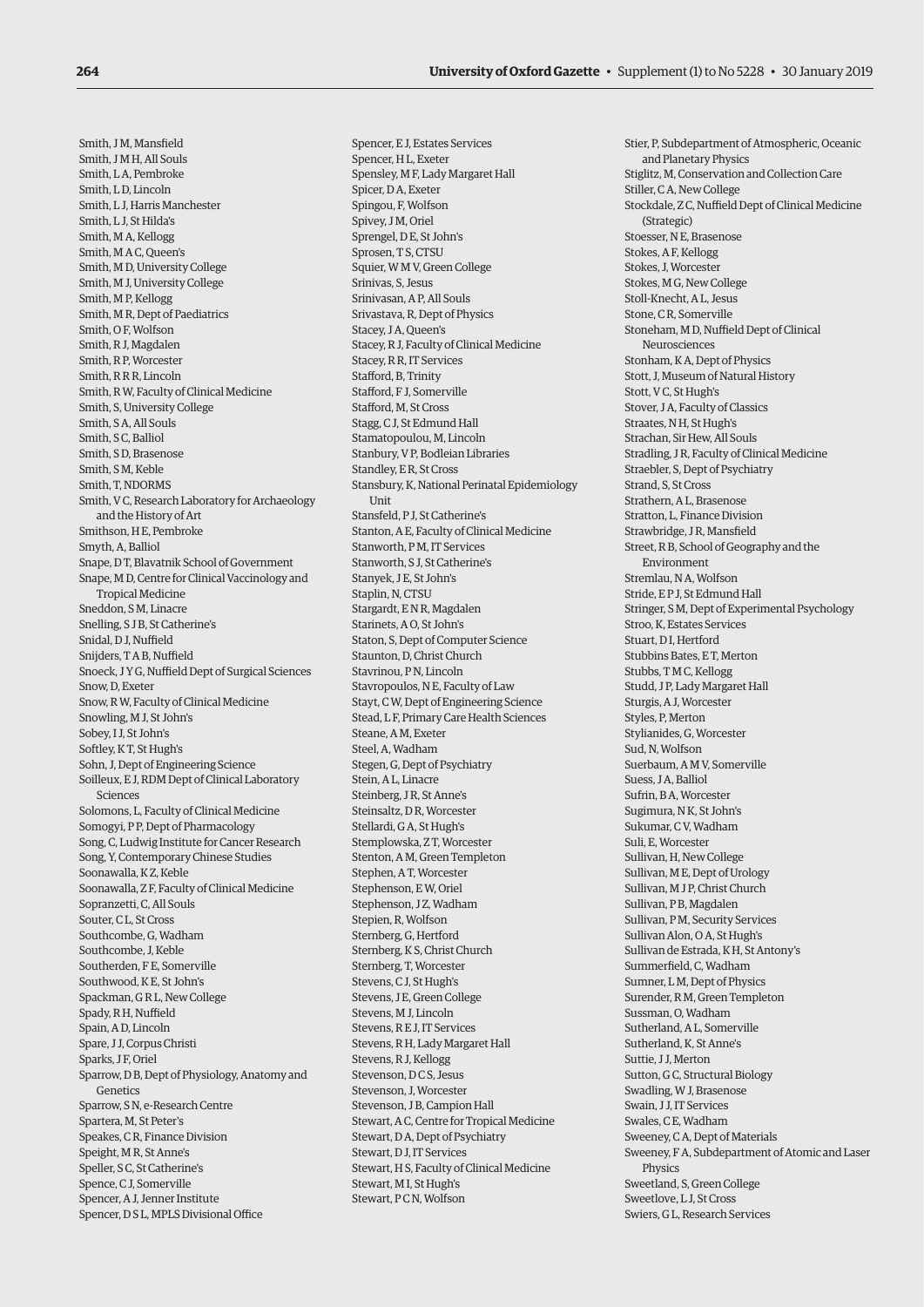Smith, J M, Mansfield
Smith, J M H, All Souls
Smith, L A, Pembroke
Smith, L D, Lincoln
Smith, L J, Harris Manchester
Smith, L J, St Hilda's
Smith, M A, Kellogg
Smith, M A C, Queen's
Smith, M D, University College
Smith, M J, University College
Smith, M P, Kellogg
Smith, M R, Dept of Paediatrics
Smith, O F, Wolfson
Smith, R J, Magdalen
Smith, R P, Worcester
Smith, R R R, Lincoln
Smith, R W, Faculty of Clinical Medicine
Smith, S, University College
Smith, S A, All Souls
Smith, S C, Balliol
Smith, S D, Brasenose
Smith, S M, Keble
Smith, T, NDORMS
Smith, V C, Research Laboratory for Archaeology and the History of Art
Smithson, H E, Pembroke
Smyth, A, Balliol
Snape, D T, Blavatnik School of Government
Snape, M D, Centre for Clinical Vaccinology and Tropical Medicine
Sneddon, S M, Linacre
Snelling, S J B, St Catherine's
Snidal, D J, Nuffield
Snijders, T A B, Nuffield
Snoeck, J Y G, Nuffield Dept of Surgical Sciences
Snow, D, Exeter
Snow, R W, Faculty of Clinical Medicine
Snowling, M J, St John's
Sobey, I J, St John's
Softley, K T, St Hugh's
Sohn, J, Dept of Engineering Science
Soilleux, E J, RDM Dept of Clinical Laboratory Sciences
Solomons, L, Faculty of Clinical Medicine
Somogyi, P P, Dept of Pharmacology
Song, C, Ludwig Institute for Cancer Research
Song, Y, Contemporary Chinese Studies
Soonawalla, K Z, Keble
Soonawalla, Z F, Faculty of Clinical Medicine
Sopranzetti, C, All Souls
Souter, C L, St Cross
Southcombe, G, Wadham
Southcombe, J, Keble
Southerden, F E, Somerville
Southwood, K E, St John's
Spackman, G R L, New College
Spady, R H, Nuffield
Spain, A D, Lincoln
Spare, J J, Corpus Christi
Sparks, J F, Oriel
Sparrow, D B, Dept of Physiology, Anatomy and Genetics
Sparrow, S N, e-Research Centre
Spartera, M, St Peter's
Speakes, C R, Finance Division
Speight, M R, St Anne's
Speller, S C, St Catherine's
Spence, C J, Somerville
Spencer, A J, Jenner Institute
Spencer, D S L, MPLS Divisional Office
Spencer, E J, Estates Services
Spencer, H L, Exeter
Spensley, M F, Lady Margaret Hall
Spicer, D A, Exeter
Spingou, F, Wolfson
Spivey, J M, Oriel
Sprengel, D E, St John's
Sprosen, T S, CTSU
Squier, W M V, Green College
Srinivas, S, Jesus
Srinivasan, A P, All Souls
Srivastava, R, Dept of Physics
Stacey, J A, Queen's
Stacey, R J, Faculty of Clinical Medicine
Stacey, R R, IT Services
Stafford, B, Trinity
Stafford, F J, Somerville
Stafford, M, St Cross
Stagg, C J, St Edmund Hall
Stamatopoulou, M, Lincoln
Stanbury, V P, Bodleian Libraries
Standley, E R, St Cross
Stansbury, K, National Perinatal Epidemiology Unit
Stansfeld, P J, St Catherine's
Stanton, A E, Faculty of Clinical Medicine
Stanworth, P M, IT Services
Stanworth, S J, St Catherine's
Stanyek, J E, St John's
Staplin, N, CTSU
Stargardt, E N R, Magdalen
Starinets, A O, St John's
Staton, S, Dept of Computer Science
Staunton, D, Christ Church
Stavrinou, P N, Lincoln
Stavropoulos, N E, Faculty of Law
Stayt, C W, Dept of Engineering Science
Stead, L F, Primary Care Health Sciences
Steane, A M, Exeter
Steel, A, Wadham
Stegen, G, Dept of Psychiatry
Stein, A L, Linacre
Steinberg, J R, St Anne's
Steinsaltz, D R, Worcester
Stellardi, G A, St Hugh's
Stemplowska, Z T, Worcester
Stenton, A M, Green Templeton
Stephen, A T, Worcester
Stephenson, E W, Oriel
Stephenson, J Z, Wadham
Stepien, R, Wolfson
Sternberg, G, Hertford
Sternberg, K S, Christ Church
Sternberg, T, Worcester
Stevens, C J, St Hugh's
Stevens, J E, Green College
Stevens, M J, Lincoln
Stevens, R E J, IT Services
Stevens, R H, Lady Margaret Hall
Stevens, R J, Kellogg
Stevenson, D C S, Jesus
Stevenson, J, Worcester
Stevenson, J B, Campion Hall
Stewart, A C, Centre for Tropical Medicine
Stewart, D A, Dept of Psychiatry
Stewart, D J, IT Services
Stewart, H S, Faculty of Clinical Medicine
Stewart, M I, St Hugh's
Stewart, P C N, Wolfson
Stier, P, Subdepartment of Atmospheric, Oceanic and Planetary Physics
Stiglitz, M, Conservation and Collection Care
Stiller, C A, New College
Stockdale, Z C, Nuffield Dept of Clinical Medicine (Strategic)
Stoesser, N E, Brasenose
Stokes, A F, Kellogg
Stokes, J, Worcester
Stokes, M G, New College
Stoll-Knecht, A L, Jesus
Stone, C R, Somerville
Stoneham, M D, Nuffield Dept of Clinical Neurosciences
Stonham, K A, Dept of Physics
Stott, J, Museum of Natural History
Stott, V C, St Hugh's
Stover, J A, Faculty of Classics
Straates, N H, St Hugh's
Strachan, Sir Hew, All Souls
Stradling, J R, Faculty of Clinical Medicine
Straebler, S, Dept of Psychiatry
Strand, S, St Cross
Strathern, A L, Brasenose
Stratton, L, Finance Division
Strawbridge, J R, Mansfield
Street, R B, School of Geography and the Environment
Stremlau, N A, Wolfson
Stride, E P J, St Edmund Hall
Stringer, S M, Dept of Experimental Psychology
Stroo, K, Estates Services
Stuart, D I, Hertford
Stubbins Bates, E T, Merton
Stubbs, T M C, Kellogg
Studd, J P, Lady Margaret Hall
Sturgis, A J, Worcester
Styles, P, Merton
Stylianides, G, Worcester
Sud, N, Wolfson
Suerbaum, A M V, Somerville
Suess, J A, Balliol
Sufrin, B A, Worcester
Sugimura, N K, St John's
Sukumar, C V, Wadham
Suli, E, Worcester
Sullivan, H, New College
Sullivan, M E, Dept of Urology
Sullivan, M J P, Christ Church
Sullivan, P B, Magdalen
Sullivan, P M, Security Services
Sullivan Alon, O A, St Hugh's
Sullivan de Estrada, K H, St Antony's
Summerfield, C, Wadham
Sumner, L M, Dept of Physics
Surender, R M, Green Templeton
Sussman, O, Wadham
Sutherland, A L, Somerville
Sutherland, K, St Anne's
Suttie, J J, Merton
Sutton, G C, Structural Biology
Swadling, W J, Brasenose
Swain, J J, IT Services
Swales, C E, Wadham
Sweeney, C A, Dept of Materials
Sweeney, F A, Subdepartment of Atomic and Laser Physics
Sweetland, S, Green College
Sweetlove, L J, St Cross
Swiers, G L, Research Services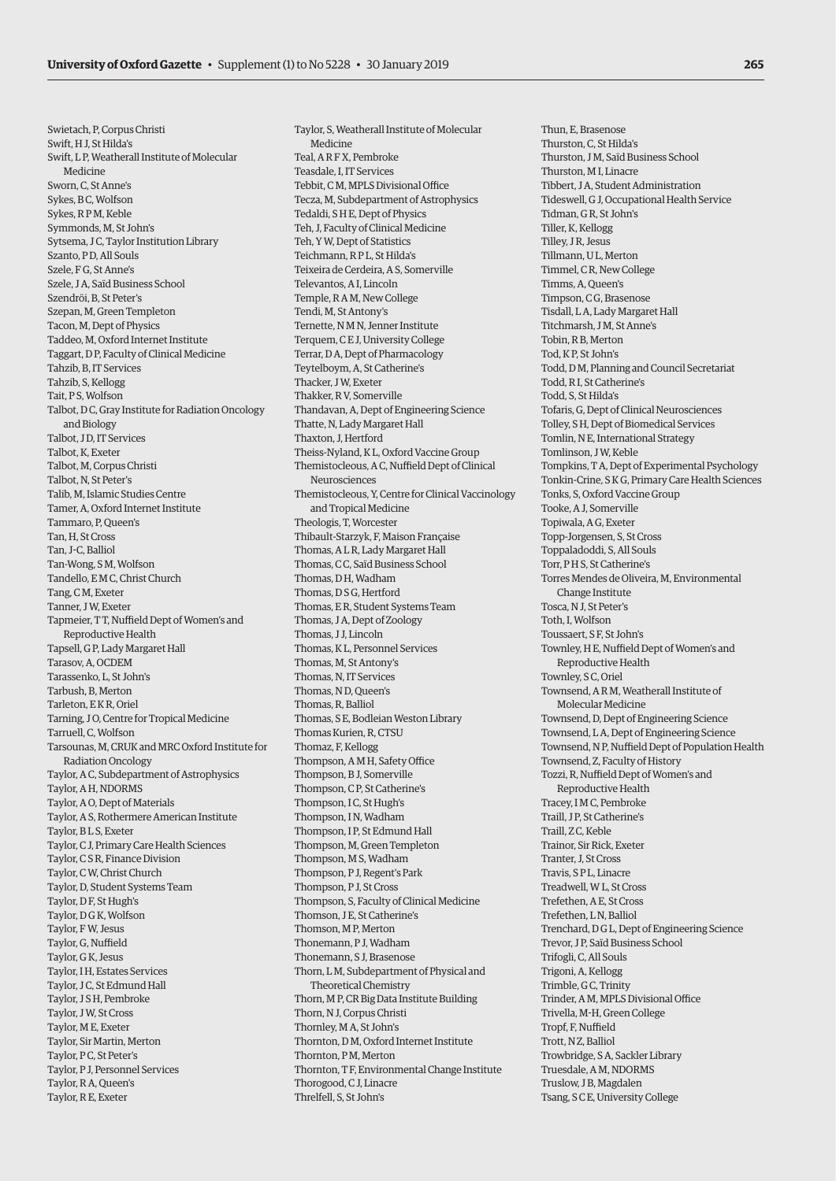Swietach, P, Corpus Christi
Swift, H J, St Hilda's
Swift, L P, Weatherall Institute of Molecular Medicine
Sworn, C, St Anne's
Sykes, B C, Wolfson
Sykes, R P M, Keble
Symmonds, M, St John's
Sytsema, J C, Taylor Institution Library
Szanto, P D, All Souls
Szele, F G, St Anne's
Szele, J A, Saïd Business School
Szendröi, B, St Peter's
Szepan, M, Green Templeton
Tacon, M, Dept of Physics
Taddeo, M, Oxford Internet Institute
Taggart, D P, Faculty of Clinical Medicine
Tahzib, B, IT Services
Tahzib, S, Kellogg
Tait, P S, Wolfson
Talbot, D C, Gray Institute for Radiation Oncology and Biology
Talbot, J D, IT Services
Talbot, K, Exeter
Talbot, M, Corpus Christi
Talbot, N, St Peter's
Talib, M, Islamic Studies Centre
Tamer, A, Oxford Internet Institute
Tammaro, P, Queen's
Tan, H, St Cross
Tan, J-C, Balliol
Tan-Wong, S M, Wolfson
Tandello, E M C, Christ Church
Tang, C M, Exeter
Tanner, J W, Exeter
Tapmeier, T T, Nuffield Dept of Women's and Reproductive Health
Tapsell, G P, Lady Margaret Hall
Tarasov, A, OCDEM
Tarassenko, L, St John's
Tarbush, B, Merton
Tarleton, E K R, Oriel
Tarning, J O, Centre for Tropical Medicine
Tarruell, C, Wolfson
Tarsounas, M, CRUK and MRC Oxford Institute for Radiation Oncology
Taylor, A C, Subdepartment of Astrophysics
Taylor, A H, NDORMS
Taylor, A O, Dept of Materials
Taylor, A S, Rothermere American Institute
Taylor, B L S, Exeter
Taylor, C J, Primary Care Health Sciences
Taylor, C S R, Finance Division
Taylor, C W, Christ Church
Taylor, D, Student Systems Team
Taylor, D F, St Hugh's
Taylor, D G K, Wolfson
Taylor, F W, Jesus
Taylor, G, Nuffield
Taylor, G K, Jesus
Taylor, I H, Estates Services
Taylor, J C, St Edmund Hall
Taylor, J S H, Pembroke
Taylor, J W, St Cross
Taylor, M E, Exeter
Taylor, Sir Martin, Merton
Taylor, P C, St Peter's
Taylor, P J, Personnel Services
Taylor, R A, Queen's
Taylor, R E, Exeter
Taylor, S, Weatherall Institute of Molecular Medicine
Teal, A R F X, Pembroke
Teasdale, I, IT Services
Tebbit, C M, MPLS Divisional Office
Tecza, M, Subdepartment of Astrophysics
Tedaldi, S H E, Dept of Physics
Teh, J, Faculty of Clinical Medicine
Teh, Y W, Dept of Statistics
Teichmann, R P L, St Hilda's
Teixeira de Cerdeira, A S, Somerville
Televantos, A I, Lincoln
Temple, R A M, New College
Tendi, M, St Antony's
Ternette, N M N, Jenner Institute
Terquem, C E J, University College
Terrar, D A, Dept of Pharmacology
Teytelboym, A, St Catherine's
Thacker, J W, Exeter
Thakker, R V, Somerville
Thandavan, A, Dept of Engineering Science
Thatte, N, Lady Margaret Hall
Thaxton, J, Hertford
Theiss-Nyland, K L, Oxford Vaccine Group
Themistocleous, A C, Nuffield Dept of Clinical Neurosciences
Themistocleous, Y, Centre for Clinical Vaccinology and Tropical Medicine
Theologis, T, Worcester
Thibault-Starzyk, F, Maison Française
Thomas, A L R, Lady Margaret Hall
Thomas, C C, Saïd Business School
Thomas, D H, Wadham
Thomas, D S G, Hertford
Thomas, E R, Student Systems Team
Thomas, J A, Dept of Zoology
Thomas, J J, Lincoln
Thomas, K L, Personnel Services
Thomas, M, St Antony's
Thomas, N, IT Services
Thomas, N D, Queen's
Thomas, R, Balliol
Thomas, S E, Bodleian Weston Library
Thomas Kurien, R, CTSU
Thomaz, F, Kellogg
Thompson, A M H, Safety Office
Thompson, B J, Somerville
Thompson, C P, St Catherine's
Thompson, I C, St Hugh's
Thompson, I N, Wadham
Thompson, I P, St Edmund Hall
Thompson, M, Green Templeton
Thompson, M S, Wadham
Thompson, P J, Regent's Park
Thompson, P J, St Cross
Thompson, S, Faculty of Clinical Medicine
Thomson, J E, St Catherine's
Thomson, M P, Merton
Thonemann, P J, Wadham
Thonemann, S J, Brasenose
Thorn, L M, Subdepartment of Physical and Theoretical Chemistry
Thorn, M P, CR Big Data Institute Building
Thorn, N J, Corpus Christi
Thornley, M A, St John's
Thornton, D M, Oxford Internet Institute
Thornton, P M, Merton
Thornton, T F, Environmental Change Institute
Thorogood, C J, Linacre
Threlfell, S, St John's
Thun, E, Brasenose
Thurston, C, St Hilda's
Thurston, J M, Saïd Business School
Thurston, M I, Linacre
Tibbert, J A, Student Administration
Tideswell, G J, Occupational Health Service
Tidman, G R, St John's
Tiller, K, Kellogg
Tilley, J R, Jesus
Tillmann, U L, Merton
Timmel, C R, New College
Timms, A, Queen's
Timpson, C G, Brasenose
Tisdall, L A, Lady Margaret Hall
Titchmarsh, J M, St Anne's
Tobin, R B, Merton
Tod, K P, St John's
Todd, D M, Planning and Council Secretariat
Todd, R I, St Catherine's
Todd, S, St Hilda's
Tofaris, G, Dept of Clinical Neurosciences
Tolley, S H, Dept of Biomedical Services
Tomlin, N E, International Strategy
Tomlinson, J W, Keble
Tompkins, T A, Dept of Experimental Psychology
Tonkin-Crine, S K G, Primary Care Health Sciences
Tonks, S, Oxford Vaccine Group
Tooke, A J, Somerville
Topiwala, A G, Exeter
Topp-Jorgensen, S, St Cross
Toppaladoddi, S, All Souls
Torr, P H S, St Catherine's
Torres Mendes de Oliveira, M, Environmental Change Institute
Tosca, N J, St Peter's
Toth, I, Wolfson
Toussaert, S F, St John's
Townley, H E, Nuffield Dept of Women's and Reproductive Health
Townley, S C, Oriel
Townsend, A R M, Weatherall Institute of Molecular Medicine
Townsend, D, Dept of Engineering Science
Townsend, L A, Dept of Engineering Science
Townsend, N P, Nuffield Dept of Population Health
Townsend, Z, Faculty of History
Tozzi, R, Nuffield Dept of Women's and Reproductive Health
Tracey, I M C, Pembroke
Traill, J P, St Catherine's
Traill, Z C, Keble
Trainor, Sir Rick, Exeter
Tranter, J, St Cross
Travis, S P L, Linacre
Treadwell, W L, St Cross
Trefethen, A E, St Cross
Trefethen, L N, Balliol
Trenchard, D G L, Dept of Engineering Science
Trevor, J P, Saïd Business School
Trifogli, C, All Souls
Trigoni, A, Kellogg
Trimble, G C, Trinity
Trinder, A M, MPLS Divisional Office
Trivella, M-H, Green College
Tropf, F, Nuffield
Trott, N Z, Balliol
Trowbridge, S A, Sackler Library
Truesdale, A M, NDORMS
Truslow, J B, Magdalen
Tsang, S C E, University College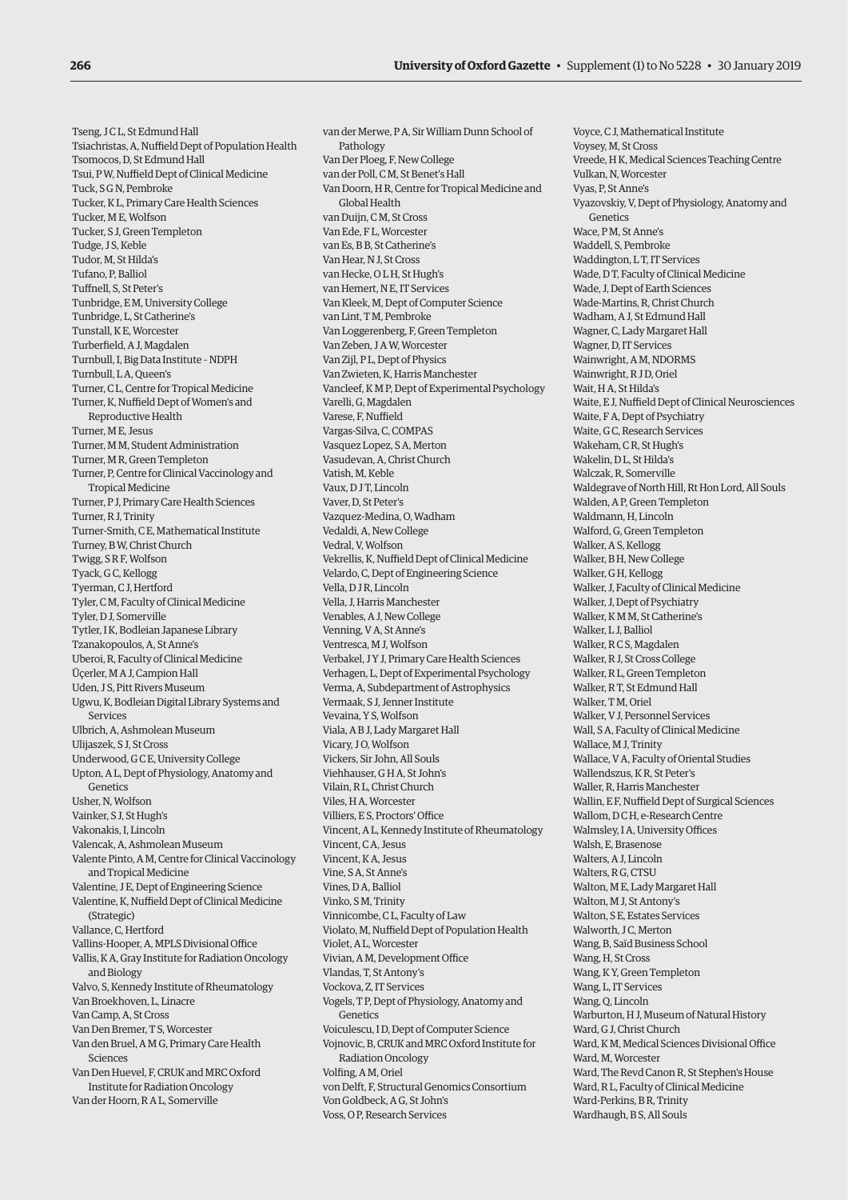Tseng, J C L, St Edmund Hall
Tsiachristas, A, Nuffield Dept of Population Health
Tsomocos, D, St Edmund Hall
Tsui, P W, Nuffield Dept of Clinical Medicine
Tuck, S G N, Pembroke
Tucker, K L, Primary Care Health Sciences
Tucker, M E, Wolfson
Tucker, S J, Green Templeton
Tudge, J S, Keble
Tudor, M, St Hilda's
Tufano, P, Balliol
Tuffnell, S, St Peter's
Tunbridge, E M, University College
Tunbridge, L, St Catherine's
Tunstall, K E, Worcester
Turberfield, A J, Magdalen
Turnbull, I, Big Data Institute – NDPH
Turnbull, L A, Queen's
Turner, C L, Centre for Tropical Medicine
Turner, K, Nuffield Dept of Women's and Reproductive Health
Turner, M E, Jesus
Turner, M M, Student Administration
Turner, M R, Green Templeton
Turner, P, Centre for Clinical Vaccinology and Tropical Medicine
Turner, P J, Primary Care Health Sciences
Turner, R J, Trinity
Turner-Smith, C E, Mathematical Institute
Turney, B W, Christ Church
Twigg, S R F, Wolfson
Tyack, G C, Kellogg
Tyerman, C J, Hertford
Tyler, C M, Faculty of Clinical Medicine
Tyler, D J, Somerville
Tytler, I K, Bodleian Japanese Library
Tzanakopoulos, A, St Anne's
Uberoi, R, Faculty of Clinical Medicine
Üçerler, M A J, Campion Hall
Uden, J S, Pitt Rivers Museum
Ugwu, K, Bodleian Digital Library Systems and Services
Ulbrich, A, Ashmolean Museum
Ulijaszek, S J, St Cross
Underwood, G C E, University College
Upton, A L, Dept of Physiology, Anatomy and Genetics
Usher, N, Wolfson
Vainker, S J, St Hugh's
Vakonakis, I, Lincoln
Valencak, A, Ashmolean Museum
Valente Pinto, A M, Centre for Clinical Vaccinology and Tropical Medicine
Valentine, J E, Dept of Engineering Science
Valentine, K, Nuffield Dept of Clinical Medicine (Strategic)
Vallance, C, Hertford
Vallins-Hooper, A, MPLS Divisional Office
Vallis, K A, Gray Institute for Radiation Oncology and Biology
Valvo, S, Kennedy Institute of Rheumatology
Van Broekhoven, L, Linacre
Van Camp, A, St Cross
Van Den Bremer, T S, Worcester
Van den Bruel, A M G, Primary Care Health Sciences
Van Den Huevel, F, CRUK and MRC Oxford Institute for Radiation Oncology
Van der Hoorn, R A L, Somerville
van der Merwe, P A, Sir William Dunn School of Pathology
Van Der Ploeg, F, New College
van der Poll, C M, St Benet's Hall
Van Doorn, H R, Centre for Tropical Medicine and Global Health
van Duijn, C M, St Cross
Van Ede, F L, Worcester
van Es, B B, St Catherine's
Van Hear, N J, St Cross
van Hecke, O L H, St Hugh's
van Hemert, N E, IT Services
Van Kleek, M, Dept of Computer Science
van Lint, T M, Pembroke
Van Loggerenberg, F, Green Templeton
Van Zeben, J A W, Worcester
Van Zijl, P L, Dept of Physics
Van Zwieten, K, Harris Manchester
Vancleef, K M P, Dept of Experimental Psychology
Varelli, G, Magdalen
Varese, F, Nuffield
Vargas-Silva, C, COMPAS
Vasquez Lopez, S A, Merton
Vasudevan, A, Christ Church
Vatish, M, Keble
Vaux, D J T, Lincoln
Vaver, D, St Peter's
Vazquez-Medina, O, Wadham
Vedaldi, A, New College
Vedral, V, Wolfson
Vekrellis, K, Nuffield Dept of Clinical Medicine
Velardo, C, Dept of Engineering Science
Vella, D J R, Lincoln
Vella, J, Harris Manchester
Venables, A J, New College
Venning, V A, St Anne's
Ventresca, M J, Wolfson
Verbakel, J Y J, Primary Care Health Sciences
Verhagen, L, Dept of Experimental Psychology
Verma, A, Subdepartment of Astrophysics
Vermaak, S J, Jenner Institute
Vevaina, Y S, Wolfson
Viala, A B J, Lady Margaret Hall
Vicary, J O, Wolfson
Vickers, Sir John, All Souls
Viehhauser, G H A, St John's
Vilain, R L, Christ Church
Viles, H A, Worcester
Villiers, E S, Proctors' Office
Vincent, A L, Kennedy Institute of Rheumatology
Vincent, C A, Jesus
Vincent, K A, Jesus
Vine, S A, St Anne's
Vines, D A, Balliol
Vinko, S M, Trinity
Vinnicombe, C L, Faculty of Law
Violato, M, Nuffield Dept of Population Health
Violet, A L, Worcester
Vivian, A M, Development Office
Vlandas, T, St Antony's
Vockova, Z, IT Services
Vogels, T P, Dept of Physiology, Anatomy and Genetics
Voiculescu, I D, Dept of Computer Science
Vojnovic, B, CRUK and MRC Oxford Institute for Radiation Oncology
Volfing, A M, Oriel
von Delft, F, Structural Genomics Consortium
Von Goldbeck, A G, St John's
Voss, O P, Research Services
Voyce, C J, Mathematical Institute
Voysey, M, St Cross
Vreede, H K, Medical Sciences Teaching Centre
Vulkan, N, Worcester
Vyas, P, St Anne's
Vyazovskiy, V, Dept of Physiology, Anatomy and Genetics
Wace, P M, St Anne's
Waddell, S, Pembroke
Waddington, L T, IT Services
Wade, D T, Faculty of Clinical Medicine
Wade, J, Dept of Earth Sciences
Wade-Martins, R, Christ Church
Wadham, A J, St Edmund Hall
Wagner, C, Lady Margaret Hall
Wagner, D, IT Services
Wainwright, A M, NDORMS
Wainwright, R J D, Oriel
Wait, H A, St Hilda's
Waite, E J, Nuffield Dept of Clinical Neurosciences
Waite, F A, Dept of Psychiatry
Waite, G C, Research Services
Wakeham, C R, St Hugh's
Wakelin, D L, St Hilda's
Walczak, R, Somerville
Waldegrave of North Hill, Rt Hon Lord, All Souls
Walden, A P, Green Templeton
Waldmann, H, Lincoln
Walford, G, Green Templeton
Walker, A S, Kellogg
Walker, B H, New College
Walker, G H, Kellogg
Walker, J, Faculty of Clinical Medicine
Walker, J, Dept of Psychiatry
Walker, K M M, St Catherine's
Walker, L J, Balliol
Walker, R C S, Magdalen
Walker, R J, St Cross College
Walker, R L, Green Templeton
Walker, R T, St Edmund Hall
Walker, T M, Oriel
Walker, V J, Personnel Services
Wall, S A, Faculty of Clinical Medicine
Wallace, M J, Trinity
Wallace, V A, Faculty of Oriental Studies
Wallendszus, K R, St Peter's
Waller, R, Harris Manchester
Wallin, E F, Nuffield Dept of Surgical Sciences
Wallom, D C H, e-Research Centre
Walmsley, I A, University Offices
Walsh, E, Brasenose
Walters, A J, Lincoln
Walters, R G, CTSU
Walton, M E, Lady Margaret Hall
Walton, M J, St Antony's
Walton, S E, Estates Services
Walworth, J C, Merton
Wang, B, Saïd Business School
Wang, H, St Cross
Wang, K Y, Green Templeton
Wang, L, IT Services
Wang, Q, Lincoln
Warburton, H J, Museum of Natural History
Ward, G J, Christ Church
Ward, K M, Medical Sciences Divisional Office
Ward, M, Worcester
Ward, The Revd Canon R, St Stephen's House
Ward, R L, Faculty of Clinical Medicine
Ward-Perkins, B R, Trinity
Wardhaugh, B S, All Souls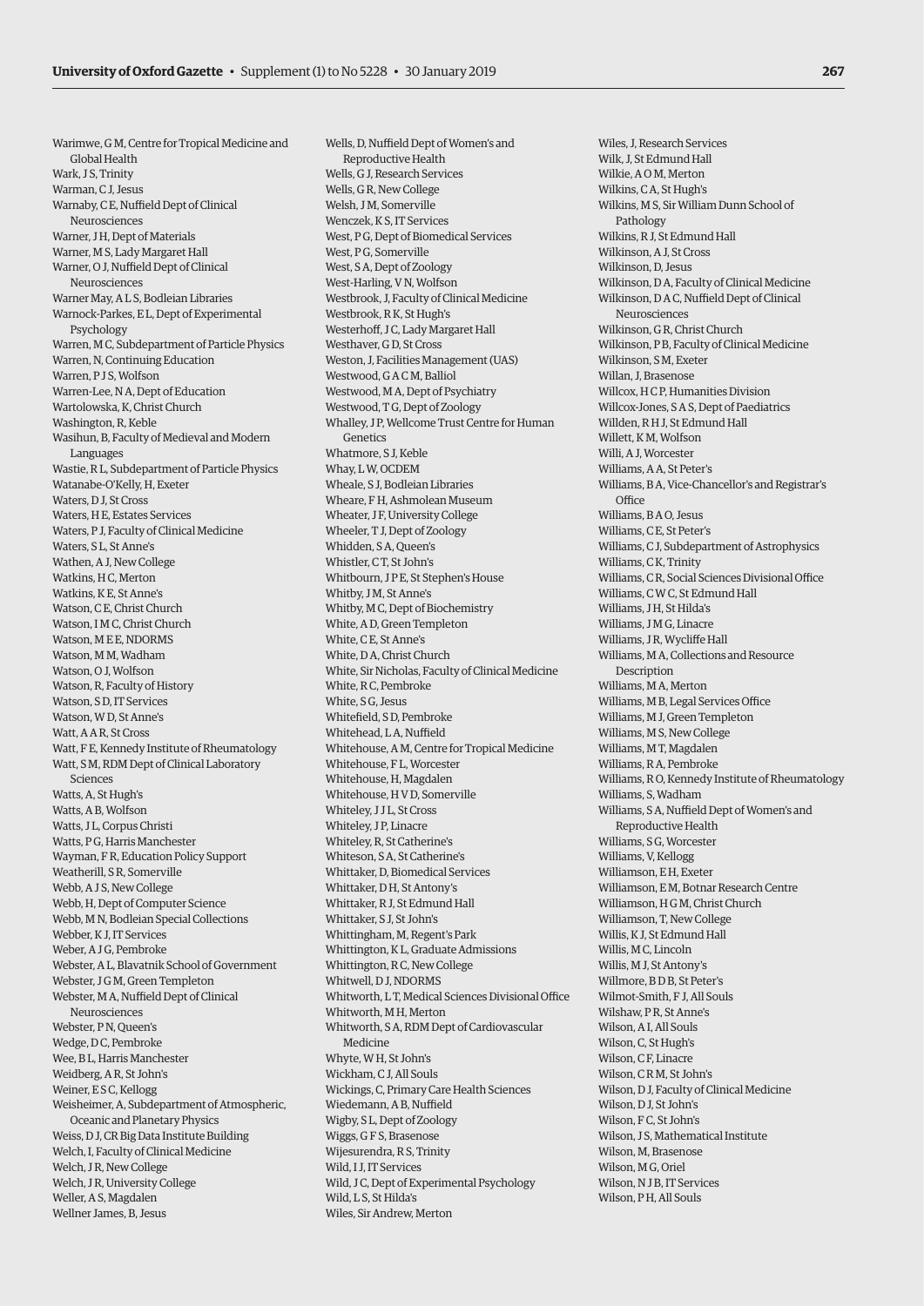Warimwe, G M, Centre for Tropical Medicine and Global Health
Wark, J S, Trinity
Warman, C J, Jesus
Warnaby, C E, Nuffield Dept of Clinical Neurosciences
Warner, J H, Dept of Materials
Warner, M S, Lady Margaret Hall
Warner, O J, Nuffield Dept of Clinical Neurosciences
Warner May, A L S, Bodleian Libraries
Warnock-Parkes, E L, Dept of Experimental Psychology
Warren, M C, Subdepartment of Particle Physics
Warren, N, Continuing Education
Warren, P J S, Wolfson
Warren-Lee, N A, Dept of Education
Wartolowska, K, Christ Church
Washington, R, Keble
Wasihun, B, Faculty of Medieval and Modern Languages
Wastie, R L, Subdepartment of Particle Physics
Watanabe-O'Kelly, H, Exeter
Waters, D J, St Cross
Waters, H E, Estates Services
Waters, P J, Faculty of Clinical Medicine
Waters, S L, St Anne's
Wathen, A J, New College
Watkins, H C, Merton
Watkins, K E, St Anne's
Watson, C E, Christ Church
Watson, I M C, Christ Church
Watson, M E E, NDORMS
Watson, M M, Wadham
Watson, O J, Wolfson
Watson, R, Faculty of History
Watson, S D, IT Services
Watson, W D, St Anne's
Watt, A A R, St Cross
Watt, F E, Kennedy Institute of Rheumatology
Watt, S M, RDM Dept of Clinical Laboratory Sciences
Watts, A, St Hugh's
Watts, A B, Wolfson
Watts, J L, Corpus Christi
Watts, P G, Harris Manchester
Wayman, F R, Education Policy Support
Weatherill, S R, Somerville
Webb, A J S, New College
Webb, H, Dept of Computer Science
Webb, M N, Bodleian Special Collections
Webber, K J, IT Services
Weber, A J G, Pembroke
Webster, A L, Blavatnik School of Government
Webster, J G M, Green Templeton
Webster, M A, Nuffield Dept of Clinical Neurosciences
Webster, P N, Queen's
Wedge, D C, Pembroke
Wee, B L, Harris Manchester
Weidberg, A R, St John's
Weiner, E S C, Kellogg
Weisheimer, A, Subdepartment of Atmospheric, Oceanic and Planetary Physics
Weiss, D J, CR Big Data Institute Building
Welch, I, Faculty of Clinical Medicine
Welch, J R, New College
Welch, J R, University College
Weller, A S, Magdalen
Wellner James, B, Jesus
Wells, D, Nuffield Dept of Women's and Reproductive Health
Wells, G J, Research Services
Wells, G R, New College
Welsh, J M, Somerville
Wenczek, K S, IT Services
West, P G, Dept of Biomedical Services
West, P G, Somerville
West, S A, Dept of Zoology
West-Harling, V N, Wolfson
Westbrook, J, Faculty of Clinical Medicine
Westbrook, R K, St Hugh's
Westerhoff, J C, Lady Margaret Hall
Westhaver, G D, St Cross
Weston, J, Facilities Management (UAS)
Westwood, G A C M, Balliol
Westwood, M A, Dept of Psychiatry
Westwood, T G, Dept of Zoology
Whalley, J P, Wellcome Trust Centre for Human Genetics
Whatmore, S J, Keble
Whay, L W, OCDEM
Wheale, S J, Bodleian Libraries
Wheare, F H, Ashmolean Museum
Wheater, J F, University College
Wheeler, T J, Dept of Zoology
Whidden, S A, Queen's
Whistler, C T, St John's
Whitbourn, J P E, St Stephen's House
Whitby, J M, St Anne's
Whitby, M C, Dept of Biochemistry
White, A D, Green Templeton
White, C E, St Anne's
White, D A, Christ Church
White, Sir Nicholas, Faculty of Clinical Medicine
White, R C, Pembroke
White, S G, Jesus
Whitefield, S D, Pembroke
Whitehead, L A, Nuffield
Whitehouse, A M, Centre for Tropical Medicine
Whitehouse, F L, Worcester
Whitehouse, H, Magdalen
Whitehouse, H V D, Somerville
Whiteley, J J L, St Cross
Whiteley, J P, Linacre
Whiteley, R, St Catherine's
Whiteson, S A, St Catherine's
Whittaker, D, Biomedical Services
Whittaker, D H, St Antony's
Whittaker, R J, St Edmund Hall
Whittaker, S J, St John's
Whittingham, M, Regent's Park
Whittington, K L, Graduate Admissions
Whittington, R C, New College
Whitwell, D J, NDORMS
Whitworth, L T, Medical Sciences Divisional Office
Whitworth, M H, Merton
Whitworth, S A, RDM Dept of Cardiovascular Medicine
Whyte, W H, St John's
Wickham, C J, All Souls
Wickings, C, Primary Care Health Sciences
Wiedemann, A B, Nuffield
Wigby, S L, Dept of Zoology
Wiggs, G F S, Brasenose
Wijesurendra, R S, Trinity
Wild, I J, IT Services
Wild, J C, Dept of Experimental Psychology
Wild, L S, St Hilda's
Wiles, Sir Andrew, Merton
Wiles, J, Research Services
Wilk, J, St Edmund Hall
Wilkie, A O M, Merton
Wilkins, C A, St Hugh's
Wilkins, M S, Sir William Dunn School of Pathology
Wilkins, R J, St Edmund Hall
Wilkinson, A J, St Cross
Wilkinson, D, Jesus
Wilkinson, D A, Faculty of Clinical Medicine
Wilkinson, D A C, Nuffield Dept of Clinical Neurosciences
Wilkinson, G R, Christ Church
Wilkinson, P B, Faculty of Clinical Medicine
Wilkinson, S M, Exeter
Willan, J, Brasenose
Willcox, H C P, Humanities Division
Willcox-Jones, S A S, Dept of Paediatrics
Willden, R H J, St Edmund Hall
Willett, K M, Wolfson
Willi, A J, Worcester
Williams, A A, St Peter's
Williams, B A, Vice-Chancellor's and Registrar's Office
Williams, B A O, Jesus
Williams, C E, St Peter's
Williams, C J, Subdepartment of Astrophysics
Williams, C K, Trinity
Williams, C R, Social Sciences Divisional Office
Williams, C W C, St Edmund Hall
Williams, J H, St Hilda's
Williams, J M G, Linacre
Williams, J R, Wycliffe Hall
Williams, M A, Collections and Resource Description
Williams, M A, Merton
Williams, M B, Legal Services Office
Williams, M J, Green Templeton
Williams, M S, New College
Williams, M T, Magdalen
Williams, R A, Pembroke
Williams, R O, Kennedy Institute of Rheumatology
Williams, S, Wadham
Williams, S A, Nuffield Dept of Women's and Reproductive Health
Williams, S G, Worcester
Williams, V, Kellogg
Williamson, E H, Exeter
Williamson, E M, Botnar Research Centre
Williamson, H G M, Christ Church
Williamson, T, New College
Willis, K J, St Edmund Hall
Willis, M C, Lincoln
Willis, M J, St Antony's
Willmore, B D B, St Peter's
Wilmot-Smith, F J, All Souls
Wilshaw, P R, St Anne's
Wilson, A I, All Souls
Wilson, C, St Hugh's
Wilson, C F, Linacre
Wilson, C R M, St John's
Wilson, D J, Faculty of Clinical Medicine
Wilson, D J, St John's
Wilson, F C, St John's
Wilson, J S, Mathematical Institute
Wilson, M, Brasenose
Wilson, M G, Oriel
Wilson, N J B, IT Services
Wilson, P H, All Souls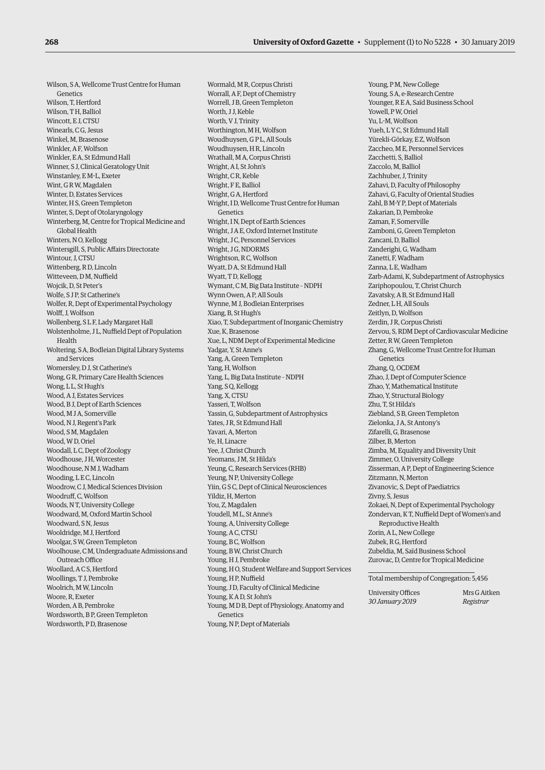Wilson, S A, Wellcome Trust Centre for Human Genetics
Wilson, T, Hertford
Wilson, T H, Balliol
Wincott, E J, CTSU
Winearls, C G, Jesus
Winkel, M, Brasenose
Winkler, A F, Wolfson
Winkler, E A, St Edmund Hall
Winner, S J, Clinical Geratology Unit
Winstanley, E M-L, Exeter
Wint, G R W, Magdalen
Winter, D, Estates Services
Winter, H S, Green Templeton
Winter, S, Dept of Otolaryngology
Winterberg, M, Centre for Tropical Medicine and Global Health
Winters, N O, Kellogg
Wintersgill, S, Public Affairs Directorate
Wintour, J, CTSU
Wittenberg, R D, Lincoln
Witteveen, D M, Nuffield
Wojcik, D, St Peter's
Wolfe, S J P, St Catherine's
Wolfer, R, Dept of Experimental Psychology
Wolff, J, Wolfson
Wollenberg, S L F, Lady Margaret Hall
Wolstenholme, J L, Nuffield Dept of Population Health
Woltering, S A, Bodleian Digital Library Systems and Services
Womersley, D J, St Catherine's
Wong, G R, Primary Care Health Sciences
Wong, L L, St Hugh's
Wood, A J, Estates Services
Wood, B J, Dept of Earth Sciences
Wood, M J A, Somerville
Wood, N J, Regent's Park
Wood, S M, Magdalen
Wood, W D, Oriel
Woodall, L C, Dept of Zoology
Woodhouse, J H, Worcester
Woodhouse, N M J, Wadham
Wooding, L E C, Lincoln
Woodrow, C J, Medical Sciences Division
Woodruff, C, Wolfson
Woods, N T, University College
Woodward, M, Oxford Martin School
Woodward, S N, Jesus
Wooldridge, M J, Hertford
Woolgar, S W, Green Templeton
Woolhouse, C M, Undergraduate Admissions and Outreach Office
Woollard, A C S, Hertford
Woollings, T J, Pembroke
Woolrich, M W, Lincoln
Woore, R, Exeter
Worden, A B, Pembroke
Wordsworth, B P, Green Templeton
Wordsworth, P D, Brasenose
Wormald, M R, Corpus Christi
Worrall, A F, Dept of Chemistry
Worrell, J B, Green Templeton
Worth, J J, Keble
Worth, V J, Trinity
Worthington, M H, Wolfson
Woudhuysen, G P L, All Souls
Woudhuysen, H R, Lincoln
Wrathall, M A, Corpus Christi
Wright, A I, St John's
Wright, C R, Keble
Wright, F E, Balliol
Wright, G A, Hertford
Wright, I D, Wellcome Trust Centre for Human Genetics
Wright, I N, Dept of Earth Sciences
Wright, J A E, Oxford Internet Institute
Wright, J C, Personnel Services
Wright, J G, NDORMS
Wrightson, R C, Wolfson
Wyatt, D A, St Edmund Hall
Wyatt, T D, Kellogg
Wymant, C M, Big Data Institute – NDPH
Wynn Owen, A P, All Souls
Wynne, M J, Bodleian Enterprises
Xiang, B, St Hugh's
Xiao, T, Subdepartment of Inorganic Chemistry
Xue, K, Brasenose
Xue, L, NDM Dept of Experimental Medicine
Yadgar, Y, St Anne's
Yang, A, Green Templeton
Yang, H, Wolfson
Yang, L, Big Data Institute – NDPH
Yang, S Q, Kellogg
Yang, X, CTSU
Yasseri, T, Wolfson
Yassin, G, Subdepartment of Astrophysics
Yates, J R, St Edmund Hall
Yavari, A, Merton
Ye, H, Linacre
Yee, J, Christ Church
Yeomans, J M, St Hilda's
Yeung, C, Research Services (RHB)
Yeung, N P, University College
Yiin, G S C, Dept of Clinical Neurosciences
Yildiz, H, Merton
You, Z, Magdalen
Youdell, M L, St Anne's
Young, A, University College
Young, A C, CTSU
Young, B C, Wolfson
Young, B W, Christ Church
Young, H J, Pembroke
Young, H O, Student Welfare and Support Services
Young, H P, Nuffield
Young, J D, Faculty of Clinical Medicine
Young, K A D, St John's
Young, M D B, Dept of Physiology, Anatomy and Genetics
Young, N P, Dept of Materials
Young, P M, New College
Young, S A, e-Research Centre
Younger, R E A, Saïd Business School
Yowell, P W, Oriel
Yu, L-M, Wolfson
Yueh, L Y C, St Edmund Hall
Yürekli-Görkay, E Z, Wolfson
Zaccheo, M E, Personnel Services
Zacchetti, S, Balliol
Zaccolo, M, Balliol
Zachhuber, J, Trinity
Zahavi, D, Faculty of Philosophy
Zahavi, G, Faculty of Oriental Studies
Zahl, B M-Y P, Dept of Materials
Zakarian, D, Pembroke
Zaman, F, Somerville
Zamboni, G, Green Templeton
Zancani, D, Balliol
Zanderighi, G, Wadham
Zanetti, F, Wadham
Zanna, L E, Wadham
Zarb-Adami, K, Subdepartment of Astrophysics
Zariphopoulou, T, Christ Church
Zavatsky, A B, St Edmund Hall
Zedner, L H, All Souls
Zeitlyn, D, Wolfson
Zerdin, J R, Corpus Christi
Zervou, S, RDM Dept of Cardiovascular Medicine
Zetter, R W, Green Templeton
Zhang, G, Wellcome Trust Centre for Human Genetics
Zhang, Q, OCDEM
Zhao, J, Dept of Computer Science
Zhao, Y, Mathematical Institute
Zhao, Y, Structural Biology
Zhu, T, St Hilda's
Ziebland, S B, Green Templeton
Zielonka, J A, St Antony's
Zifarelli, G, Brasenose
Zilber, B, Merton
Zimba, M, Equality and Diversity Unit
Zimmer, O, University College
Zisserman, A P, Dept of Engineering Science
Zitzmann, N, Merton
Zivanovic, S, Dept of Paediatrics
Zivny, S, Jesus
Zokaei, N, Dept of Experimental Psychology
Zondervan, K T, Nuffield Dept of Women's and Reproductive Health
Zorin, A L, New College
Zubek, R G, Hertford
Zubeldia, M, Saïd Business School
Zurovac, D, Centre for Tropical Medicine

---

Total membership of Congregation: 5,456

University Offices — Mrs G Aitken
*30 January 2019* — *Registrar*